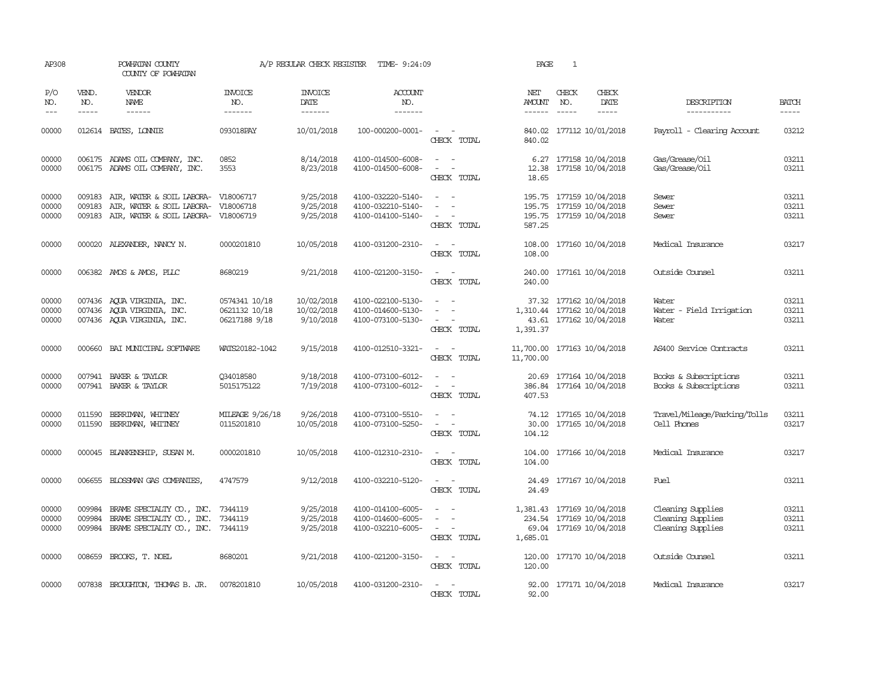AP308 POWHATAN COUNTY A/P REGULAR CHECK REGISTER TIME- 9:24:09 PAGE 1

COUNTY OF POWHATAN

| P/O NO. | VEND. NO. | VENDOR NAME | INVOICE NO. | INVOICE DATE | ACCOUNT NO. | | NET AMOUNT | CHECK NO. | CHECK DATE | DESCRIPTION | BATCH |
|---|---|---|---|---|---|---|---|---|---|---|---|
| 00000 | 012614 | BATES, LONNIE | 093018PAY | 10/01/2018 | 100-000200-0001- | - - | 840.02 | 177112 | 10/01/2018 | Payroll - Clearing Account | 03212 |
| | | | | | | CHECK TOTAL | 840.02 | | | | |
| 00000 | 006175 | ADAMS OIL COMPANY, INC. | 0852 | 8/14/2018 | 4100-014500-6008- | - - | 6.27 | 177158 | 10/04/2018 | Gas/Grease/Oil | 03211 |
| 00000 | 006175 | ADAMS OIL COMPANY, INC. | 3553 | 8/23/2018 | 4100-014500-6008- | - - | 12.38 | 177158 | 10/04/2018 | Gas/Grease/Oil | 03211 |
| | | | | | | CHECK TOTAL | 18.65 | | | | |
| 00000 | 009183 | AIR, WATER & SOIL LABORA- | V18006717 | 9/25/2018 | 4100-032220-5140- | - - | 195.75 | 177159 | 10/04/2018 | Sewer | 03211 |
| 00000 | 009183 | AIR, WATER & SOIL LABORA- | V18006718 | 9/25/2018 | 4100-032210-5140- | - - | 195.75 | 177159 | 10/04/2018 | Sewer | 03211 |
| 00000 | 009183 | AIR, WATER & SOIL LABORA- | V18006719 | 9/25/2018 | 4100-014100-5140- | - - | 195.75 | 177159 | 10/04/2018 | Sewer | 03211 |
| | | | | | | CHECK TOTAL | 587.25 | | | | |
| 00000 | 000020 | ALEXANDER, NANCY N. | 0000201810 | 10/05/2018 | 4100-031200-2310- | - - | 108.00 | 177160 | 10/04/2018 | Medical Insurance | 03217 |
| | | | | | | CHECK TOTAL | 108.00 | | | | |
| 00000 | 006382 | AMOS & AMOS, PLLC | 8680219 | 9/21/2018 | 4100-021200-3150- | - - | 240.00 | 177161 | 10/04/2018 | Outside Counsel | 03211 |
| | | | | | | CHECK TOTAL | 240.00 | | | | |
| 00000 | 007436 | AQUA VIRGINIA, INC. | 0574341 10/18 | 10/02/2018 | 4100-022100-5130- | - - | 37.32 | 177162 | 10/04/2018 | Water | 03211 |
| 00000 | 007436 | AQUA VIRGINIA, INC. | 0621132 10/18 | 10/02/2018 | 4100-014600-5130- | - - | 1,310.44 | 177162 | 10/04/2018 | Water - Field Irrigation | 03211 |
| 00000 | 007436 | AQUA VIRGINIA, INC. | 06217188 9/18 | 9/10/2018 | 4100-073100-5130- | - - | 43.61 | 177162 | 10/04/2018 | Water | 03211 |
| | | | | | | CHECK TOTAL | 1,391.37 | | | | |
| 00000 | 000660 | BAI MUNICIPAL SOFTWARE | WATS20182-1042 | 9/15/2018 | 4100-012510-3321- | - - | 11,700.00 | 177163 | 10/04/2018 | AS400 Service Contracts | 03211 |
| | | | | | | CHECK TOTAL | 11,700.00 | | | | |
| 00000 | 007941 | BAKER & TAYLOR | Q34018580 | 9/18/2018 | 4100-073100-6012- | - - | 20.69 | 177164 | 10/04/2018 | Books & Subscriptions | 03211 |
| 00000 | 007941 | BAKER & TAYLOR | 5015175122 | 7/19/2018 | 4100-073100-6012- | - - | 386.84 | 177164 | 10/04/2018 | Books & Subscriptions | 03211 |
| | | | | | | CHECK TOTAL | 407.53 | | | | |
| 00000 | 011590 | BERRIMAN, WHITNEY | MILEAGE 9/26/18 | 9/26/2018 | 4100-073100-5510- | - - | 74.12 | 177165 | 10/04/2018 | Travel/Mileage/Parking/Tolls | 03211 |
| 00000 | 011590 | BERRIMAN, WHITNEY | 0115201810 | 10/05/2018 | 4100-073100-5250- | - - | 30.00 | 177165 | 10/04/2018 | Cell Phones | 03217 |
| | | | | | | CHECK TOTAL | 104.12 | | | | |
| 00000 | 000045 | BLANKENSHIP, SUSAN M. | 0000201810 | 10/05/2018 | 4100-012310-2310- | - - | 104.00 | 177166 | 10/04/2018 | Medical Insurance | 03217 |
| | | | | | | CHECK TOTAL | 104.00 | | | | |
| 00000 | 006655 | BLOSSMAN GAS COMPANIES, | 4747579 | 9/12/2018 | 4100-032210-5120- | - - | 24.49 | 177167 | 10/04/2018 | Fuel | 03211 |
| | | | | | | CHECK TOTAL | 24.49 | | | | |
| 00000 | 009984 | BRAME SPECIALTY CO., INC. | 7344119 | 9/25/2018 | 4100-014100-6005- | - - | 1,381.43 | 177169 | 10/04/2018 | Cleaning Supplies | 03211 |
| 00000 | 009984 | BRAME SPECIALTY CO., INC. | 7344119 | 9/25/2018 | 4100-014600-6005- | - - | 234.54 | 177169 | 10/04/2018 | Cleaning Supplies | 03211 |
| 00000 | 009984 | BRAME SPECIALTY CO., INC. | 7344119 | 9/25/2018 | 4100-032210-6005- | - - | 69.04 | 177169 | 10/04/2018 | Cleaning Supplies | 03211 |
| | | | | | | CHECK TOTAL | 1,685.01 | | | | |
| 00000 | 008659 | BROOKS, T. NOEL | 8680201 | 9/21/2018 | 4100-021200-3150- | - - | 120.00 | 177170 | 10/04/2018 | Outside Counsel | 03211 |
| | | | | | | CHECK TOTAL | 120.00 | | | | |
| 00000 | 007838 | BROUGHTON, THOMAS B. JR. | 0078201810 | 10/05/2018 | 4100-031200-2310- | - - | 92.00 | 177171 | 10/04/2018 | Medical Insurance | 03217 |
| | | | | | | CHECK TOTAL | 92.00 | | | | |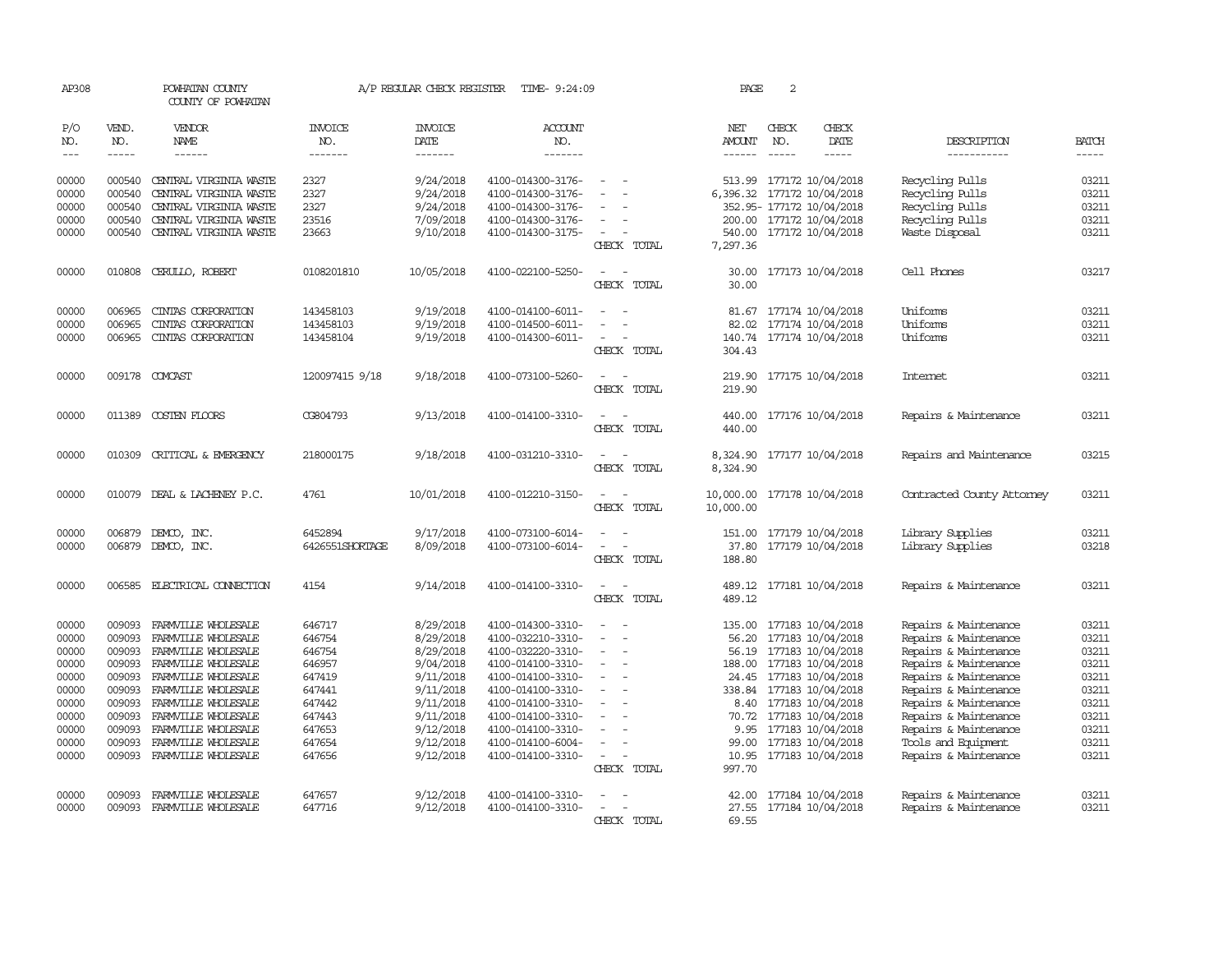AP308 POWHATAN COUNTY A/P REGULAR CHECK REGISTER TIME- 9:24:09 PAGE 2

COUNTY OF POWHATAN

| P/O NO. | VEND. NO. | VENDOR NAME | INVOICE NO. | INVOICE DATE | ACCOUNT NO. | | NET AMOUNT | CHECK NO. | CHECK DATE | DESCRIPTION | BATCH |
|---|---|---|---|---|---|---|---|---|---|---|---|
| 00000 | 000540 | CENTRAL VIRGINIA WASTE | 2327 | 9/24/2018 | 4100-014300-3176- | - - | 513.99 | 177172 | 10/04/2018 | Recycling Pulls | 03211 |
| 00000 | 000540 | CENTRAL VIRGINIA WASTE | 2327 | 9/24/2018 | 4100-014300-3176- | - - | 6,396.32 | 177172 | 10/04/2018 | Recycling Pulls | 03211 |
| 00000 | 000540 | CENTRAL VIRGINIA WASTE | 2327 | 9/24/2018 | 4100-014300-3176- | - - | 352.95- | 177172 | 10/04/2018 | Recycling Pulls | 03211 |
| 00000 | 000540 | CENTRAL VIRGINIA WASTE | 23516 | 7/09/2018 | 4100-014300-3176- | - - | 200.00 | 177172 | 10/04/2018 | Recycling Pulls | 03211 |
| 00000 | 000540 | CENTRAL VIRGINIA WASTE | 23663 | 9/10/2018 | 4100-014300-3175- | - - | 540.00 | 177172 | 10/04/2018 | Waste Disposal | 03211 |
| | | | | | | CHECK TOTAL | 7,297.36 | | | | |
| 00000 | 010808 | CERULLO, ROBERT | 0108201810 | 10/05/2018 | 4100-022100-5250- | - - | 30.00 | 177173 | 10/04/2018 | Cell Phones | 03217 |
| | | | | | | CHECK TOTAL | 30.00 | | | | |
| 00000 | 006965 | CINTAS CORPORATION | 143458103 | 9/19/2018 | 4100-014100-6011- | - - | 81.67 | 177174 | 10/04/2018 | Uniforms | 03211 |
| 00000 | 006965 | CINTAS CORPORATION | 143458103 | 9/19/2018 | 4100-014500-6011- | - - | 82.02 | 177174 | 10/04/2018 | Uniforms | 03211 |
| 00000 | 006965 | CINTAS CORPORATION | 143458104 | 9/19/2018 | 4100-014300-6011- | - - | 140.74 | 177174 | 10/04/2018 | Uniforms | 03211 |
| | | | | | | CHECK TOTAL | 304.43 | | | | |
| 00000 | 009178 | COMCAST | 120097415 9/18 | 9/18/2018 | 4100-073100-5260- | - - | 219.90 | 177175 | 10/04/2018 | Internet | 03211 |
| | | | | | | CHECK TOTAL | 219.90 | | | | |
| 00000 | 011389 | COSTEN FLOORS | CG804793 | 9/13/2018 | 4100-014100-3310- | - - | 440.00 | 177176 | 10/04/2018 | Repairs & Maintenance | 03211 |
| | | | | | | CHECK TOTAL | 440.00 | | | | |
| 00000 | 010309 | CRITICAL & EMERGENCY | 218000175 | 9/18/2018 | 4100-031210-3310- | - - | 8,324.90 | 177177 | 10/04/2018 | Repairs and Maintenance | 03215 |
| | | | | | | CHECK TOTAL | 8,324.90 | | | | |
| 00000 | 010079 | DEAL & LACHENEY P.C. | 4761 | 10/01/2018 | 4100-012210-3150- | - - | 10,000.00 | 177178 | 10/04/2018 | Contracted County Attorney | 03211 |
| | | | | | | CHECK TOTAL | 10,000.00 | | | | |
| 00000 | 006879 | DEMCO, INC. | 6452894 | 9/17/2018 | 4100-073100-6014- | - - | 151.00 | 177179 | 10/04/2018 | Library Supplies | 03211 |
| 00000 | 006879 | DEMCO, INC. | 6426551SHORTAGE | 8/09/2018 | 4100-073100-6014- | - - | 37.80 | 177179 | 10/04/2018 | Library Supplies | 03218 |
| | | | | | | CHECK TOTAL | 188.80 | | | | |
| 00000 | 006585 | ELECTRICAL CONNECTION | 4154 | 9/14/2018 | 4100-014100-3310- | - - | 489.12 | 177181 | 10/04/2018 | Repairs & Maintenance | 03211 |
| | | | | | | CHECK TOTAL | 489.12 | | | | |
| 00000 | 009093 | FARMVILLE WHOLESALE | 646717 | 8/29/2018 | 4100-014300-3310- | - - | 135.00 | 177183 | 10/04/2018 | Repairs & Maintenance | 03211 |
| 00000 | 009093 | FARMVILLE WHOLESALE | 646754 | 8/29/2018 | 4100-032210-3310- | - - | 56.20 | 177183 | 10/04/2018 | Repairs & Maintenance | 03211 |
| 00000 | 009093 | FARMVILLE WHOLESALE | 646754 | 8/29/2018 | 4100-032220-3310- | - - | 56.19 | 177183 | 10/04/2018 | Repairs & Maintenance | 03211 |
| 00000 | 009093 | FARMVILLE WHOLESALE | 646957 | 9/04/2018 | 4100-014100-3310- | - - | 188.00 | 177183 | 10/04/2018 | Repairs & Maintenance | 03211 |
| 00000 | 009093 | FARMVILLE WHOLESALE | 647419 | 9/11/2018 | 4100-014100-3310- | - - | 24.45 | 177183 | 10/04/2018 | Repairs & Maintenance | 03211 |
| 00000 | 009093 | FARMVILLE WHOLESALE | 647441 | 9/11/2018 | 4100-014100-3310- | - - | 338.84 | 177183 | 10/04/2018 | Repairs & Maintenance | 03211 |
| 00000 | 009093 | FARMVILLE WHOLESALE | 647442 | 9/11/2018 | 4100-014100-3310- | - - | 8.40 | 177183 | 10/04/2018 | Repairs & Maintenance | 03211 |
| 00000 | 009093 | FARMVILLE WHOLESALE | 647443 | 9/11/2018 | 4100-014100-3310- | - - | 70.72 | 177183 | 10/04/2018 | Repairs & Maintenance | 03211 |
| 00000 | 009093 | FARMVILLE WHOLESALE | 647653 | 9/12/2018 | 4100-014100-3310- | - - | 9.95 | 177183 | 10/04/2018 | Repairs & Maintenance | 03211 |
| 00000 | 009093 | FARMVILLE WHOLESALE | 647654 | 9/12/2018 | 4100-014100-6004- | - - | 99.00 | 177183 | 10/04/2018 | Tools and Equipment | 03211 |
| 00000 | 009093 | FARMVILLE WHOLESALE | 647656 | 9/12/2018 | 4100-014100-3310- | - - | 10.95 | 177183 | 10/04/2018 | Repairs & Maintenance | 03211 |
| | | | | | | CHECK TOTAL | 997.70 | | | | |
| 00000 | 009093 | FARMVILLE WHOLESALE | 647657 | 9/12/2018 | 4100-014100-3310- | - - | 42.00 | 177184 | 10/04/2018 | Repairs & Maintenance | 03211 |
| 00000 | 009093 | FARMVILLE WHOLESALE | 647716 | 9/12/2018 | 4100-014100-3310- | - - | 27.55 | 177184 | 10/04/2018 | Repairs & Maintenance | 03211 |
| | | | | | | CHECK TOTAL | 69.55 | | | | |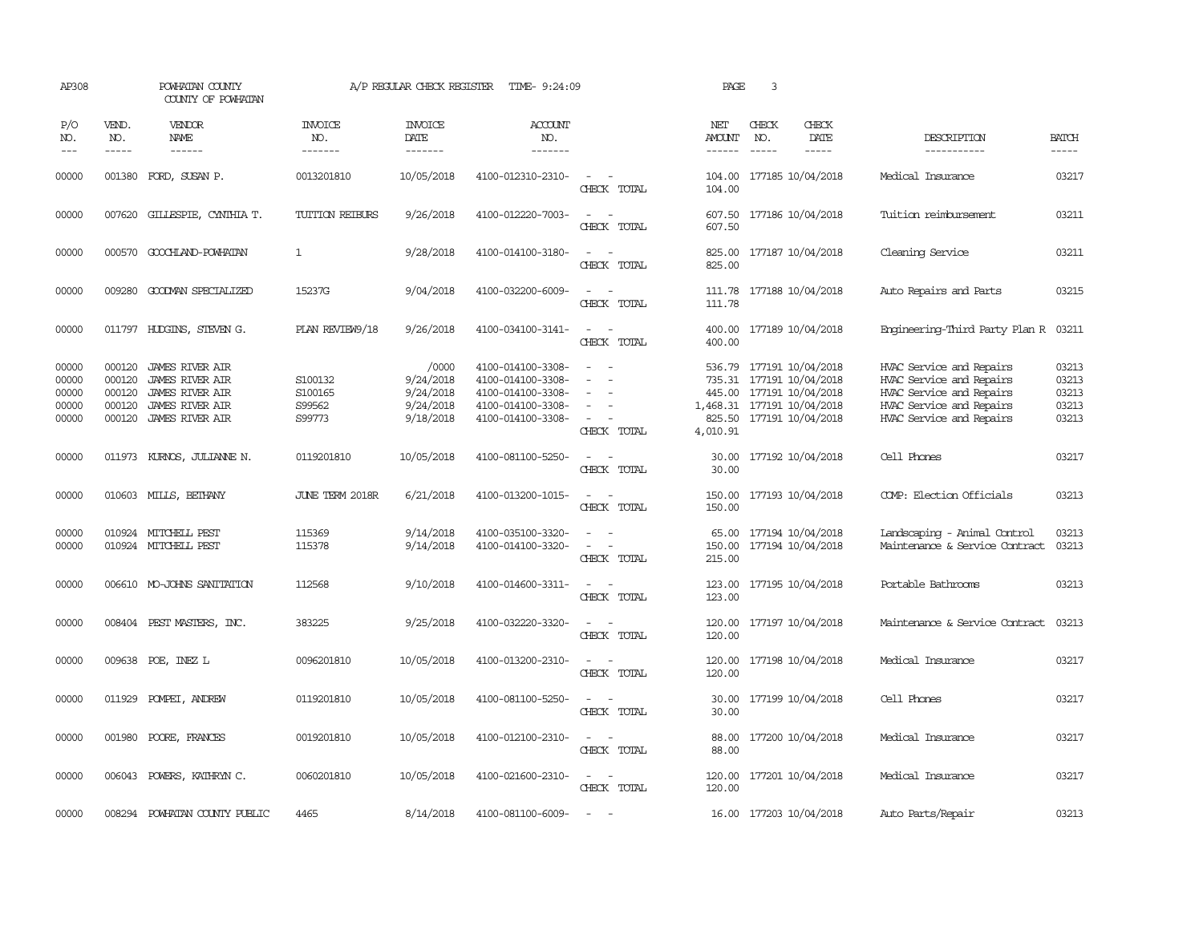AP308 POWHATAN COUNTY A/P REGULAR CHECK REGISTER TIME- 9:24:09 PAGE 3
COUNTY OF POWHATAN

| P/O NO. | VEND. NO. | VENDOR NAME | INVOICE NO. | INVOICE DATE | ACCOUNT NO. | | NET AMOUNT | CHECK NO. | CHECK DATE | DESCRIPTION | BATCH |
|---|---|---|---|---|---|---|---|---|---|---|---|
| 00000 | 001380 | FORD, SUSAN P. | 0013201810 | 10/05/2018 | 4100-012310-2310- | - - | 104.00 | 177185 | 10/04/2018 | Medical Insurance | 03217 |
| | | | | | | CHECK TOTAL | 104.00 | | | | |
| 00000 | 007620 | GILLESPIE, CYNTHIA T. | TUITION REIBURS | 9/26/2018 | 4100-012220-7003- | - - | 607.50 | 177186 | 10/04/2018 | Tuition reimbursement | 03211 |
| | | | | | | CHECK TOTAL | 607.50 | | | | |
| 00000 | 000570 | GOOCHLAND-POWHATAN | 1 | 9/28/2018 | 4100-014100-3180- | - - | 825.00 | 177187 | 10/04/2018 | Cleaning Service | 03211 |
| | | | | | | CHECK TOTAL | 825.00 | | | | |
| 00000 | 009280 | GOODMAN SPECIALIZED | 15237G | 9/04/2018 | 4100-032200-6009- | - - | 111.78 | 177188 | 10/04/2018 | Auto Repairs and Parts | 03215 |
| | | | | | | CHECK TOTAL | 111.78 | | | | |
| 00000 | 011797 | HUDGINS, STEVEN G. | PLAN REVIEW9/18 | 9/26/2018 | 4100-034100-3141- | - - | 400.00 | 177189 | 10/04/2018 | Engineering-Third Party Plan R | 03211 |
| | | | | | | CHECK TOTAL | 400.00 | | | | |
| 00000 | 000120 | JAMES RIVER AIR | | /0000 | 4100-014100-3308- | - - | 536.79 | 177191 | 10/04/2018 | HVAC Service and Repairs | 03213 |
| 00000 | 000120 | JAMES RIVER AIR | S100132 | 9/24/2018 | 4100-014100-3308- | - - | 735.31 | 177191 | 10/04/2018 | HVAC Service and Repairs | 03213 |
| 00000 | 000120 | JAMES RIVER AIR | S100165 | 9/24/2018 | 4100-014100-3308- | - - | 445.00 | 177191 | 10/04/2018 | HVAC Service and Repairs | 03213 |
| 00000 | 000120 | JAMES RIVER AIR | S99562 | 9/24/2018 | 4100-014100-3308- | - - | 1,468.31 | 177191 | 10/04/2018 | HVAC Service and Repairs | 03213 |
| 00000 | 000120 | JAMES RIVER AIR | S99773 | 9/18/2018 | 4100-014100-3308- | - - | 825.50 | 177191 | 10/04/2018 | HVAC Service and Repairs | 03213 |
| | | | | | | CHECK TOTAL | 4,010.91 | | | | |
| 00000 | 011973 | KURNOS, JULIANNE N. | 0119201810 | 10/05/2018 | 4100-081100-5250- | - - | 30.00 | 177192 | 10/04/2018 | Cell Phones | 03217 |
| | | | | | | CHECK TOTAL | 30.00 | | | | |
| 00000 | 010603 | MILLS, BETHANY | JUNE TERM 2018R | 6/21/2018 | 4100-013200-1015- | - - | 150.00 | 177193 | 10/04/2018 | COMP: Election Officials | 03213 |
| | | | | | | CHECK TOTAL | 150.00 | | | | |
| 00000 | 010924 | MITCHELL PEST | 115369 | 9/14/2018 | 4100-035100-3320- | - - | 65.00 | 177194 | 10/04/2018 | Landscaping - Animal Control | 03213 |
| 00000 | 010924 | MITCHELL PEST | 115378 | 9/14/2018 | 4100-014100-3320- | - - | 150.00 | 177194 | 10/04/2018 | Maintenance & Service Contract | 03213 |
| | | | | | | CHECK TOTAL | 215.00 | | | | |
| 00000 | 006610 | MO-JOHNS SANITATION | 112568 | 9/10/2018 | 4100-014600-3311- | - - | 123.00 | 177195 | 10/04/2018 | Portable Bathrooms | 03213 |
| | | | | | | CHECK TOTAL | 123.00 | | | | |
| 00000 | 008404 | PEST MASTERS, INC. | 383225 | 9/25/2018 | 4100-032220-3320- | - - | 120.00 | 177197 | 10/04/2018 | Maintenance & Service Contract | 03213 |
| | | | | | | CHECK TOTAL | 120.00 | | | | |
| 00000 | 009638 | POE, INEZ L | 0096201810 | 10/05/2018 | 4100-013200-2310- | - - | 120.00 | 177198 | 10/04/2018 | Medical Insurance | 03217 |
| | | | | | | CHECK TOTAL | 120.00 | | | | |
| 00000 | 011929 | POMPEI, ANDREW | 0119201810 | 10/05/2018 | 4100-081100-5250- | - - | 30.00 | 177199 | 10/04/2018 | Cell Phones | 03217 |
| | | | | | | CHECK TOTAL | 30.00 | | | | |
| 00000 | 001980 | POORE, FRANCES | 0019201810 | 10/05/2018 | 4100-012100-2310- | - - | 88.00 | 177200 | 10/04/2018 | Medical Insurance | 03217 |
| | | | | | | CHECK TOTAL | 88.00 | | | | |
| 00000 | 006043 | POWERS, KATHRYN C. | 0060201810 | 10/05/2018 | 4100-021600-2310- | - - | 120.00 | 177201 | 10/04/2018 | Medical Insurance | 03217 |
| | | | | | | CHECK TOTAL | 120.00 | | | | |
| 00000 | 008294 | POWHATAN COUNTY PUBLIC | 4465 | 8/14/2018 | 4100-081100-6009- | - - | 16.00 | 177203 | 10/04/2018 | Auto Parts/Repair | 03213 |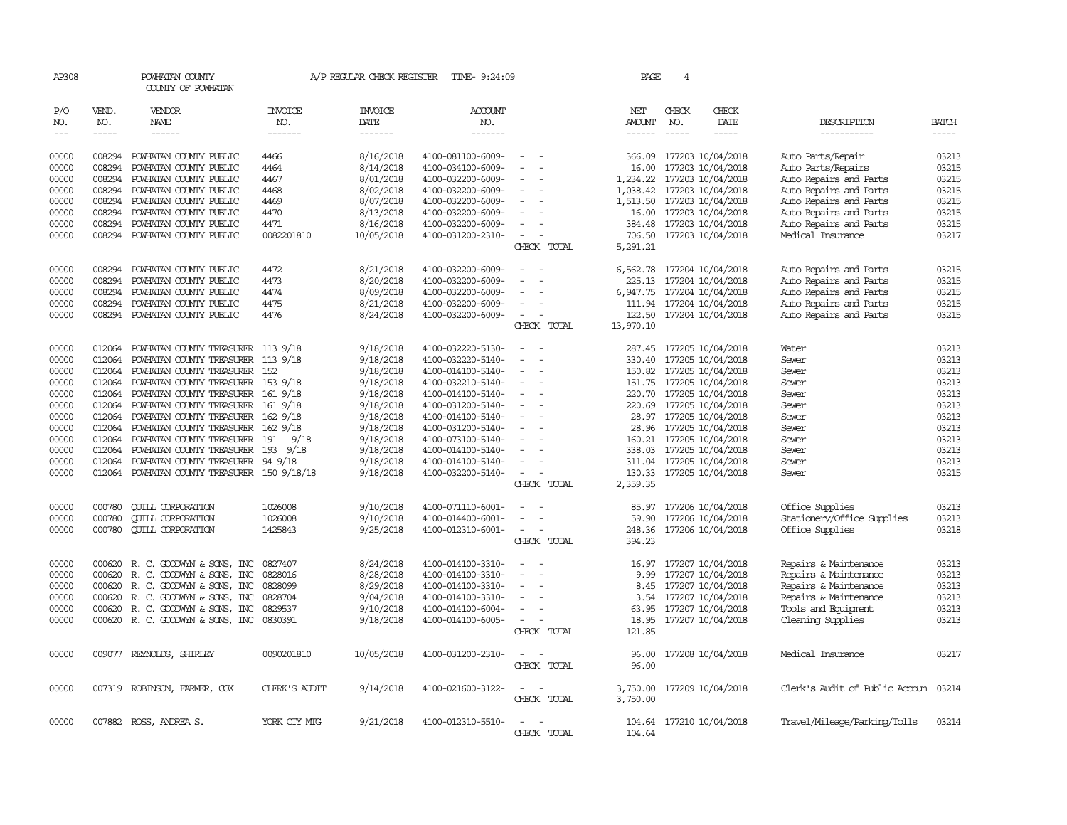AP308 POWHATAN COUNTY A/P REGULAR CHECK REGISTER TIME- 9:24:09
COUNTY OF POWHATAN

| P/O NO. | VEND. NO. | VENDOR NAME | INVOICE NO. | INVOICE DATE | ACCOUNT NO. | | NET AMOUNT | CHECK NO. | CHECK DATE | DESCRIPTION | BATCH |
|---|---|---|---|---|---|---|---|---|---|---|---|
| 00000 | 008294 | POWHATAN COUNTY PUBLIC | 4466 | 8/16/2018 | 4100-081100-6009- | - - | 366.09 | 177203 | 10/04/2018 | Auto Parts/Repair | 03213 |
| 00000 | 008294 | POWHATAN COUNTY PUBLIC | 4464 | 8/14/2018 | 4100-034100-6009- | - - | 16.00 | 177203 | 10/04/2018 | Auto Parts/Repairs | 03215 |
| 00000 | 008294 | POWHATAN COUNTY PUBLIC | 4467 | 8/01/2018 | 4100-032200-6009- | - - | 1,234.22 | 177203 | 10/04/2018 | Auto Repairs and Parts | 03215 |
| 00000 | 008294 | POWHATAN COUNTY PUBLIC | 4468 | 8/02/2018 | 4100-032200-6009- | - - | 1,038.42 | 177203 | 10/04/2018 | Auto Repairs and Parts | 03215 |
| 00000 | 008294 | POWHATAN COUNTY PUBLIC | 4469 | 8/07/2018 | 4100-032200-6009- | - - | 1,513.50 | 177203 | 10/04/2018 | Auto Repairs and Parts | 03215 |
| 00000 | 008294 | POWHATAN COUNTY PUBLIC | 4470 | 8/13/2018 | 4100-032200-6009- | - - | 16.00 | 177203 | 10/04/2018 | Auto Repairs and Parts | 03215 |
| 00000 | 008294 | POWHATAN COUNTY PUBLIC | 4471 | 8/16/2018 | 4100-032200-6009- | - - | 384.48 | 177203 | 10/04/2018 | Auto Repairs and Parts | 03215 |
| 00000 | 008294 | POWHATAN COUNTY PUBLIC | 0082201810 | 10/05/2018 | 4100-031200-2310- | - - | 706.50 | 177203 | 10/04/2018 | Medical Insurance | 03217 |
| | | | | | | CHECK TOTAL | 5,291.21 | | | | |
| 00000 | 008294 | POWHATAN COUNTY PUBLIC | 4472 | 8/21/2018 | 4100-032200-6009- | - - | 6,562.78 | 177204 | 10/04/2018 | Auto Repairs and Parts | 03215 |
| 00000 | 008294 | POWHATAN COUNTY PUBLIC | 4473 | 8/20/2018 | 4100-032200-6009- | - - | 225.13 | 177204 | 10/04/2018 | Auto Repairs and Parts | 03215 |
| 00000 | 008294 | POWHATAN COUNTY PUBLIC | 4474 | 8/09/2018 | 4100-032200-6009- | - - | 6,947.75 | 177204 | 10/04/2018 | Auto Repairs and Parts | 03215 |
| 00000 | 008294 | POWHATAN COUNTY PUBLIC | 4475 | 8/21/2018 | 4100-032200-6009- | - - | 111.94 | 177204 | 10/04/2018 | Auto Repairs and Parts | 03215 |
| 00000 | 008294 | POWHATAN COUNTY PUBLIC | 4476 | 8/24/2018 | 4100-032200-6009- | - - | 122.50 | 177204 | 10/04/2018 | Auto Repairs and Parts | 03215 |
| | | | | | | CHECK TOTAL | 13,970.10 | | | | |
| 00000 | 012064 | POWHATAN COUNTY TREASURER | 113 9/18 | 9/18/2018 | 4100-032220-5130- | - - | 287.45 | 177205 | 10/04/2018 | Water | 03213 |
| 00000 | 012064 | POWHATAN COUNTY TREASURER | 113 9/18 | 9/18/2018 | 4100-032220-5140- | - - | 330.40 | 177205 | 10/04/2018 | Sewer | 03213 |
| 00000 | 012064 | POWHATAN COUNTY TREASURER | 152 | 9/18/2018 | 4100-014100-5140- | - - | 150.82 | 177205 | 10/04/2018 | Sewer | 03213 |
| 00000 | 012064 | POWHATAN COUNTY TREASURER | 153 9/18 | 9/18/2018 | 4100-032210-5140- | - - | 151.75 | 177205 | 10/04/2018 | Sewer | 03213 |
| 00000 | 012064 | POWHATAN COUNTY TREASURER | 161 9/18 | 9/18/2018 | 4100-014100-5140- | - - | 220.70 | 177205 | 10/04/2018 | Sewer | 03213 |
| 00000 | 012064 | POWHATAN COUNTY TREASURER | 161 9/18 | 9/18/2018 | 4100-031200-5140- | - - | 220.69 | 177205 | 10/04/2018 | Sewer | 03213 |
| 00000 | 012064 | POWHATAN COUNTY TREASURER | 162 9/18 | 9/18/2018 | 4100-014100-5140- | - - | 28.97 | 177205 | 10/04/2018 | Sewer | 03213 |
| 00000 | 012064 | POWHATAN COUNTY TREASURER | 162 9/18 | 9/18/2018 | 4100-031200-5140- | - - | 28.96 | 177205 | 10/04/2018 | Sewer | 03213 |
| 00000 | 012064 | POWHATAN COUNTY TREASURER | 191 9/18 | 9/18/2018 | 4100-073100-5140- | - - | 160.21 | 177205 | 10/04/2018 | Sewer | 03213 |
| 00000 | 012064 | POWHATAN COUNTY TREASURER | 193 9/18 | 9/18/2018 | 4100-014100-5140- | - - | 338.03 | 177205 | 10/04/2018 | Sewer | 03213 |
| 00000 | 012064 | POWHATAN COUNTY TREASURER | 94 9/18 | 9/18/2018 | 4100-014100-5140- | - - | 311.04 | 177205 | 10/04/2018 | Sewer | 03213 |
| 00000 | 012064 | POWHATAN COUNTY TREASURER | 150 9/18/18 | 9/18/2018 | 4100-032200-5140- | - - | 130.33 | 177205 | 10/04/2018 | Sewer | 03215 |
| | | | | | | CHECK TOTAL | 2,359.35 | | | | |
| 00000 | 000780 | QUILL CORPORATION | 1026008 | 9/10/2018 | 4100-071110-6001- | - - | 85.97 | 177206 | 10/04/2018 | Office Supplies | 03213 |
| 00000 | 000780 | QUILL CORPORATION | 1026008 | 9/10/2018 | 4100-014400-6001- | - - | 59.90 | 177206 | 10/04/2018 | Stationery/Office Supplies | 03213 |
| 00000 | 000780 | QUILL CORPORATION | 1425843 | 9/25/2018 | 4100-012310-6001- | - - | 248.36 | 177206 | 10/04/2018 | Office Supplies | 03218 |
| | | | | | | CHECK TOTAL | 394.23 | | | | |
| 00000 | 000620 | R. C. GOODWYN & SONS, INC | 0827407 | 8/24/2018 | 4100-014100-3310- | - - | 16.97 | 177207 | 10/04/2018 | Repairs & Maintenance | 03213 |
| 00000 | 000620 | R. C. GOODWYN & SONS, INC | 0828016 | 8/28/2018 | 4100-014100-3310- | - - | 9.99 | 177207 | 10/04/2018 | Repairs & Maintenance | 03213 |
| 00000 | 000620 | R. C. GOODWYN & SONS, INC | 0828099 | 8/29/2018 | 4100-014100-3310- | - - | 8.45 | 177207 | 10/04/2018 | Repairs & Maintenance | 03213 |
| 00000 | 000620 | R. C. GOODWYN & SONS, INC | 0828704 | 9/04/2018 | 4100-014100-3310- | - - | 3.54 | 177207 | 10/04/2018 | Repairs & Maintenance | 03213 |
| 00000 | 000620 | R. C. GOODWYN & SONS, INC | 0829537 | 9/10/2018 | 4100-014100-6004- | - - | 63.95 | 177207 | 10/04/2018 | Tools and Equipment | 03213 |
| 00000 | 000620 | R. C. GOODWYN & SONS, INC | 0830391 | 9/18/2018 | 4100-014100-6005- | - - | 18.95 | 177207 | 10/04/2018 | Cleaning Supplies | 03213 |
| | | | | | | CHECK TOTAL | 121.85 | | | | |
| 00000 | 009077 | REYNOLDS, SHIRLEY | 0090201810 | 10/05/2018 | 4100-031200-2310- | - - | 96.00 | 177208 | 10/04/2018 | Medical Insurance | 03217 |
| | | | | | | CHECK TOTAL | 96.00 | | | | |
| 00000 | 007319 | ROBINSON, FARMER, COX | CLERK'S AUDIT | 9/14/2018 | 4100-021600-3122- | - - | 3,750.00 | 177209 | 10/04/2018 | Clerk's Audit of Public Accoun | 03214 |
| | | | | | | CHECK TOTAL | 3,750.00 | | | | |
| 00000 | 007882 | ROSS, ANDREA S. | YORK CTY MTG | 9/21/2018 | 4100-012310-5510- | - - | 104.64 | 177210 | 10/04/2018 | Travel/Mileage/Parking/Tolls | 03214 |
| | | | | | | CHECK TOTAL | 104.64 | | | | |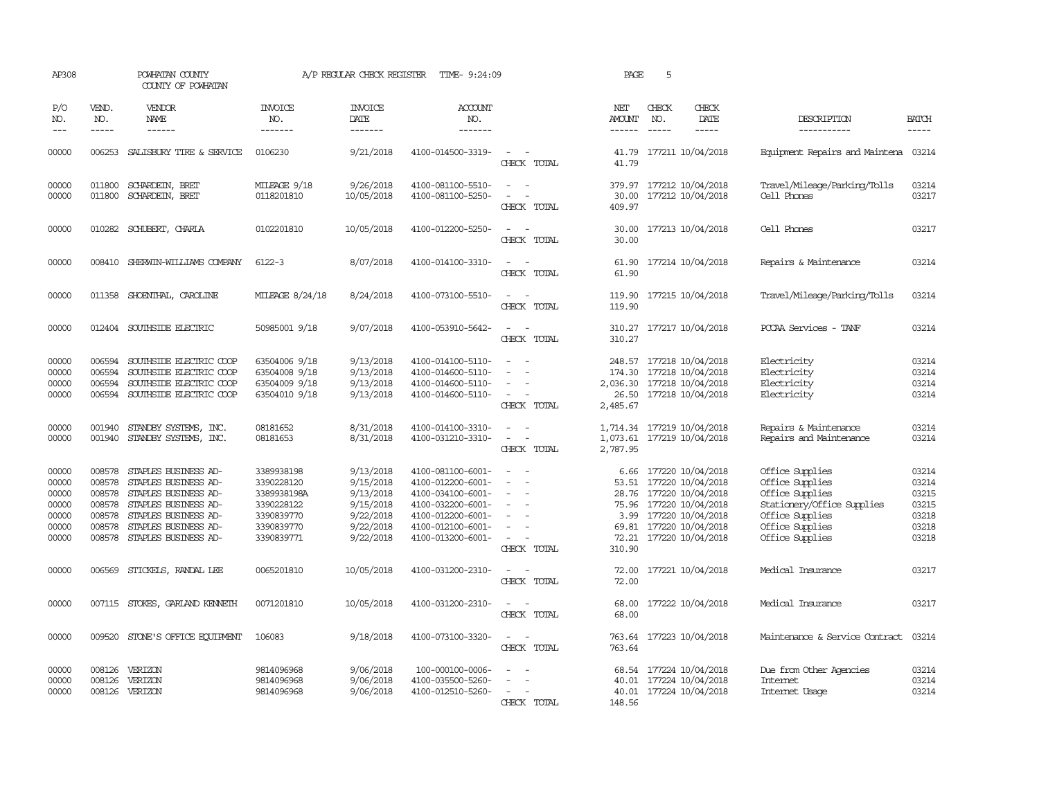AP308 POWHATAN COUNTY A/P REGULAR CHECK REGISTER TIME- 9:24:09

COUNTY OF POWHATAN

| P/O NO. | VEND. NO. | VENDOR NAME | INVOICE NO. | INVOICE DATE | ACCOUNT NO. | | NET AMOUNT | CHECK NO. | CHECK DATE | DESCRIPTION | BATCH |
|---|---|---|---|---|---|---|---|---|---|---|---|
| 00000 | 006253 | SALISBURY TIRE & SERVICE | 0106230 | 9/21/2018 | 4100-014500-3319- | - - | 41.79 | 177211 | 10/04/2018 | Equipment Repairs and Maintena | 03214 |
| | | | | | | CHECK TOTAL | 41.79 | | | | |
| 00000 | 011800 | SCHARDEIN, BRET | MILEAGE 9/18 | 9/26/2018 | 4100-081100-5510- | - - | 379.97 | 177212 | 10/04/2018 | Travel/Mileage/Parking/Tolls | 03214 |
| 00000 | 011800 | SCHARDEIN, BRET | 0118201810 | 10/05/2018 | 4100-081100-5250- | - - | 30.00 | 177212 | 10/04/2018 | Cell Phones | 03217 |
| | | | | | | CHECK TOTAL | 409.97 | | | | |
| 00000 | 010282 | SCHUBERT, CHARLA | 0102201810 | 10/05/2018 | 4100-012200-5250- | - - | 30.00 | 177213 | 10/04/2018 | Cell Phones | 03217 |
| | | | | | | CHECK TOTAL | 30.00 | | | | |
| 00000 | 008410 | SHERWIN-WILLIAMS COMPANY | 6122-3 | 8/07/2018 | 4100-014100-3310- | - - | 61.90 | 177214 | 10/04/2018 | Repairs & Maintenance | 03214 |
| | | | | | | CHECK TOTAL | 61.90 | | | | |
| 00000 | 011358 | SHOENTHAL, CAROLINE | MILEAGE 8/24/18 | 8/24/2018 | 4100-073100-5510- | - - | 119.90 | 177215 | 10/04/2018 | Travel/Mileage/Parking/Tolls | 03214 |
| | | | | | | CHECK TOTAL | 119.90 | | | | |
| 00000 | 012404 | SOUTHSIDE ELECTRIC | 50985001 9/18 | 9/07/2018 | 4100-053910-5642- | - - | 310.27 | 177217 | 10/04/2018 | PCCAA Services - TANF | 03214 |
| | | | | | | CHECK TOTAL | 310.27 | | | | |
| 00000 | 006594 | SOUTHSIDE ELECTRIC COOP | 63504006 9/18 | 9/13/2018 | 4100-014100-5110- | - - | 248.57 | 177218 | 10/04/2018 | Electricity | 03214 |
| 00000 | 006594 | SOUTHSIDE ELECTRIC COOP | 63504008 9/18 | 9/13/2018 | 4100-014600-5110- | - - | 174.30 | 177218 | 10/04/2018 | Electricity | 03214 |
| 00000 | 006594 | SOUTHSIDE ELECTRIC COOP | 63504009 9/18 | 9/13/2018 | 4100-014600-5110- | - - | 2,036.30 | 177218 | 10/04/2018 | Electricity | 03214 |
| 00000 | 006594 | SOUTHSIDE ELECTRIC COOP | 63504010 9/18 | 9/13/2018 | 4100-014600-5110- | - - | 26.50 | 177218 | 10/04/2018 | Electricity | 03214 |
| | | | | | | CHECK TOTAL | 2,485.67 | | | | |
| 00000 | 001940 | STANDBY SYSTEMS, INC. | 08181652 | 8/31/2018 | 4100-014100-3310- | - - | 1,714.34 | 177219 | 10/04/2018 | Repairs & Maintenance | 03214 |
| 00000 | 001940 | STANDBY SYSTEMS, INC. | 08181653 | 8/31/2018 | 4100-031210-3310- | - - | 1,073.61 | 177219 | 10/04/2018 | Repairs and Maintenance | 03214 |
| | | | | | | CHECK TOTAL | 2,787.95 | | | | |
| 00000 | 008578 | STAPLES BUSINESS AD- | 3389938198 | 9/13/2018 | 4100-081100-6001- | - - | 6.66 | 177220 | 10/04/2018 | Office Supplies | 03214 |
| 00000 | 008578 | STAPLES BUSINESS AD- | 3390228120 | 9/15/2018 | 4100-012200-6001- | - - | 53.51 | 177220 | 10/04/2018 | Office Supplies | 03214 |
| 00000 | 008578 | STAPLES BUSINESS AD- | 3389938198A | 9/13/2018 | 4100-034100-6001- | - - | 28.76 | 177220 | 10/04/2018 | Office Supplies | 03215 |
| 00000 | 008578 | STAPLES BUSINESS AD- | 3390228122 | 9/15/2018 | 4100-032200-6001- | - - | 75.96 | 177220 | 10/04/2018 | Stationery/Office Supplies | 03215 |
| 00000 | 008578 | STAPLES BUSINESS AD- | 3390839770 | 9/22/2018 | 4100-012200-6001- | - - | 3.99 | 177220 | 10/04/2018 | Office Supplies | 03218 |
| 00000 | 008578 | STAPLES BUSINESS AD- | 3390839770 | 9/22/2018 | 4100-012100-6001- | - - | 69.81 | 177220 | 10/04/2018 | Office Supplies | 03218 |
| 00000 | 008578 | STAPLES BUSINESS AD- | 3390839771 | 9/22/2018 | 4100-013200-6001- | - - | 72.21 | 177220 | 10/04/2018 | Office Supplies | 03218 |
| | | | | | | CHECK TOTAL | 310.90 | | | | |
| 00000 | 006569 | STICKELS, RANDAL LEE | 0065201810 | 10/05/2018 | 4100-031200-2310- | - - | 72.00 | 177221 | 10/04/2018 | Medical Insurance | 03217 |
| | | | | | | CHECK TOTAL | 72.00 | | | | |
| 00000 | 007115 | STOKES, GARLAND KENNETH | 0071201810 | 10/05/2018 | 4100-031200-2310- | - - | 68.00 | 177222 | 10/04/2018 | Medical Insurance | 03217 |
| | | | | | | CHECK TOTAL | 68.00 | | | | |
| 00000 | 009520 | STONE'S OFFICE EQUIPMENT | 106083 | 9/18/2018 | 4100-073100-3320- | - - | 763.64 | 177223 | 10/04/2018 | Maintenance & Service Contract | 03214 |
| | | | | | | CHECK TOTAL | 763.64 | | | | |
| 00000 | 008126 | VERIZON | 9814096968 | 9/06/2018 | 100-000100-0006- | - - | 68.54 | 177224 | 10/04/2018 | Due from Other Agencies | 03214 |
| 00000 | 008126 | VERIZON | 9814096968 | 9/06/2018 | 4100-035500-5260- | - - | 40.01 | 177224 | 10/04/2018 | Internet | 03214 |
| 00000 | 008126 | VERIZON | 9814096968 | 9/06/2018 | 4100-012510-5260- | - - | 40.01 | 177224 | 10/04/2018 | Internet Usage | 03214 |
| | | | | | | CHECK TOTAL | 148.56 | | | | |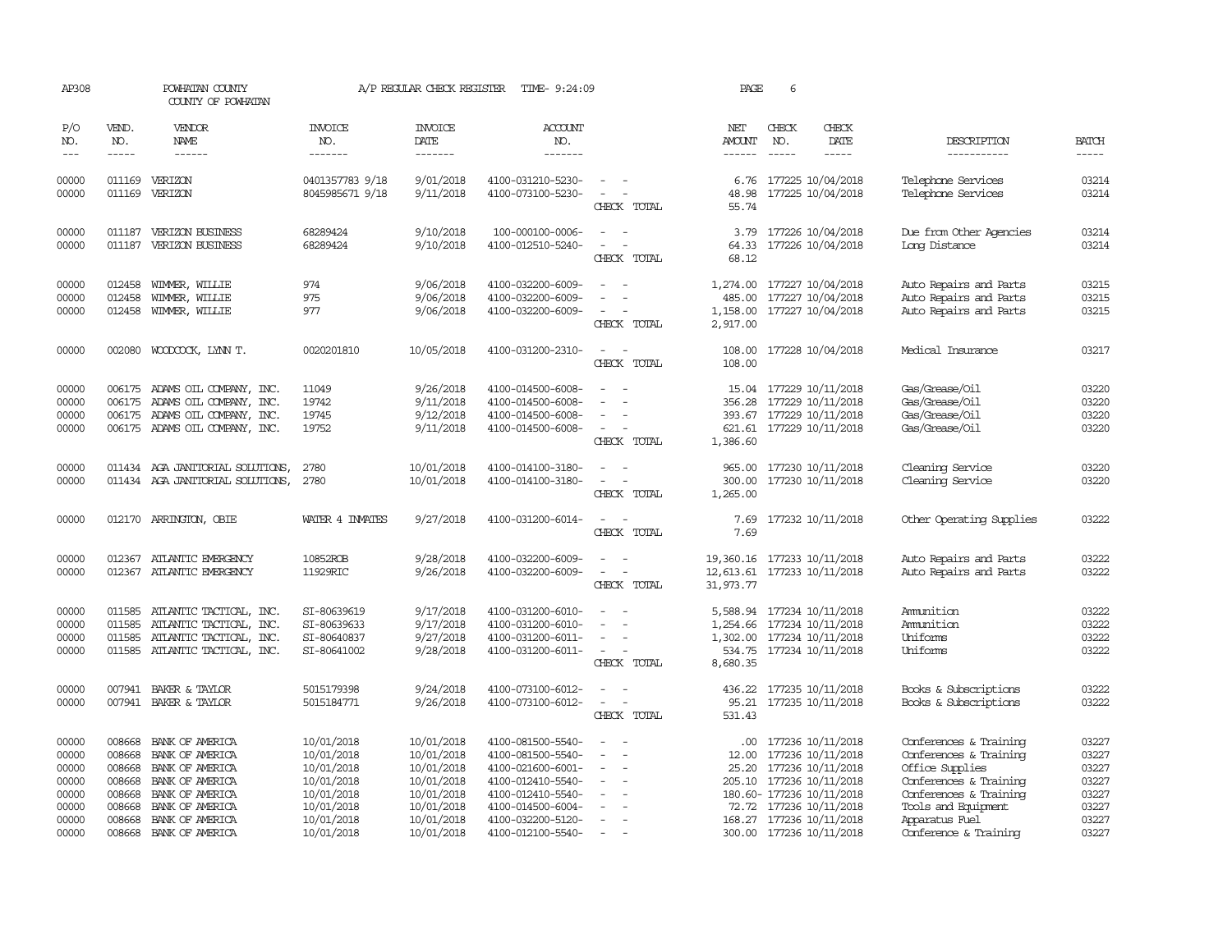AP308 POWHATAN COUNTY A/P REGULAR CHECK REGISTER TIME- 9:24:09 PAGE 6
COUNTY OF POWHATAN

| P/O NO. | VEND. NO. | VENDOR NAME | INVOICE NO. | INVOICE DATE | ACCOUNT NO. | | NET AMOUNT | CHECK NO. | CHECK DATE | DESCRIPTION | BATCH |
|---|---|---|---|---|---|---|---|---|---|---|---|
| 00000 | 011169 | VERIZON | 0401357783 9/18 | 9/01/2018 | 4100-031210-5230- | - - | 6.76 | 177225 | 10/04/2018 | Telephone Services | 03214 |
| 00000 | 011169 | VERIZON | 8045985671 9/18 | 9/11/2018 | 4100-073100-5230- | - - | 48.98 | 177225 | 10/04/2018 | Telephone Services | 03214 |
| | | | | | | CHECK TOTAL | 55.74 | | | | |
| 00000 | 011187 | VERIZON BUSINESS | 68289424 | 9/10/2018 | 100-000100-0006- | - - | 3.79 | 177226 | 10/04/2018 | Due from Other Agencies | 03214 |
| 00000 | 011187 | VERIZON BUSINESS | 68289424 | 9/10/2018 | 4100-012510-5240- | - - | 64.33 | 177226 | 10/04/2018 | Long Distance | 03214 |
| | | | | | | CHECK TOTAL | 68.12 | | | | |
| 00000 | 012458 | WIMMER, WILLIE | 974 | 9/06/2018 | 4100-032200-6009- | - - | 1,274.00 | 177227 | 10/04/2018 | Auto Repairs and Parts | 03215 |
| 00000 | 012458 | WIMMER, WILLIE | 975 | 9/06/2018 | 4100-032200-6009- | - - | 485.00 | 177227 | 10/04/2018 | Auto Repairs and Parts | 03215 |
| 00000 | 012458 | WIMMER, WILLIE | 977 | 9/06/2018 | 4100-032200-6009- | - - | 1,158.00 | 177227 | 10/04/2018 | Auto Repairs and Parts | 03215 |
| | | | | | | CHECK TOTAL | 2,917.00 | | | | |
| 00000 | 002080 | WOODCOCK, LYNN T. | 0020201810 | 10/05/2018 | 4100-031200-2310- | - - | 108.00 | 177228 | 10/04/2018 | Medical Insurance | 03217 |
| | | | | | | CHECK TOTAL | 108.00 | | | | |
| 00000 | 006175 | ADAMS OIL COMPANY, INC. | 11049 | 9/26/2018 | 4100-014500-6008- | - - | 15.04 | 177229 | 10/11/2018 | Gas/Grease/Oil | 03220 |
| 00000 | 006175 | ADAMS OIL COMPANY, INC. | 19742 | 9/11/2018 | 4100-014500-6008- | - - | 356.28 | 177229 | 10/11/2018 | Gas/Grease/Oil | 03220 |
| 00000 | 006175 | ADAMS OIL COMPANY, INC. | 19745 | 9/12/2018 | 4100-014500-6008- | - - | 393.67 | 177229 | 10/11/2018 | Gas/Grease/Oil | 03220 |
| 00000 | 006175 | ADAMS OIL COMPANY, INC. | 19752 | 9/11/2018 | 4100-014500-6008- | - - | 621.61 | 177229 | 10/11/2018 | Gas/Grease/Oil | 03220 |
| | | | | | | CHECK TOTAL | 1,386.60 | | | | |
| 00000 | 011434 | AGA JANITORIAL SOLUTIONS, | 2780 | 10/01/2018 | 4100-014100-3180- | - - | 965.00 | 177230 | 10/11/2018 | Cleaning Service | 03220 |
| 00000 | 011434 | AGA JANITORIAL SOLUTIONS, | 2780 | 10/01/2018 | 4100-014100-3180- | - - | 300.00 | 177230 | 10/11/2018 | Cleaning Service | 03220 |
| | | | | | | CHECK TOTAL | 1,265.00 | | | | |
| 00000 | 012170 | ARRINGTON, OBIE | WATER 4 INMATES | 9/27/2018 | 4100-031200-6014- | - - | 7.69 | 177232 | 10/11/2018 | Other Operating Supplies | 03222 |
| | | | | | | CHECK TOTAL | 7.69 | | | | |
| 00000 | 012367 | ATLANTIC EMERGENCY | 10852ROB | 9/28/2018 | 4100-032200-6009- | - - | 19,360.16 | 177233 | 10/11/2018 | Auto Repairs and Parts | 03222 |
| 00000 | 012367 | ATLANTIC EMERGENCY | 11929RIC | 9/26/2018 | 4100-032200-6009- | - - | 12,613.61 | 177233 | 10/11/2018 | Auto Repairs and Parts | 03222 |
| | | | | | | CHECK TOTAL | 31,973.77 | | | | |
| 00000 | 011585 | ATLANTIC TACTICAL, INC. | SI-80639619 | 9/17/2018 | 4100-031200-6010- | - - | 5,588.94 | 177234 | 10/11/2018 | Ammunition | 03222 |
| 00000 | 011585 | ATLANTIC TACTICAL, INC. | SI-80639633 | 9/17/2018 | 4100-031200-6010- | - - | 1,254.66 | 177234 | 10/11/2018 | Ammunition | 03222 |
| 00000 | 011585 | ATLANTIC TACTICAL, INC. | SI-80640837 | 9/27/2018 | 4100-031200-6011- | - - | 1,302.00 | 177234 | 10/11/2018 | Uniforms | 03222 |
| 00000 | 011585 | ATLANTIC TACTICAL, INC. | SI-80641002 | 9/28/2018 | 4100-031200-6011- | - - | 534.75 | 177234 | 10/11/2018 | Uniforms | 03222 |
| | | | | | | CHECK TOTAL | 8,680.35 | | | | |
| 00000 | 007941 | BAKER & TAYLOR | 5015179398 | 9/24/2018 | 4100-073100-6012- | - - | 436.22 | 177235 | 10/11/2018 | Books & Subscriptions | 03222 |
| 00000 | 007941 | BAKER & TAYLOR | 5015184771 | 9/26/2018 | 4100-073100-6012- | - - | 95.21 | 177235 | 10/11/2018 | Books & Subscriptions | 03222 |
| | | | | | | CHECK TOTAL | 531.43 | | | | |
| 00000 | 008668 | BANK OF AMERICA | 10/01/2018 | 10/01/2018 | 4100-081500-5540- | - - | .00 | 177236 | 10/11/2018 | Conferences & Training | 03227 |
| 00000 | 008668 | BANK OF AMERICA | 10/01/2018 | 10/01/2018 | 4100-081500-5540- | - - | 12.00 | 177236 | 10/11/2018 | Conferences & Training | 03227 |
| 00000 | 008668 | BANK OF AMERICA | 10/01/2018 | 10/01/2018 | 4100-021600-6001- | - - | 25.20 | 177236 | 10/11/2018 | Office Supplies | 03227 |
| 00000 | 008668 | BANK OF AMERICA | 10/01/2018 | 10/01/2018 | 4100-012410-5540- | - - | 205.10 | 177236 | 10/11/2018 | Conferences & Training | 03227 |
| 00000 | 008668 | BANK OF AMERICA | 10/01/2018 | 10/01/2018 | 4100-012410-5540- | - - | 180.60- | 177236 | 10/11/2018 | Conferences & Training | 03227 |
| 00000 | 008668 | BANK OF AMERICA | 10/01/2018 | 10/01/2018 | 4100-014500-6004- | - - | 72.72 | 177236 | 10/11/2018 | Tools and Equipment | 03227 |
| 00000 | 008668 | BANK OF AMERICA | 10/01/2018 | 10/01/2018 | 4100-032200-5120- | - - | 168.27 | 177236 | 10/11/2018 | Apparatus Fuel | 03227 |
| 00000 | 008668 | BANK OF AMERICA | 10/01/2018 | 10/01/2018 | 4100-012100-5540- | - - | 300.00 | 177236 | 10/11/2018 | Conference & Training | 03227 |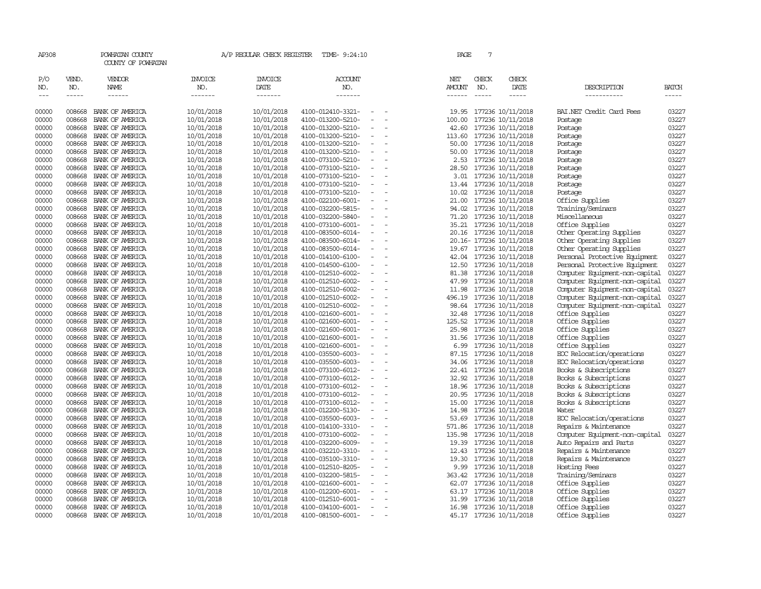AP308 POWHATAN COUNTY A/P REGULAR CHECK REGISTER TIME- 9:24:10

COUNTY OF POWHATAN

| P/O NO. | VEND. NO. | VENDOR NAME | INVOICE NO. | INVOICE DATE | ACCOUNT NO. | NET AMOUNT | CHECK NO. | CHECK DATE | DESCRIPTION | BATCH |
|---|---|---|---|---|---|---|---|---|---|---|
| 00000 | 008668 | BANK OF AMERICA | 10/01/2018 | 10/01/2018 | 4100-012410-3321- - - | 19.95 | 177236 | 10/11/2018 | BAI.NET Credit Card Fees | 03227 |
| 00000 | 008668 | BANK OF AMERICA | 10/01/2018 | 10/01/2018 | 4100-013200-5210- - - | 100.00 | 177236 | 10/11/2018 | Postage | 03227 |
| 00000 | 008668 | BANK OF AMERICA | 10/01/2018 | 10/01/2018 | 4100-013200-5210- - - | 42.60 | 177236 | 10/11/2018 | Postage | 03227 |
| 00000 | 008668 | BANK OF AMERICA | 10/01/2018 | 10/01/2018 | 4100-013200-5210- - - | 113.60 | 177236 | 10/11/2018 | Postage | 03227 |
| 00000 | 008668 | BANK OF AMERICA | 10/01/2018 | 10/01/2018 | 4100-013200-5210- - - | 50.00 | 177236 | 10/11/2018 | Postage | 03227 |
| 00000 | 008668 | BANK OF AMERICA | 10/01/2018 | 10/01/2018 | 4100-013200-5210- - - | 50.00 | 177236 | 10/11/2018 | Postage | 03227 |
| 00000 | 008668 | BANK OF AMERICA | 10/01/2018 | 10/01/2018 | 4100-073100-5210- - - | 2.53 | 177236 | 10/11/2018 | Postage | 03227 |
| 00000 | 008668 | BANK OF AMERICA | 10/01/2018 | 10/01/2018 | 4100-073100-5210- - - | 28.50 | 177236 | 10/11/2018 | Postage | 03227 |
| 00000 | 008668 | BANK OF AMERICA | 10/01/2018 | 10/01/2018 | 4100-073100-5210- - - | 3.01 | 177236 | 10/11/2018 | Postage | 03227 |
| 00000 | 008668 | BANK OF AMERICA | 10/01/2018 | 10/01/2018 | 4100-073100-5210- - - | 13.44 | 177236 | 10/11/2018 | Postage | 03227 |
| 00000 | 008668 | BANK OF AMERICA | 10/01/2018 | 10/01/2018 | 4100-073100-5210- - - | 10.02 | 177236 | 10/11/2018 | Postage | 03227 |
| 00000 | 008668 | BANK OF AMERICA | 10/01/2018 | 10/01/2018 | 4100-022100-6001- - - | 21.00 | 177236 | 10/11/2018 | Office Supplies | 03227 |
| 00000 | 008668 | BANK OF AMERICA | 10/01/2018 | 10/01/2018 | 4100-032200-5815- - - | 94.02 | 177236 | 10/11/2018 | Training/Seminars | 03227 |
| 00000 | 008668 | BANK OF AMERICA | 10/01/2018 | 10/01/2018 | 4100-032200-5840- - - | 71.20 | 177236 | 10/11/2018 | Miscellaneous | 03227 |
| 00000 | 008668 | BANK OF AMERICA | 10/01/2018 | 10/01/2018 | 4100-073100-6001- - - | 35.21 | 177236 | 10/11/2018 | Office Supplies | 03227 |
| 00000 | 008668 | BANK OF AMERICA | 10/01/2018 | 10/01/2018 | 4100-083500-6014- - - | 20.16 | 177236 | 10/11/2018 | Other Operating Supplies | 03227 |
| 00000 | 008668 | BANK OF AMERICA | 10/01/2018 | 10/01/2018 | 4100-083500-6014- - - | 20.16- | 177236 | 10/11/2018 | Other Operating Supplies | 03227 |
| 00000 | 008668 | BANK OF AMERICA | 10/01/2018 | 10/01/2018 | 4100-083500-6014- - - | 19.67 | 177236 | 10/11/2018 | Other Operating Supplies | 03227 |
| 00000 | 008668 | BANK OF AMERICA | 10/01/2018 | 10/01/2018 | 4100-014100-6100- - - | 42.04 | 177236 | 10/11/2018 | Personal Protective Equipment | 03227 |
| 00000 | 008668 | BANK OF AMERICA | 10/01/2018 | 10/01/2018 | 4100-014500-6100- - - | 12.50 | 177236 | 10/11/2018 | Personal Protective Equipment | 03227 |
| 00000 | 008668 | BANK OF AMERICA | 10/01/2018 | 10/01/2018 | 4100-012510-6002- - - | 81.38 | 177236 | 10/11/2018 | Computer Equipment-non-capital | 03227 |
| 00000 | 008668 | BANK OF AMERICA | 10/01/2018 | 10/01/2018 | 4100-012510-6002- - - | 47.99 | 177236 | 10/11/2018 | Computer Equipment-non-capital | 03227 |
| 00000 | 008668 | BANK OF AMERICA | 10/01/2018 | 10/01/2018 | 4100-012510-6002- - - | 11.98 | 177236 | 10/11/2018 | Computer Equipment-non-capital | 03227 |
| 00000 | 008668 | BANK OF AMERICA | 10/01/2018 | 10/01/2018 | 4100-012510-6002- - - | 496.19 | 177236 | 10/11/2018 | Computer Equipment-non-capital | 03227 |
| 00000 | 008668 | BANK OF AMERICA | 10/01/2018 | 10/01/2018 | 4100-012510-6002- - - | 98.64 | 177236 | 10/11/2018 | Computer Equipment-non-capital | 03227 |
| 00000 | 008668 | BANK OF AMERICA | 10/01/2018 | 10/01/2018 | 4100-021600-6001- - - | 32.48 | 177236 | 10/11/2018 | Office Supplies | 03227 |
| 00000 | 008668 | BANK OF AMERICA | 10/01/2018 | 10/01/2018 | 4100-021600-6001- - - | 125.52 | 177236 | 10/11/2018 | Office Supplies | 03227 |
| 00000 | 008668 | BANK OF AMERICA | 10/01/2018 | 10/01/2018 | 4100-021600-6001- - - | 25.98 | 177236 | 10/11/2018 | Office Supplies | 03227 |
| 00000 | 008668 | BANK OF AMERICA | 10/01/2018 | 10/01/2018 | 4100-021600-6001- - - | 31.56 | 177236 | 10/11/2018 | Office Supplies | 03227 |
| 00000 | 008668 | BANK OF AMERICA | 10/01/2018 | 10/01/2018 | 4100-021600-6001- - - | 6.99 | 177236 | 10/11/2018 | Office Supplies | 03227 |
| 00000 | 008668 | BANK OF AMERICA | 10/01/2018 | 10/01/2018 | 4100-035500-6003- - - | 87.15 | 177236 | 10/11/2018 | EOC Relocation/operations | 03227 |
| 00000 | 008668 | BANK OF AMERICA | 10/01/2018 | 10/01/2018 | 4100-035500-6003- - - | 34.06 | 177236 | 10/11/2018 | EOC Relocation/operations | 03227 |
| 00000 | 008668 | BANK OF AMERICA | 10/01/2018 | 10/01/2018 | 4100-073100-6012- - - | 22.41 | 177236 | 10/11/2018 | Books & Subscriptions | 03227 |
| 00000 | 008668 | BANK OF AMERICA | 10/01/2018 | 10/01/2018 | 4100-073100-6012- - - | 32.92 | 177236 | 10/11/2018 | Books & Subscriptions | 03227 |
| 00000 | 008668 | BANK OF AMERICA | 10/01/2018 | 10/01/2018 | 4100-073100-6012- - - | 18.96 | 177236 | 10/11/2018 | Books & Subscriptions | 03227 |
| 00000 | 008668 | BANK OF AMERICA | 10/01/2018 | 10/01/2018 | 4100-073100-6012- - - | 20.95 | 177236 | 10/11/2018 | Books & Subscriptions | 03227 |
| 00000 | 008668 | BANK OF AMERICA | 10/01/2018 | 10/01/2018 | 4100-073100-6012- - - | 15.00 | 177236 | 10/11/2018 | Books & Subscriptions | 03227 |
| 00000 | 008668 | BANK OF AMERICA | 10/01/2018 | 10/01/2018 | 4100-012200-5130- - - | 14.98 | 177236 | 10/11/2018 | Water | 03227 |
| 00000 | 008668 | BANK OF AMERICA | 10/01/2018 | 10/01/2018 | 4100-035500-6003- - - | 53.69 | 177236 | 10/11/2018 | EOC Relocation/operations | 03227 |
| 00000 | 008668 | BANK OF AMERICA | 10/01/2018 | 10/01/2018 | 4100-014100-3310- - - | 571.86 | 177236 | 10/11/2018 | Repairs & Maintenance | 03227 |
| 00000 | 008668 | BANK OF AMERICA | 10/01/2018 | 10/01/2018 | 4100-073100-6002- - - | 135.98 | 177236 | 10/11/2018 | Computer Equipment-non-capital | 03227 |
| 00000 | 008668 | BANK OF AMERICA | 10/01/2018 | 10/01/2018 | 4100-032200-6009- - - | 19.39 | 177236 | 10/11/2018 | Auto Repairs and Parts | 03227 |
| 00000 | 008668 | BANK OF AMERICA | 10/01/2018 | 10/01/2018 | 4100-032210-3310- - - | 12.43 | 177236 | 10/11/2018 | Repairs & Maintenance | 03227 |
| 00000 | 008668 | BANK OF AMERICA | 10/01/2018 | 10/01/2018 | 4100-035100-3310- - - | 19.30 | 177236 | 10/11/2018 | Repairs & Maintenance | 03227 |
| 00000 | 008668 | BANK OF AMERICA | 10/01/2018 | 10/01/2018 | 4100-012510-8205- - - | 9.99 | 177236 | 10/11/2018 | Hosting Fees | 03227 |
| 00000 | 008668 | BANK OF AMERICA | 10/01/2018 | 10/01/2018 | 4100-032200-5815- - - | 363.42 | 177236 | 10/11/2018 | Training/Seminars | 03227 |
| 00000 | 008668 | BANK OF AMERICA | 10/01/2018 | 10/01/2018 | 4100-021600-6001- - - | 62.07 | 177236 | 10/11/2018 | Office Supplies | 03227 |
| 00000 | 008668 | BANK OF AMERICA | 10/01/2018 | 10/01/2018 | 4100-012200-6001- - - | 63.17 | 177236 | 10/11/2018 | Office Supplies | 03227 |
| 00000 | 008668 | BANK OF AMERICA | 10/01/2018 | 10/01/2018 | 4100-012510-6001- - - | 31.99 | 177236 | 10/11/2018 | Office Supplies | 03227 |
| 00000 | 008668 | BANK OF AMERICA | 10/01/2018 | 10/01/2018 | 4100-034100-6001- - - | 16.98 | 177236 | 10/11/2018 | Office Supplies | 03227 |
| 00000 | 008668 | BANK OF AMERICA | 10/01/2018 | 10/01/2018 | 4100-081500-6001- - - | 45.17 | 177236 | 10/11/2018 | Office Supplies | 03227 |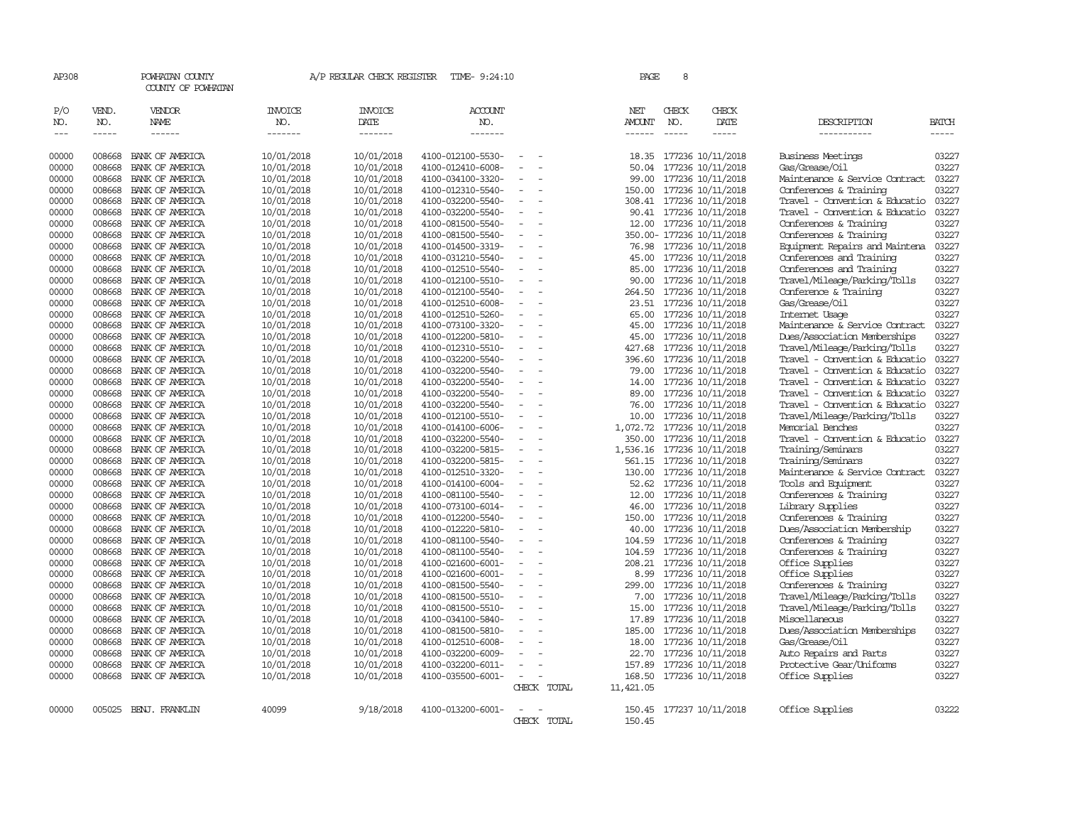AP308 POWHATAN COUNTY A/P REGULAR CHECK REGISTER TIME- 9:24:10 PAGE 8

COUNTY OF POWHATAN

| P/O NO. | VEND. NO. | VENDOR NAME | INVOICE NO. | INVOICE DATE | ACCOUNT NO. | | NET AMOUNT | CHECK NO. | CHECK DATE | DESCRIPTION | BATCH |
|---|---|---|---|---|---|---|---|---|---|---|---|
| --- | ----- | ------ | ------- | ------- | ------- | | ------ | ----- | ----- | ----------- | ----- |
| 00000 | 008668 | BANK OF AMERICA | 10/01/2018 | 10/01/2018 | 4100-012100-5530- | - - | 18.35 | 177236 | 10/11/2018 | Business Meetings | 03227 |
| 00000 | 008668 | BANK OF AMERICA | 10/01/2018 | 10/01/2018 | 4100-012410-6008- | - - | 50.04 | 177236 | 10/11/2018 | Gas/Grease/Oil | 03227 |
| 00000 | 008668 | BANK OF AMERICA | 10/01/2018 | 10/01/2018 | 4100-034100-3320- | - - | 99.00 | 177236 | 10/11/2018 | Maintenance & Service Contract | 03227 |
| 00000 | 008668 | BANK OF AMERICA | 10/01/2018 | 10/01/2018 | 4100-012310-5540- | - - | 150.00 | 177236 | 10/11/2018 | Conferences & Training | 03227 |
| 00000 | 008668 | BANK OF AMERICA | 10/01/2018 | 10/01/2018 | 4100-032200-5540- | - - | 308.41 | 177236 | 10/11/2018 | Travel - Convention & Educatio | 03227 |
| 00000 | 008668 | BANK OF AMERICA | 10/01/2018 | 10/01/2018 | 4100-032200-5540- | - - | 90.41 | 177236 | 10/11/2018 | Travel - Convention & Educatio | 03227 |
| 00000 | 008668 | BANK OF AMERICA | 10/01/2018 | 10/01/2018 | 4100-081500-5540- | - - | 12.00 | 177236 | 10/11/2018 | Conferences & Training | 03227 |
| 00000 | 008668 | BANK OF AMERICA | 10/01/2018 | 10/01/2018 | 4100-081500-5540- | - - | 350.00- | 177236 | 10/11/2018 | Conferences & Training | 03227 |
| 00000 | 008668 | BANK OF AMERICA | 10/01/2018 | 10/01/2018 | 4100-014500-3319- | - - | 76.98 | 177236 | 10/11/2018 | Equipment Repairs and Maintena | 03227 |
| 00000 | 008668 | BANK OF AMERICA | 10/01/2018 | 10/01/2018 | 4100-031210-5540- | - - | 45.00 | 177236 | 10/11/2018 | Conferences and Training | 03227 |
| 00000 | 008668 | BANK OF AMERICA | 10/01/2018 | 10/01/2018 | 4100-012510-5540- | - - | 85.00 | 177236 | 10/11/2018 | Conferences and Training | 03227 |
| 00000 | 008668 | BANK OF AMERICA | 10/01/2018 | 10/01/2018 | 4100-012100-5510- | - - | 90.00 | 177236 | 10/11/2018 | Travel/Mileage/Parking/Tolls | 03227 |
| 00000 | 008668 | BANK OF AMERICA | 10/01/2018 | 10/01/2018 | 4100-012100-5540- | - - | 264.50 | 177236 | 10/11/2018 | Conference & Training | 03227 |
| 00000 | 008668 | BANK OF AMERICA | 10/01/2018 | 10/01/2018 | 4100-012510-6008- | - - | 23.51 | 177236 | 10/11/2018 | Gas/Grease/Oil | 03227 |
| 00000 | 008668 | BANK OF AMERICA | 10/01/2018 | 10/01/2018 | 4100-012510-5260- | - - | 65.00 | 177236 | 10/11/2018 | Internet Usage | 03227 |
| 00000 | 008668 | BANK OF AMERICA | 10/01/2018 | 10/01/2018 | 4100-073100-3320- | - - | 45.00 | 177236 | 10/11/2018 | Maintenance & Service Contract | 03227 |
| 00000 | 008668 | BANK OF AMERICA | 10/01/2018 | 10/01/2018 | 4100-012200-5810- | - - | 45.00 | 177236 | 10/11/2018 | Dues/Association Memberships | 03227 |
| 00000 | 008668 | BANK OF AMERICA | 10/01/2018 | 10/01/2018 | 4100-012310-5510- | - - | 427.68 | 177236 | 10/11/2018 | Travel/Mileage/Parking/Tolls | 03227 |
| 00000 | 008668 | BANK OF AMERICA | 10/01/2018 | 10/01/2018 | 4100-032200-5540- | - - | 396.60 | 177236 | 10/11/2018 | Travel - Convention & Educatio | 03227 |
| 00000 | 008668 | BANK OF AMERICA | 10/01/2018 | 10/01/2018 | 4100-032200-5540- | - - | 79.00 | 177236 | 10/11/2018 | Travel - Convention & Educatio | 03227 |
| 00000 | 008668 | BANK OF AMERICA | 10/01/2018 | 10/01/2018 | 4100-032200-5540- | - - | 14.00 | 177236 | 10/11/2018 | Travel - Convention & Educatio | 03227 |
| 00000 | 008668 | BANK OF AMERICA | 10/01/2018 | 10/01/2018 | 4100-032200-5540- | - - | 89.00 | 177236 | 10/11/2018 | Travel - Convention & Educatio | 03227 |
| 00000 | 008668 | BANK OF AMERICA | 10/01/2018 | 10/01/2018 | 4100-032200-5540- | - - | 76.00 | 177236 | 10/11/2018 | Travel - Convention & Educatio | 03227 |
| 00000 | 008668 | BANK OF AMERICA | 10/01/2018 | 10/01/2018 | 4100-012100-5510- | - - | 10.00 | 177236 | 10/11/2018 | Travel/Mileage/Parking/Tolls | 03227 |
| 00000 | 008668 | BANK OF AMERICA | 10/01/2018 | 10/01/2018 | 4100-014100-6006- | - - | 1,072.72 | 177236 | 10/11/2018 | Memorial Benches | 03227 |
| 00000 | 008668 | BANK OF AMERICA | 10/01/2018 | 10/01/2018 | 4100-032200-5540- | - - | 350.00 | 177236 | 10/11/2018 | Travel - Convention & Educatio | 03227 |
| 00000 | 008668 | BANK OF AMERICA | 10/01/2018 | 10/01/2018 | 4100-032200-5815- | - - | 1,536.16 | 177236 | 10/11/2018 | Training/Seminars | 03227 |
| 00000 | 008668 | BANK OF AMERICA | 10/01/2018 | 10/01/2018 | 4100-032200-5815- | - - | 561.15 | 177236 | 10/11/2018 | Training/Seminars | 03227 |
| 00000 | 008668 | BANK OF AMERICA | 10/01/2018 | 10/01/2018 | 4100-012510-3320- | - - | 130.00 | 177236 | 10/11/2018 | Maintenance & Service Contract | 03227 |
| 00000 | 008668 | BANK OF AMERICA | 10/01/2018 | 10/01/2018 | 4100-014100-6004- | - - | 52.62 | 177236 | 10/11/2018 | Tools and Equipment | 03227 |
| 00000 | 008668 | BANK OF AMERICA | 10/01/2018 | 10/01/2018 | 4100-081100-5540- | - - | 12.00 | 177236 | 10/11/2018 | Conferences & Training | 03227 |
| 00000 | 008668 | BANK OF AMERICA | 10/01/2018 | 10/01/2018 | 4100-073100-6014- | - - | 46.00 | 177236 | 10/11/2018 | Library Supplies | 03227 |
| 00000 | 008668 | BANK OF AMERICA | 10/01/2018 | 10/01/2018 | 4100-012200-5540- | - - | 150.00 | 177236 | 10/11/2018 | Conferences & Training | 03227 |
| 00000 | 008668 | BANK OF AMERICA | 10/01/2018 | 10/01/2018 | 4100-012220-5810- | - - | 40.00 | 177236 | 10/11/2018 | Dues/Association Membership | 03227 |
| 00000 | 008668 | BANK OF AMERICA | 10/01/2018 | 10/01/2018 | 4100-081100-5540- | - - | 104.59 | 177236 | 10/11/2018 | Conferences & Training | 03227 |
| 00000 | 008668 | BANK OF AMERICA | 10/01/2018 | 10/01/2018 | 4100-081100-5540- | - - | 104.59 | 177236 | 10/11/2018 | Conferences & Training | 03227 |
| 00000 | 008668 | BANK OF AMERICA | 10/01/2018 | 10/01/2018 | 4100-021600-6001- | - - | 208.21 | 177236 | 10/11/2018 | Office Supplies | 03227 |
| 00000 | 008668 | BANK OF AMERICA | 10/01/2018 | 10/01/2018 | 4100-021600-6001- | - - | 8.99 | 177236 | 10/11/2018 | Office Supplies | 03227 |
| 00000 | 008668 | BANK OF AMERICA | 10/01/2018 | 10/01/2018 | 4100-081500-5540- | - - | 299.00 | 177236 | 10/11/2018 | Conferences & Training | 03227 |
| 00000 | 008668 | BANK OF AMERICA | 10/01/2018 | 10/01/2018 | 4100-081500-5510- | - - | 7.00 | 177236 | 10/11/2018 | Travel/Mileage/Parking/Tolls | 03227 |
| 00000 | 008668 | BANK OF AMERICA | 10/01/2018 | 10/01/2018 | 4100-081500-5510- | - - | 15.00 | 177236 | 10/11/2018 | Travel/Mileage/Parking/Tolls | 03227 |
| 00000 | 008668 | BANK OF AMERICA | 10/01/2018 | 10/01/2018 | 4100-034100-5840- | - - | 17.89 | 177236 | 10/11/2018 | Miscellaneous | 03227 |
| 00000 | 008668 | BANK OF AMERICA | 10/01/2018 | 10/01/2018 | 4100-081500-5810- | - - | 185.00 | 177236 | 10/11/2018 | Dues/Association Memberships | 03227 |
| 00000 | 008668 | BANK OF AMERICA | 10/01/2018 | 10/01/2018 | 4100-012510-6008- | - - | 18.00 | 177236 | 10/11/2018 | Gas/Grease/Oil | 03227 |
| 00000 | 008668 | BANK OF AMERICA | 10/01/2018 | 10/01/2018 | 4100-032200-6009- | - - | 22.70 | 177236 | 10/11/2018 | Auto Repairs and Parts | 03227 |
| 00000 | 008668 | BANK OF AMERICA | 10/01/2018 | 10/01/2018 | 4100-032200-6011- | - - | 157.89 | 177236 | 10/11/2018 | Protective Gear/Uniforms | 03227 |
| 00000 | 008668 | BANK OF AMERICA | 10/01/2018 | 10/01/2018 | 4100-035500-6001- | - - | 168.50 | 177236 | 10/11/2018 | Office Supplies | 03227 |
| | | | | | | CHECK TOTAL | 11,421.05 | | | | |
| 00000 | 005025 | BENJ. FRANKLIN | 40099 | 9/18/2018 | 4100-013200-6001- | - - | 150.45 | 177237 | 10/11/2018 | Office Supplies | 03222 |
| | | | | | | CHECK TOTAL | 150.45 | | | | |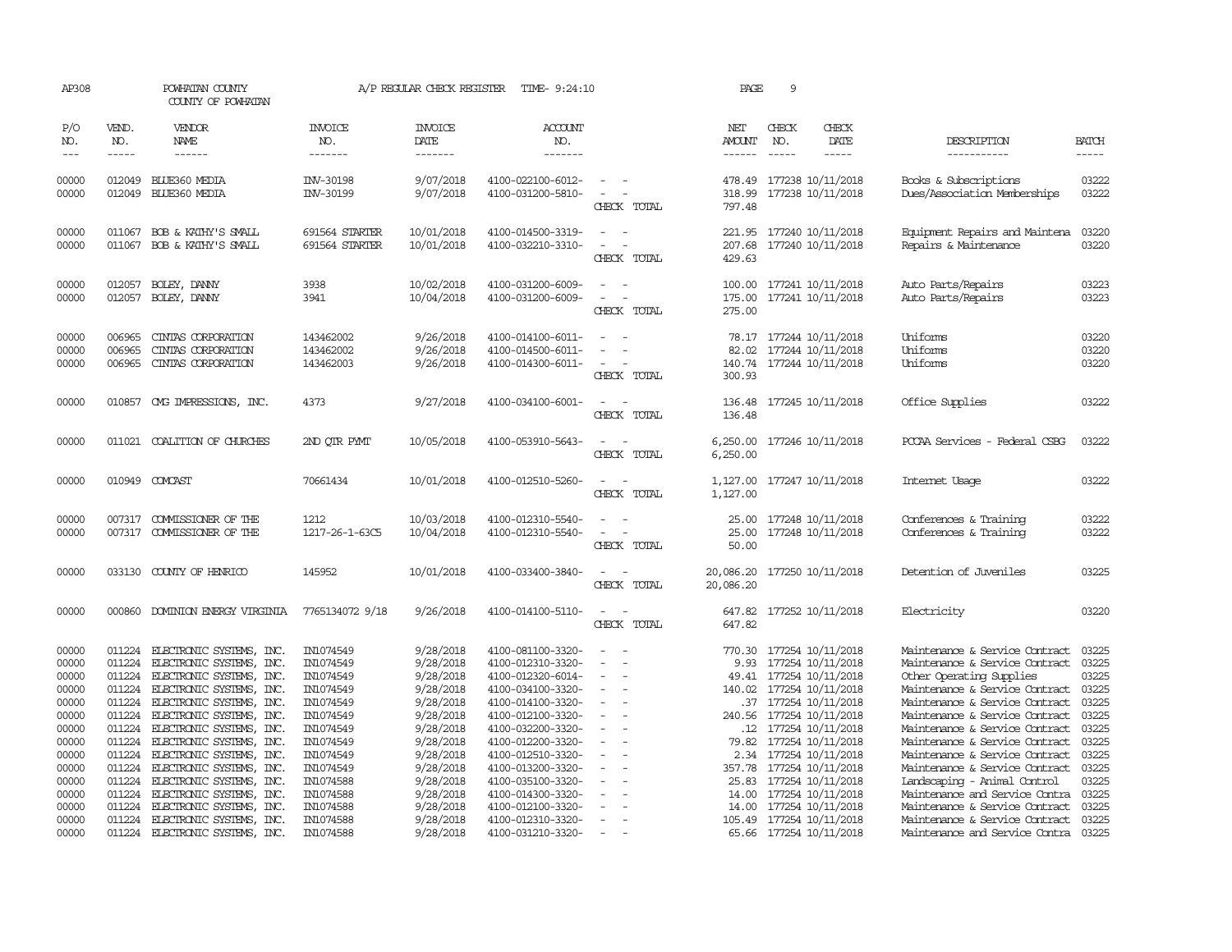AP308 POWHATAN COUNTY A/P REGULAR CHECK REGISTER TIME- 9:24:10 PAGE 9
COUNTY OF POWHATAN

| P/O NO. | VEND. NO. | VENDOR NAME | INVOICE NO. | INVOICE DATE | ACCOUNT NO. | | NET AMOUNT | CHECK NO. | CHECK DATE | DESCRIPTION | BATCH |
|---|---|---|---|---|---|---|---|---|---|---|---|
| 00000 | 012049 | BLUE360 MEDIA | INV-30198 | 9/07/2018 | 4100-022100-6012- | - - | 478.49 | 177238 | 10/11/2018 | Books & Subscriptions | 03222 |
| 00000 | 012049 | BLUE360 MEDIA | INV-30199 | 9/07/2018 | 4100-031200-5810- | - - | 318.99 | 177238 | 10/11/2018 | Dues/Association Memberships | 03222 |
| | | | | | | CHECK TOTAL | 797.48 | | | | |
| 00000 | 011067 | BOB & KATHY'S SMALL | 691564 STARTER | 10/01/2018 | 4100-014500-3319- | - - | 221.95 | 177240 | 10/11/2018 | Equipment Repairs and Maintena | 03220 |
| 00000 | 011067 | BOB & KATHY'S SMALL | 691564 STARTER | 10/01/2018 | 4100-032210-3310- | - - | 207.68 | 177240 | 10/11/2018 | Repairs & Maintenance | 03220 |
| | | | | | | CHECK TOTAL | 429.63 | | | | |
| 00000 | 012057 | BOLEY, DANNY | 3938 | 10/02/2018 | 4100-031200-6009- | - - | 100.00 | 177241 | 10/11/2018 | Auto Parts/Repairs | 03223 |
| 00000 | 012057 | BOLEY, DANNY | 3941 | 10/04/2018 | 4100-031200-6009- | - - | 175.00 | 177241 | 10/11/2018 | Auto Parts/Repairs | 03223 |
| | | | | | | CHECK TOTAL | 275.00 | | | | |
| 00000 | 006965 | CINTAS CORPORATION | 143462002 | 9/26/2018 | 4100-014100-6011- | - - | 78.17 | 177244 | 10/11/2018 | Uniforms | 03220 |
| 00000 | 006965 | CINTAS CORPORATION | 143462002 | 9/26/2018 | 4100-014500-6011- | - - | 82.02 | 177244 | 10/11/2018 | Uniforms | 03220 |
| 00000 | 006965 | CINTAS CORPORATION | 143462003 | 9/26/2018 | 4100-014300-6011- | - - | 140.74 | 177244 | 10/11/2018 | Uniforms | 03220 |
| | | | | | | CHECK TOTAL | 300.93 | | | | |
| 00000 | 010857 | CMG IMPRESSIONS, INC. | 4373 | 9/27/2018 | 4100-034100-6001- | - - | 136.48 | 177245 | 10/11/2018 | Office Supplies | 03222 |
| | | | | | | CHECK TOTAL | 136.48 | | | | |
| 00000 | 011021 | COALITION OF CHURCHES | 2ND QTR PYMT | 10/05/2018 | 4100-053910-5643- | - - | 6,250.00 | 177246 | 10/11/2018 | PCCAA Services - Federal CSBG | 03222 |
| | | | | | | CHECK TOTAL | 6,250.00 | | | | |
| 00000 | 010949 | COMCAST | 70661434 | 10/01/2018 | 4100-012510-5260- | - - | 1,127.00 | 177247 | 10/11/2018 | Internet Usage | 03222 |
| | | | | | | CHECK TOTAL | 1,127.00 | | | | |
| 00000 | 007317 | COMMISSIONER OF THE | 1212 | 10/03/2018 | 4100-012310-5540- | - - | 25.00 | 177248 | 10/11/2018 | Conferences & Training | 03222 |
| 00000 | 007317 | COMMISSIONER OF THE | 1217-26-1-63C5 | 10/04/2018 | 4100-012310-5540- | - - | 25.00 | 177248 | 10/11/2018 | Conferences & Training | 03222 |
| | | | | | | CHECK TOTAL | 50.00 | | | | |
| 00000 | 033130 | COUNTY OF HENRICO | 145952 | 10/01/2018 | 4100-033400-3840- | - - | 20,086.20 | 177250 | 10/11/2018 | Detention of Juveniles | 03225 |
| | | | | | | CHECK TOTAL | 20,086.20 | | | | |
| 00000 | 000860 | DOMINION ENERGY VIRGINIA | 7765134072 9/18 | 9/26/2018 | 4100-014100-5110- | - - | 647.82 | 177252 | 10/11/2018 | Electricity | 03220 |
| | | | | | | CHECK TOTAL | 647.82 | | | | |
| 00000 | 011224 | ELECTRONIC SYSTEMS, INC. | IN1074549 | 9/28/2018 | 4100-081100-3320- | - - | 770.30 | 177254 | 10/11/2018 | Maintenance & Service Contract | 03225 |
| 00000 | 011224 | ELECTRONIC SYSTEMS, INC. | IN1074549 | 9/28/2018 | 4100-012310-3320- | - - | 9.93 | 177254 | 10/11/2018 | Maintenance & Service Contract | 03225 |
| 00000 | 011224 | ELECTRONIC SYSTEMS, INC. | IN1074549 | 9/28/2018 | 4100-012320-6014- | - - | 49.41 | 177254 | 10/11/2018 | Other Operating Supplies | 03225 |
| 00000 | 011224 | ELECTRONIC SYSTEMS, INC. | IN1074549 | 9/28/2018 | 4100-034100-3320- | - - | 140.02 | 177254 | 10/11/2018 | Maintenance & Service Contract | 03225 |
| 00000 | 011224 | ELECTRONIC SYSTEMS, INC. | IN1074549 | 9/28/2018 | 4100-014100-3320- | - - | .37 | 177254 | 10/11/2018 | Maintenance & Service Contract | 03225 |
| 00000 | 011224 | ELECTRONIC SYSTEMS, INC. | IN1074549 | 9/28/2018 | 4100-012100-3320- | - - | 240.56 | 177254 | 10/11/2018 | Maintenance & Service Contract | 03225 |
| 00000 | 011224 | ELECTRONIC SYSTEMS, INC. | IN1074549 | 9/28/2018 | 4100-032200-3320- | - - | .12 | 177254 | 10/11/2018 | Maintenance & Service Contract | 03225 |
| 00000 | 011224 | ELECTRONIC SYSTEMS, INC. | IN1074549 | 9/28/2018 | 4100-012200-3320- | - - | 79.82 | 177254 | 10/11/2018 | Maintenance & Service Contract | 03225 |
| 00000 | 011224 | ELECTRONIC SYSTEMS, INC. | IN1074549 | 9/28/2018 | 4100-012510-3320- | - - | 2.34 | 177254 | 10/11/2018 | Maintenance & Service Contract | 03225 |
| 00000 | 011224 | ELECTRONIC SYSTEMS, INC. | IN1074549 | 9/28/2018 | 4100-013200-3320- | - - | 357.78 | 177254 | 10/11/2018 | Maintenance & Service Contract | 03225 |
| 00000 | 011224 | ELECTRONIC SYSTEMS, INC. | IN1074588 | 9/28/2018 | 4100-035100-3320- | - - | 25.83 | 177254 | 10/11/2018 | Landscaping - Animal Control | 03225 |
| 00000 | 011224 | ELECTRONIC SYSTEMS, INC. | IN1074588 | 9/28/2018 | 4100-014300-3320- | - - | 14.00 | 177254 | 10/11/2018 | Maintenance and Service Contra | 03225 |
| 00000 | 011224 | ELECTRONIC SYSTEMS, INC. | IN1074588 | 9/28/2018 | 4100-012100-3320- | - - | 14.00 | 177254 | 10/11/2018 | Maintenance & Service Contract | 03225 |
| 00000 | 011224 | ELECTRONIC SYSTEMS, INC. | IN1074588 | 9/28/2018 | 4100-012310-3320- | - - | 105.49 | 177254 | 10/11/2018 | Maintenance & Service Contract | 03225 |
| 00000 | 011224 | ELECTRONIC SYSTEMS, INC. | IN1074588 | 9/28/2018 | 4100-031210-3320- | - - | 65.66 | 177254 | 10/11/2018 | Maintenance and Service Contra | 03225 |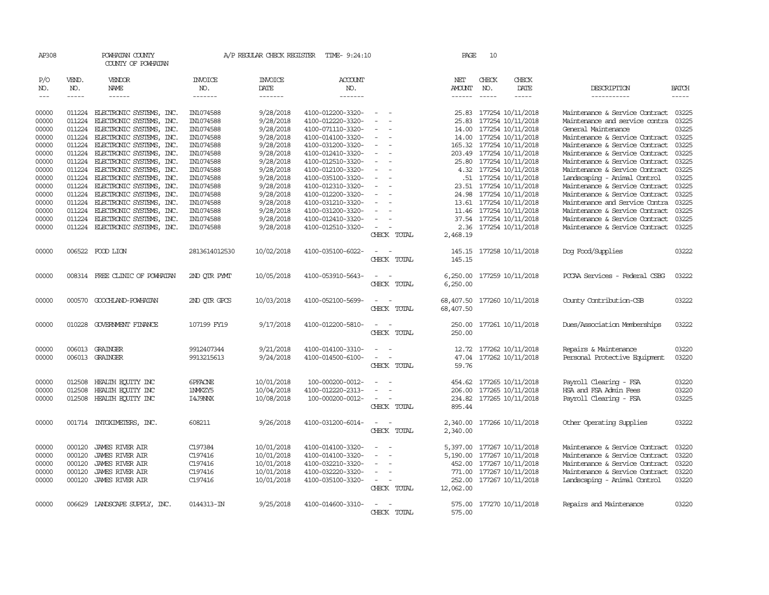AP308 POWHATAN COUNTY A/P REGULAR CHECK REGISTER TIME- 9:24:10 PAGE 10

COUNTY OF POWHATAN

| P/O NO. | VEND. NO. | VENDOR NAME | INVOICE NO. | INVOICE DATE | ACCOUNT NO. | | NET AMOUNT | CHECK NO. | CHECK DATE | DESCRIPTION | BATCH |
|---|---|---|---|---|---|---|---|---|---|---|---|
| --- | ----- | ------ | ------- | ------- | ------- | | ------ | ----- | ----- | ----------- | ----- |
| 00000 | 011224 | ELECTRONIC SYSTEMS, INC. | IN1074588 | 9/28/2018 | 4100-012200-3320- | - - | 25.83 | 177254 | 10/11/2018 | Maintenance & Service Contract | 03225 |
| 00000 | 011224 | ELECTRONIC SYSTEMS, INC. | IN1074588 | 9/28/2018 | 4100-012220-3320- | - - | 25.83 | 177254 | 10/11/2018 | Maintenance and service contra | 03225 |
| 00000 | 011224 | ELECTRONIC SYSTEMS, INC. | IN1074588 | 9/28/2018 | 4100-071110-3320- | - - | 14.00 | 177254 | 10/11/2018 | General Maintenance | 03225 |
| 00000 | 011224 | ELECTRONIC SYSTEMS, INC. | IN1074588 | 9/28/2018 | 4100-014100-3320- | - - | 14.00 | 177254 | 10/11/2018 | Maintenance & Service Contract | 03225 |
| 00000 | 011224 | ELECTRONIC SYSTEMS, INC. | IN1074588 | 9/28/2018 | 4100-031200-3320- | - - | 165.32 | 177254 | 10/11/2018 | Maintenance & Service Contract | 03225 |
| 00000 | 011224 | ELECTRONIC SYSTEMS, INC. | IN1074588 | 9/28/2018 | 4100-012410-3320- | - - | 203.49 | 177254 | 10/11/2018 | Maintenance & Service Contract | 03225 |
| 00000 | 011224 | ELECTRONIC SYSTEMS, INC. | IN1074588 | 9/28/2018 | 4100-012510-3320- | - - | 25.80 | 177254 | 10/11/2018 | Maintenance & Service Contract | 03225 |
| 00000 | 011224 | ELECTRONIC SYSTEMS, INC. | IN1074588 | 9/28/2018 | 4100-012100-3320- | - - | 4.32 | 177254 | 10/11/2018 | Maintenance & Service Contract | 03225 |
| 00000 | 011224 | ELECTRONIC SYSTEMS, INC. | IN1074588 | 9/28/2018 | 4100-035100-3320- | - - | .51 | 177254 | 10/11/2018 | Landscaping - Animal Control | 03225 |
| 00000 | 011224 | ELECTRONIC SYSTEMS, INC. | IN1074588 | 9/28/2018 | 4100-012310-3320- | - - | 23.51 | 177254 | 10/11/2018 | Maintenance & Service Contract | 03225 |
| 00000 | 011224 | ELECTRONIC SYSTEMS, INC. | IN1074588 | 9/28/2018 | 4100-012200-3320- | - - | 24.98 | 177254 | 10/11/2018 | Maintenance & Service Contract | 03225 |
| 00000 | 011224 | ELECTRONIC SYSTEMS, INC. | IN1074588 | 9/28/2018 | 4100-031210-3320- | - - | 13.61 | 177254 | 10/11/2018 | Maintenance and Service Contra | 03225 |
| 00000 | 011224 | ELECTRONIC SYSTEMS, INC. | IN1074588 | 9/28/2018 | 4100-031200-3320- | - - | 11.46 | 177254 | 10/11/2018 | Maintenance & Service Contract | 03225 |
| 00000 | 011224 | ELECTRONIC SYSTEMS, INC. | IN1074588 | 9/28/2018 | 4100-012410-3320- | - - | 37.54 | 177254 | 10/11/2018 | Maintenance & Service Contract | 03225 |
| 00000 | 011224 | ELECTRONIC SYSTEMS, INC. | IN1074588 | 9/28/2018 | 4100-012510-3320- | - - | 2.36 | 177254 | 10/11/2018 | Maintenance & Service Contract | 03225 |
| | | | | | | CHECK TOTAL | 2,468.19 | | | | |
| 00000 | 006522 | FOOD LION | 2813614012530 | 10/02/2018 | 4100-035100-6022- | - - | 145.15 | 177258 | 10/11/2018 | Dog Food/Supplies | 03222 |
| | | | | | | CHECK TOTAL | 145.15 | | | | |
| 00000 | 008314 | FREE CLINIC OF POWHATAN | 2ND QTR PYMT | 10/05/2018 | 4100-053910-5643- | - - | 6,250.00 | 177259 | 10/11/2018 | PCCAA Services - Federal CSBG | 03222 |
| | | | | | | CHECK TOTAL | 6,250.00 | | | | |
| 00000 | 000570 | GOOCHLAND-POWHATAN | 2ND QTR GPCS | 10/03/2018 | 4100-052100-5699- | - - | 68,407.50 | 177260 | 10/11/2018 | County Contribution-CSB | 03222 |
| | | | | | | CHECK TOTAL | 68,407.50 | | | | |
| 00000 | 010228 | GOVERNMENT FINANCE | 107199 FY19 | 9/17/2018 | 4100-012200-5810- | - - | 250.00 | 177261 | 10/11/2018 | Dues/Association Memberships | 03222 |
| | | | | | | CHECK TOTAL | 250.00 | | | | |
| 00000 | 006013 | GRAINGER | 9912407344 | 9/21/2018 | 4100-014100-3310- | - - | 12.72 | 177262 | 10/11/2018 | Repairs & Maintenance | 03220 |
| 00000 | 006013 | GRAINGER | 9913215613 | 9/24/2018 | 4100-014500-6100- | - - | 47.04 | 177262 | 10/11/2018 | Personal Protective Equipment | 03220 |
| | | | | | | CHECK TOTAL | 59.76 | | | | |
| 00000 | 012508 | HEALTH EQUITY INC | 6PFACNE | 10/01/2018 | 100-000200-0012- | - - | 454.62 | 177265 | 10/11/2018 | Payroll Clearing - FSA | 03220 |
| 00000 | 012508 | HEALTH EQUITY INC | 1NMKZY5 | 10/04/2018 | 4100-012220-2313- | - - | 206.00 | 177265 | 10/11/2018 | HSA and FSA Admin Fees | 03220 |
| 00000 | 012508 | HEALTH EQUITY INC | I4J9NNX | 10/08/2018 | 100-000200-0012- | - - | 234.82 | 177265 | 10/11/2018 | Payroll Clearing - FSA | 03225 |
| | | | | | | CHECK TOTAL | 895.44 | | | | |
| 00000 | 001714 | INTOXIMETERS, INC. | 608211 | 9/26/2018 | 4100-031200-6014- | - - | 2,340.00 | 177266 | 10/11/2018 | Other Operating Supplies | 03222 |
| | | | | | | CHECK TOTAL | 2,340.00 | | | | |
| 00000 | 000120 | JAMES RIVER AIR | C197384 | 10/01/2018 | 4100-014100-3320- | - - | 5,397.00 | 177267 | 10/11/2018 | Maintenance & Service Contract | 03220 |
| 00000 | 000120 | JAMES RIVER AIR | C197416 | 10/01/2018 | 4100-014100-3320- | - - | 5,190.00 | 177267 | 10/11/2018 | Maintenance & Service Contract | 03220 |
| 00000 | 000120 | JAMES RIVER AIR | C197416 | 10/01/2018 | 4100-032210-3320- | - - | 452.00 | 177267 | 10/11/2018 | Maintenance & Service Contract | 03220 |
| 00000 | 000120 | JAMES RIVER AIR | C197416 | 10/01/2018 | 4100-032220-3320- | - - | 771.00 | 177267 | 10/11/2018 | Maintenance & Service Contract | 03220 |
| 00000 | 000120 | JAMES RIVER AIR | C197416 | 10/01/2018 | 4100-035100-3320- | - - | 252.00 | 177267 | 10/11/2018 | Landscaping - Animal Control | 03220 |
| | | | | | | CHECK TOTAL | 12,062.00 | | | | |
| 00000 | 006629 | LANDSCAPE SUPPLY, INC. | 0144313-IN | 9/25/2018 | 4100-014600-3310- | - - | 575.00 | 177270 | 10/11/2018 | Repairs and Maintenance | 03220 |
| | | | | | | CHECK TOTAL | 575.00 | | | | |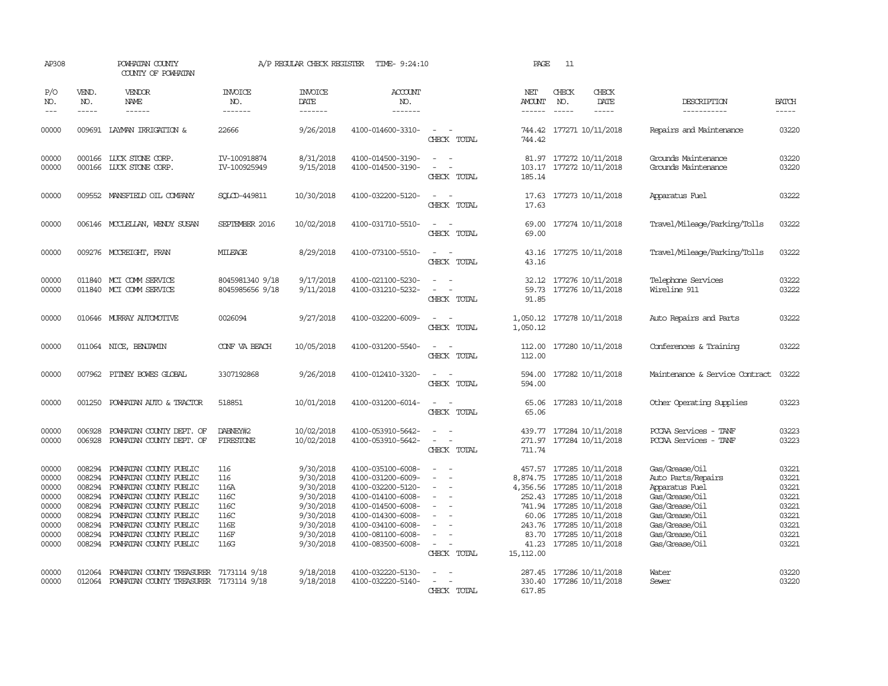AP308 POWHATAN COUNTY A/P REGULAR CHECK REGISTER TIME- 9:24:10 PAGE 11

COUNTY OF POWHATAN

| P/O NO. | VEND. NO. | VENDOR NAME | INVOICE NO. | INVOICE DATE | ACCOUNT NO. | | NET AMOUNT | CHECK NO. | CHECK DATE | DESCRIPTION | BATCH |
|---|---|---|---|---|---|---|---|---|---|---|---|
| 00000 | 009691 | LAYMAN IRRIGATION & | 22666 | 9/26/2018 | 4100-014600-3310- | - - | 744.42 | 177271 | 10/11/2018 | Repairs and Maintenance | 03220 |
| | | | | | | CHECK TOTAL | 744.42 | | | | |
| 00000 | 000166 | LUCK STONE CORP. | IV-100918874 | 8/31/2018 | 4100-014500-3190- | - - | 81.97 | 177272 | 10/11/2018 | Grounds Maintenance | 03220 |
| 00000 | 000166 | LUCK STONE CORP. | IV-100925949 | 9/15/2018 | 4100-014500-3190- | - - | 103.17 | 177272 | 10/11/2018 | Grounds Maintenance | 03220 |
| | | | | | | CHECK TOTAL | 185.14 | | | | |
| 00000 | 009552 | MANSFIELD OIL COMPANY | SQLCD-449811 | 10/30/2018 | 4100-032200-5120- | - - | 17.63 | 177273 | 10/11/2018 | Apparatus Fuel | 03222 |
| | | | | | | CHECK TOTAL | 17.63 | | | | |
| 00000 | 006146 | MCCLELLAN, WENDY SUSAN | SEPTEMBER 2016 | 10/02/2018 | 4100-031710-5510- | - - | 69.00 | 177274 | 10/11/2018 | Travel/Mileage/Parking/Tolls | 03222 |
| | | | | | | CHECK TOTAL | 69.00 | | | | |
| 00000 | 009276 | MCCREIGHT, FRAN | MILEAGE | 8/29/2018 | 4100-073100-5510- | - - | 43.16 | 177275 | 10/11/2018 | Travel/Mileage/Parking/Tolls | 03222 |
| | | | | | | CHECK TOTAL | 43.16 | | | | |
| 00000 | 011840 | MCI COMM SERVICE | 8045981340 9/18 | 9/17/2018 | 4100-021100-5230- | - - | 32.12 | 177276 | 10/11/2018 | Telephone Services | 03222 |
| 00000 | 011840 | MCI COMM SERVICE | 8045985656 9/18 | 9/11/2018 | 4100-031210-5232- | - - | 59.73 | 177276 | 10/11/2018 | Wireline 911 | 03222 |
| | | | | | | CHECK TOTAL | 91.85 | | | | |
| 00000 | 010646 | MURRAY AUTOMOTIVE | 0026094 | 9/27/2018 | 4100-032200-6009- | - - | 1,050.12 | 177278 | 10/11/2018 | Auto Repairs and Parts | 03222 |
| | | | | | | CHECK TOTAL | 1,050.12 | | | | |
| 00000 | 011064 | NICE, BENJAMIN | CONF VA BEACH | 10/05/2018 | 4100-031200-5540- | - - | 112.00 | 177280 | 10/11/2018 | Conferences & Training | 03222 |
| | | | | | | CHECK TOTAL | 112.00 | | | | |
| 00000 | 007962 | PITNEY BOWES GLOBAL | 3307192868 | 9/26/2018 | 4100-012410-3320- | - - | 594.00 | 177282 | 10/11/2018 | Maintenance & Service Contract | 03222 |
| | | | | | | CHECK TOTAL | 594.00 | | | | |
| 00000 | 001250 | POWHATAN AUTO & TRACTOR | 518851 | 10/01/2018 | 4100-031200-6014- | - - | 65.06 | 177283 | 10/11/2018 | Other Operating Supplies | 03223 |
| | | | | | | CHECK TOTAL | 65.06 | | | | |
| 00000 | 006928 | POWHATAN COUNTY DEPT. OF | DABNEY#2 | 10/02/2018 | 4100-053910-5642- | - - | 439.77 | 177284 | 10/11/2018 | PCCAA Services - TANF | 03223 |
| 00000 | 006928 | POWHATAN COUNTY DEPT. OF | FIRESTONE | 10/02/2018 | 4100-053910-5642- | - - | 271.97 | 177284 | 10/11/2018 | PCCAA Services - TANF | 03223 |
| | | | | | | CHECK TOTAL | 711.74 | | | | |
| 00000 | 008294 | POWHATAN COUNTY PUBLIC | 116 | 9/30/2018 | 4100-035100-6008- | - - | 457.57 | 177285 | 10/11/2018 | Gas/Grease/Oil | 03221 |
| 00000 | 008294 | POWHATAN COUNTY PUBLIC | 116 | 9/30/2018 | 4100-031200-6009- | - - | 8,874.75 | 177285 | 10/11/2018 | Auto Parts/Repairs | 03221 |
| 00000 | 008294 | POWHATAN COUNTY PUBLIC | 116A | 9/30/2018 | 4100-032200-5120- | - - | 4,356.56 | 177285 | 10/11/2018 | Apparatus Fuel | 03221 |
| 00000 | 008294 | POWHATAN COUNTY PUBLIC | 116C | 9/30/2018 | 4100-014100-6008- | - - | 252.43 | 177285 | 10/11/2018 | Gas/Grease/Oil | 03221 |
| 00000 | 008294 | POWHATAN COUNTY PUBLIC | 116C | 9/30/2018 | 4100-014500-6008- | - - | 741.94 | 177285 | 10/11/2018 | Gas/Grease/Oil | 03221 |
| 00000 | 008294 | POWHATAN COUNTY PUBLIC | 116C | 9/30/2018 | 4100-014300-6008- | - - | 60.06 | 177285 | 10/11/2018 | Gas/Grease/Oil | 03221 |
| 00000 | 008294 | POWHATAN COUNTY PUBLIC | 116E | 9/30/2018 | 4100-034100-6008- | - - | 243.76 | 177285 | 10/11/2018 | Gas/Grease/Oil | 03221 |
| 00000 | 008294 | POWHATAN COUNTY PUBLIC | 116F | 9/30/2018 | 4100-081100-6008- | - - | 83.70 | 177285 | 10/11/2018 | Gas/Grease/Oil | 03221 |
| 00000 | 008294 | POWHATAN COUNTY PUBLIC | 116G | 9/30/2018 | 4100-083500-6008- | - - | 41.23 | 177285 | 10/11/2018 | Gas/Grease/Oil | 03221 |
| | | | | | | CHECK TOTAL | 15,112.00 | | | | |
| 00000 | 012064 | POWHATAN COUNTY TREASURER | 7173114 9/18 | 9/18/2018 | 4100-032220-5130- | - - | 287.45 | 177286 | 10/11/2018 | Water | 03220 |
| 00000 | 012064 | POWHATAN COUNTY TREASURER | 7173114 9/18 | 9/18/2018 | 4100-032220-5140- | - - | 330.40 | 177286 | 10/11/2018 | Sewer | 03220 |
| | | | | | | CHECK TOTAL | 617.85 | | | | |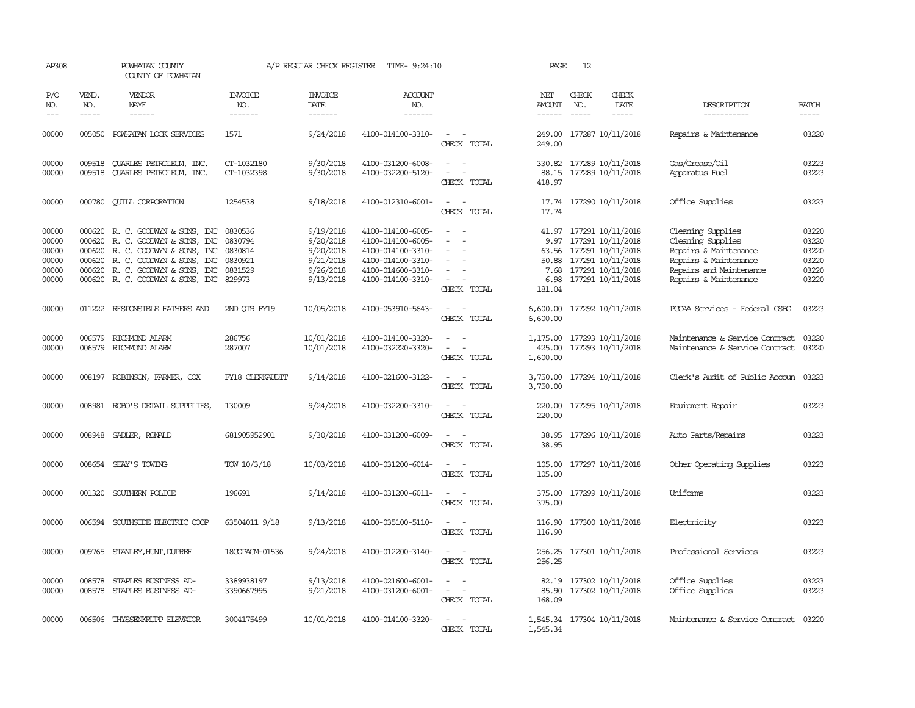AP308 POWHATAN COUNTY A/P REGULAR CHECK REGISTER TIME- 9:24:10 PAGE 12

COUNTY OF POWHATAN

| P/O NO. | VEND. NO. | VENDOR NAME | INVOICE NO. | INVOICE DATE | ACCOUNT NO. | | NET AMOUNT | CHECK NO. | CHECK DATE | DESCRIPTION | BATCH |
|---|---|---|---|---|---|---|---|---|---|---|---|
| 00000 | 005050 | POWHATAN LOCK SERVICES | 1571 | 9/24/2018 | 4100-014100-3310- | - - | 249.00 | 177287 | 10/11/2018 | Repairs & Maintenance | 03220 |
| | | | | | | CHECK TOTAL | 249.00 | | | | |
| 00000 | 009518 | QUARLES PETROLEUM, INC. | CT-1032180 | 9/30/2018 | 4100-031200-6008- | - - | 330.82 | 177289 | 10/11/2018 | Gas/Grease/Oil | 03223 |
| 00000 | 009518 | QUARLES PETROLEUM, INC. | CT-1032398 | 9/30/2018 | 4100-032200-5120- | - - | 88.15 | 177289 | 10/11/2018 | Apparatus Fuel | 03223 |
| | | | | | | CHECK TOTAL | 418.97 | | | | |
| 00000 | 000780 | QUILL CORPORATION | 1254538 | 9/18/2018 | 4100-012310-6001- | - - | 17.74 | 177290 | 10/11/2018 | Office Supplies | 03223 |
| | | | | | | CHECK TOTAL | 17.74 | | | | |
| 00000 | 000620 | R. C. GOODWYN & SONS, INC | 0830536 | 9/19/2018 | 4100-014100-6005- | - - | 41.97 | 177291 | 10/11/2018 | Cleaning Supplies | 03220 |
| 00000 | 000620 | R. C. GOODWYN & SONS, INC | 0830794 | 9/20/2018 | 4100-014100-6005- | - - | 9.97 | 177291 | 10/11/2018 | Cleaning Supplies | 03220 |
| 00000 | 000620 | R. C. GOODWYN & SONS, INC | 0830814 | 9/20/2018 | 4100-014100-3310- | - - | 63.56 | 177291 | 10/11/2018 | Repairs & Maintenance | 03220 |
| 00000 | 000620 | R. C. GOODWYN & SONS, INC | 0830921 | 9/21/2018 | 4100-014100-3310- | - - | 50.88 | 177291 | 10/11/2018 | Repairs & Maintenance | 03220 |
| 00000 | 000620 | R. C. GOODWYN & SONS, INC | 0831529 | 9/26/2018 | 4100-014600-3310- | - - | 7.68 | 177291 | 10/11/2018 | Repairs and Maintenance | 03220 |
| 00000 | 000620 | R. C. GOODWYN & SONS, INC | 829973 | 9/13/2018 | 4100-014100-3310- | - - | 6.98 | 177291 | 10/11/2018 | Repairs & Maintenance | 03220 |
| | | | | | | CHECK TOTAL | 181.04 | | | | |
| 00000 | 011222 | RESPONSIBLE FATHERS AND | 2ND QTR FY19 | 10/05/2018 | 4100-053910-5643- | - - | 6,600.00 | 177292 | 10/11/2018 | PCCAA Services - Federal CSBG | 03223 |
| | | | | | | CHECK TOTAL | 6,600.00 | | | | |
| 00000 | 006579 | RICHMOND ALARM | 286756 | 10/01/2018 | 4100-014100-3320- | - - | 1,175.00 | 177293 | 10/11/2018 | Maintenance & Service Contract | 03220 |
| 00000 | 006579 | RICHMOND ALARM | 287007 | 10/01/2018 | 4100-032220-3320- | - - | 425.00 | 177293 | 10/11/2018 | Maintenance & Service Contract | 03220 |
| | | | | | | CHECK TOTAL | 1,600.00 | | | | |
| 00000 | 008197 | ROBINSON, FARMER, COX | FY18 CLERKAUDIT | 9/14/2018 | 4100-021600-3122- | - - | 3,750.00 | 177294 | 10/11/2018 | Clerk's Audit of Public Accoun | 03223 |
| | | | | | | CHECK TOTAL | 3,750.00 | | | | |
| 00000 | 008981 | ROBO'S DETAIL SUPPPLIES, | 130009 | 9/24/2018 | 4100-032200-3310- | - - | 220.00 | 177295 | 10/11/2018 | Equipment Repair | 03223 |
| | | | | | | CHECK TOTAL | 220.00 | | | | |
| 00000 | 008948 | SADLER, RONALD | 681905952901 | 9/30/2018 | 4100-031200-6009- | - - | 38.95 | 177296 | 10/11/2018 | Auto Parts/Repairs | 03223 |
| | | | | | | CHECK TOTAL | 38.95 | | | | |
| 00000 | 008654 | SEAY'S TOWING | TOW 10/3/18 | 10/03/2018 | 4100-031200-6014- | - - | 105.00 | 177297 | 10/11/2018 | Other Operating Supplies | 03223 |
| | | | | | | CHECK TOTAL | 105.00 | | | | |
| 00000 | 001320 | SOUTHERN POLICE | 196691 | 9/14/2018 | 4100-031200-6011- | - - | 375.00 | 177299 | 10/11/2018 | Uniforms | 03223 |
| | | | | | | CHECK TOTAL | 375.00 | | | | |
| 00000 | 006594 | SOUTHSIDE ELECTRIC COOP | 63504011 9/18 | 9/13/2018 | 4100-035100-5110- | - - | 116.90 | 177300 | 10/11/2018 | Electricity | 03223 |
| | | | | | | CHECK TOTAL | 116.90 | | | | |
| 00000 | 009765 | STANLEY,HUNT,DUPREE | 18COPAGM-01536 | 9/24/2018 | 4100-012200-3140- | - - | 256.25 | 177301 | 10/11/2018 | Professional Services | 03223 |
| | | | | | | CHECK TOTAL | 256.25 | | | | |
| 00000 | 008578 | STAPLES BUSINESS AD- | 3389938197 | 9/13/2018 | 4100-021600-6001- | - - | 82.19 | 177302 | 10/11/2018 | Office Supplies | 03223 |
| 00000 | 008578 | STAPLES BUSINESS AD- | 3390667995 | 9/21/2018 | 4100-031200-6001- | - - | 85.90 | 177302 | 10/11/2018 | Office Supplies | 03223 |
| | | | | | | CHECK TOTAL | 168.09 | | | | |
| 00000 | 006506 | THYSSENKRUPP ELEVATOR | 3004175499 | 10/01/2018 | 4100-014100-3320- | - - | 1,545.34 | 177304 | 10/11/2018 | Maintenance & Service Contract | 03220 |
| | | | | | | CHECK TOTAL | 1,545.34 | | | | |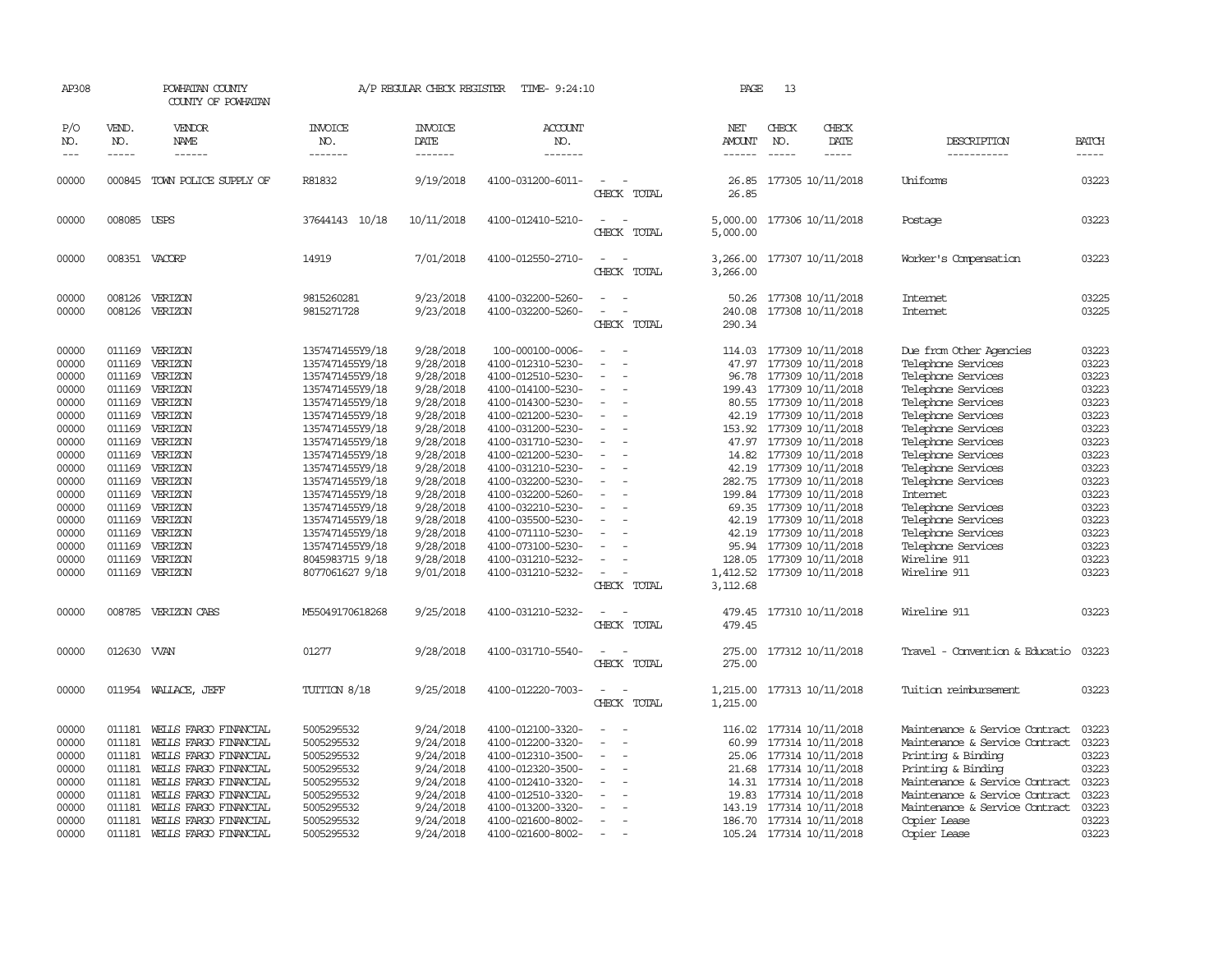AP308 POWHATAN COUNTY COUNTY OF POWHATAN A/P REGULAR CHECK REGISTER TIME- 9:24:10

| P/O NO. | VEND. NO. | VENDOR NAME | INVOICE NO. | INVOICE DATE | ACCOUNT NO. | | NET AMOUNT | CHECK NO. | CHECK DATE | DESCRIPTION | BATCH |
|---|---|---|---|---|---|---|---|---|---|---|---|
| 00000 | 000845 | TOWN POLICE SUPPLY OF | R81832 | 9/19/2018 | 4100-031200-6011- | - - | 26.85 | 177305 | 10/11/2018 | Uniforms | 03223 |
| | | | | | | CHECK TOTAL | 26.85 | | | | |
| 00000 | 008085 | USPS | 37644143 10/18 | 10/11/2018 | 4100-012410-5210- | - - | 5,000.00 | 177306 | 10/11/2018 | Postage | 03223 |
| | | | | | | CHECK TOTAL | 5,000.00 | | | | |
| 00000 | 008351 | VACORP | 14919 | 7/01/2018 | 4100-012550-2710- | - - | 3,266.00 | 177307 | 10/11/2018 | Worker's Compensation | 03223 |
| | | | | | | CHECK TOTAL | 3,266.00 | | | | |
| 00000 | 008126 | VERIZON | 9815260281 | 9/23/2018 | 4100-032200-5260- | - - | 50.26 | 177308 | 10/11/2018 | Internet | 03225 |
| 00000 | 008126 | VERIZON | 9815271728 | 9/23/2018 | 4100-032200-5260- | - - | 240.08 | 177308 | 10/11/2018 | Internet | 03225 |
| | | | | | | CHECK TOTAL | 290.34 | | | | |
| 00000 | 011169 | VERIZON | 1357471455Y9/18 | 9/28/2018 | 100-000100-0006- | - - | 114.03 | 177309 | 10/11/2018 | Due from Other Agencies | 03223 |
| 00000 | 011169 | VERIZON | 1357471455Y9/18 | 9/28/2018 | 4100-012310-5230- | - - | 47.97 | 177309 | 10/11/2018 | Telephone Services | 03223 |
| 00000 | 011169 | VERIZON | 1357471455Y9/18 | 9/28/2018 | 4100-012510-5230- | - - | 96.78 | 177309 | 10/11/2018 | Telephone Services | 03223 |
| 00000 | 011169 | VERIZON | 1357471455Y9/18 | 9/28/2018 | 4100-014100-5230- | - - | 199.43 | 177309 | 10/11/2018 | Telephone Services | 03223 |
| 00000 | 011169 | VERIZON | 1357471455Y9/18 | 9/28/2018 | 4100-014300-5230- | - - | 80.55 | 177309 | 10/11/2018 | Telephone Services | 03223 |
| 00000 | 011169 | VERIZON | 1357471455Y9/18 | 9/28/2018 | 4100-021200-5230- | - - | 42.19 | 177309 | 10/11/2018 | Telephone Services | 03223 |
| 00000 | 011169 | VERIZON | 1357471455Y9/18 | 9/28/2018 | 4100-031200-5230- | - - | 153.92 | 177309 | 10/11/2018 | Telephone Services | 03223 |
| 00000 | 011169 | VERIZON | 1357471455Y9/18 | 9/28/2018 | 4100-031710-5230- | - - | 47.97 | 177309 | 10/11/2018 | Telephone Services | 03223 |
| 00000 | 011169 | VERIZON | 1357471455Y9/18 | 9/28/2018 | 4100-021200-5230- | - - | 14.82 | 177309 | 10/11/2018 | Telephone Services | 03223 |
| 00000 | 011169 | VERIZON | 1357471455Y9/18 | 9/28/2018 | 4100-031210-5230- | - - | 42.19 | 177309 | 10/11/2018 | Telephone Services | 03223 |
| 00000 | 011169 | VERIZON | 1357471455Y9/18 | 9/28/2018 | 4100-032200-5230- | - - | 282.75 | 177309 | 10/11/2018 | Telephone Services | 03223 |
| 00000 | 011169 | VERIZON | 1357471455Y9/18 | 9/28/2018 | 4100-032200-5260- | - - | 199.84 | 177309 | 10/11/2018 | Internet | 03223 |
| 00000 | 011169 | VERIZON | 1357471455Y9/18 | 9/28/2018 | 4100-032210-5230- | - - | 69.35 | 177309 | 10/11/2018 | Telephone Services | 03223 |
| 00000 | 011169 | VERIZON | 1357471455Y9/18 | 9/28/2018 | 4100-035500-5230- | - - | 42.19 | 177309 | 10/11/2018 | Telephone Services | 03223 |
| 00000 | 011169 | VERIZON | 1357471455Y9/18 | 9/28/2018 | 4100-071110-5230- | - - | 42.19 | 177309 | 10/11/2018 | Telephone Services | 03223 |
| 00000 | 011169 | VERIZON | 1357471455Y9/18 | 9/28/2018 | 4100-073100-5230- | - - | 95.94 | 177309 | 10/11/2018 | Telephone Services | 03223 |
| 00000 | 011169 | VERIZON | 8045983715 9/18 | 9/28/2018 | 4100-031210-5232- | - - | 128.05 | 177309 | 10/11/2018 | Wireline 911 | 03223 |
| 00000 | 011169 | VERIZON | 8077061627 9/18 | 9/01/2018 | 4100-031210-5232- | - - | 1,412.52 | 177309 | 10/11/2018 | Wireline 911 | 03223 |
| | | | | | | CHECK TOTAL | 3,112.68 | | | | |
| 00000 | 008785 | VERIZON CABS | M55049170618268 | 9/25/2018 | 4100-031210-5232- | - - | 479.45 | 177310 | 10/11/2018 | Wireline 911 | 03223 |
| | | | | | | CHECK TOTAL | 479.45 | | | | |
| 00000 | 012630 | VVAN | 01277 | 9/28/2018 | 4100-031710-5540- | - - | 275.00 | 177312 | 10/11/2018 | Travel - Convention & Educatio | 03223 |
| | | | | | | CHECK TOTAL | 275.00 | | | | |
| 00000 | 011954 | WALLACE, JEFF | TUITION 8/18 | 9/25/2018 | 4100-012220-7003- | - - | 1,215.00 | 177313 | 10/11/2018 | Tuition reimbursement | 03223 |
| | | | | | | CHECK TOTAL | 1,215.00 | | | | |
| 00000 | 011181 | WELLS FARGO FINANCIAL | 5005295532 | 9/24/2018 | 4100-012100-3320- | - - | 116.02 | 177314 | 10/11/2018 | Maintenance & Service Contract | 03223 |
| 00000 | 011181 | WELLS FARGO FINANCIAL | 5005295532 | 9/24/2018 | 4100-012200-3320- | - - | 60.99 | 177314 | 10/11/2018 | Maintenance & Service Contract | 03223 |
| 00000 | 011181 | WELLS FARGO FINANCIAL | 5005295532 | 9/24/2018 | 4100-012310-3500- | - - | 25.06 | 177314 | 10/11/2018 | Printing & Binding | 03223 |
| 00000 | 011181 | WELLS FARGO FINANCIAL | 5005295532 | 9/24/2018 | 4100-012320-3500- | - - | 21.68 | 177314 | 10/11/2018 | Printing & Binding | 03223 |
| 00000 | 011181 | WELLS FARGO FINANCIAL | 5005295532 | 9/24/2018 | 4100-012410-3320- | - - | 14.31 | 177314 | 10/11/2018 | Maintenance & Service Contract | 03223 |
| 00000 | 011181 | WELLS FARGO FINANCIAL | 5005295532 | 9/24/2018 | 4100-012510-3320- | - - | 19.83 | 177314 | 10/11/2018 | Maintenance & Service Contract | 03223 |
| 00000 | 011181 | WELLS FARGO FINANCIAL | 5005295532 | 9/24/2018 | 4100-013200-3320- | - - | 143.19 | 177314 | 10/11/2018 | Maintenance & Service Contract | 03223 |
| 00000 | 011181 | WELLS FARGO FINANCIAL | 5005295532 | 9/24/2018 | 4100-021600-8002- | - - | 186.70 | 177314 | 10/11/2018 | Copier Lease | 03223 |
| 00000 | 011181 | WELLS FARGO FINANCIAL | 5005295532 | 9/24/2018 | 4100-021600-8002- | - - | 105.24 | 177314 | 10/11/2018 | Copier Lease | 03223 |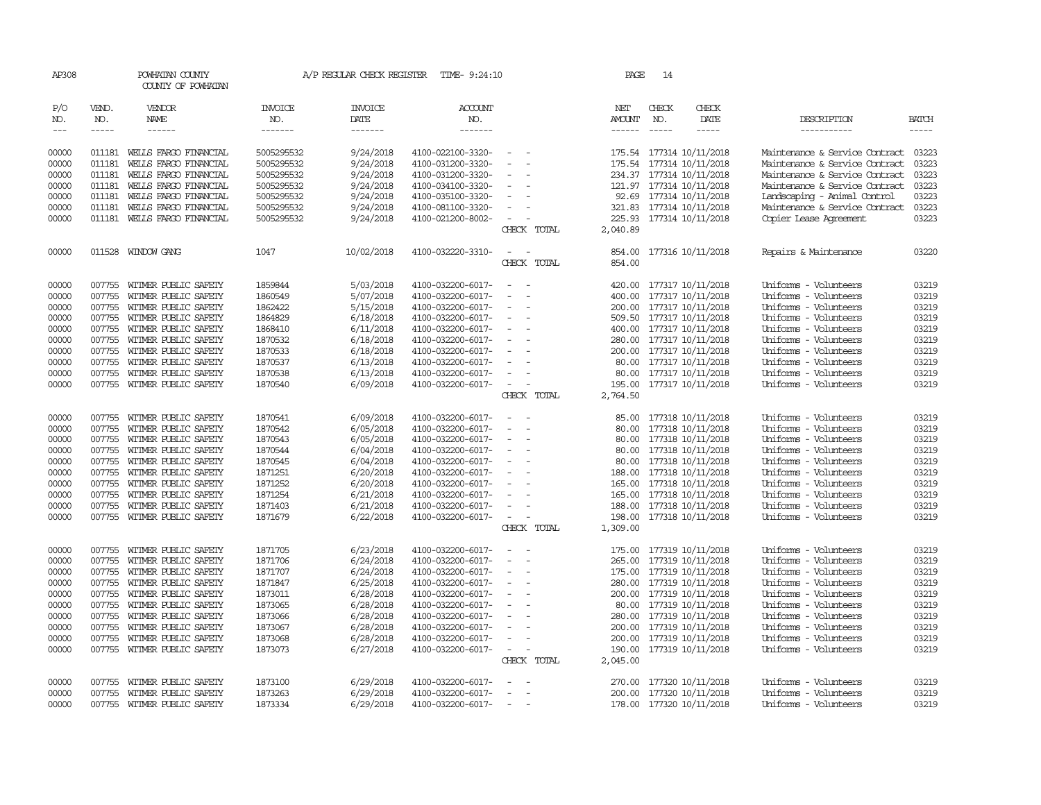AP308 POWHATAN COUNTY A/P REGULAR CHECK REGISTER TIME- 9:24:10 PAGE 14

COUNTY OF POWHATAN

| P/O NO. | VEND. NO. | VENDOR NAME | INVOICE NO. | INVOICE DATE | ACCOUNT NO. | | NET AMOUNT | CHECK NO. | CHECK DATE | DESCRIPTION | BATCH |
|---|---|---|---|---|---|---|---|---|---|---|---|
| 00000 | 011181 | WELLS FARGO FINANCIAL | 5005295532 | 9/24/2018 | 4100-022100-3320- | - - | 175.54 | 177314 | 10/11/2018 | Maintenance & Service Contract | 03223 |
| 00000 | 011181 | WELLS FARGO FINANCIAL | 5005295532 | 9/24/2018 | 4100-031200-3320- | - - | 175.54 | 177314 | 10/11/2018 | Maintenance & Service Contract | 03223 |
| 00000 | 011181 | WELLS FARGO FINANCIAL | 5005295532 | 9/24/2018 | 4100-031200-3320- | - - | 234.37 | 177314 | 10/11/2018 | Maintenance & Service Contract | 03223 |
| 00000 | 011181 | WELLS FARGO FINANCIAL | 5005295532 | 9/24/2018 | 4100-034100-3320- | - - | 121.97 | 177314 | 10/11/2018 | Maintenance & Service Contract | 03223 |
| 00000 | 011181 | WELLS FARGO FINANCIAL | 5005295532 | 9/24/2018 | 4100-035100-3320- | - - | 92.69 | 177314 | 10/11/2018 | Landscaping - Animal Control | 03223 |
| 00000 | 011181 | WELLS FARGO FINANCIAL | 5005295532 | 9/24/2018 | 4100-081100-3320- | - - | 321.83 | 177314 | 10/11/2018 | Maintenance & Service Contract | 03223 |
| 00000 | 011181 | WELLS FARGO FINANCIAL | 5005295532 | 9/24/2018 | 4100-021200-8002- | - - | 225.93 | 177314 | 10/11/2018 | Copier Lease Agreement | 03223 |
| | | | | | | CHECK TOTAL | 2,040.89 | | | | |
| 00000 | 011528 | WINDOW GANG | 1047 | 10/02/2018 | 4100-032220-3310- | - - | 854.00 | 177316 | 10/11/2018 | Repairs & Maintenance | 03220 |
| | | | | | | CHECK TOTAL | 854.00 | | | | |
| 00000 | 007755 | WITMER PUBLIC SAFETY | 1859844 | 5/03/2018 | 4100-032200-6017- | - - | 420.00 | 177317 | 10/11/2018 | Uniforms - Volunteers | 03219 |
| 00000 | 007755 | WITMER PUBLIC SAFETY | 1860549 | 5/07/2018 | 4100-032200-6017- | - - | 400.00 | 177317 | 10/11/2018 | Uniforms - Volunteers | 03219 |
| 00000 | 007755 | WITMER PUBLIC SAFETY | 1862422 | 5/15/2018 | 4100-032200-6017- | - - | 200.00 | 177317 | 10/11/2018 | Uniforms - Volunteers | 03219 |
| 00000 | 007755 | WITMER PUBLIC SAFETY | 1864829 | 6/18/2018 | 4100-032200-6017- | - - | 509.50 | 177317 | 10/11/2018 | Uniforms - Volunteers | 03219 |
| 00000 | 007755 | WITMER PUBLIC SAFETY | 1868410 | 6/11/2018 | 4100-032200-6017- | - - | 400.00 | 177317 | 10/11/2018 | Uniforms - Volunteers | 03219 |
| 00000 | 007755 | WITMER PUBLIC SAFETY | 1870532 | 6/18/2018 | 4100-032200-6017- | - - | 280.00 | 177317 | 10/11/2018 | Uniforms - Volunteers | 03219 |
| 00000 | 007755 | WITMER PUBLIC SAFETY | 1870533 | 6/18/2018 | 4100-032200-6017- | - - | 200.00 | 177317 | 10/11/2018 | Uniforms - Volunteers | 03219 |
| 00000 | 007755 | WITMER PUBLIC SAFETY | 1870537 | 6/13/2018 | 4100-032200-6017- | - - | 80.00 | 177317 | 10/11/2018 | Uniforms - Volunteers | 03219 |
| 00000 | 007755 | WITMER PUBLIC SAFETY | 1870538 | 6/13/2018 | 4100-032200-6017- | - - | 80.00 | 177317 | 10/11/2018 | Uniforms - Volunteers | 03219 |
| 00000 | 007755 | WITMER PUBLIC SAFETY | 1870540 | 6/09/2018 | 4100-032200-6017- | - - | 195.00 | 177317 | 10/11/2018 | Uniforms - Volunteers | 03219 |
| | | | | | | CHECK TOTAL | 2,764.50 | | | | |
| 00000 | 007755 | WITMER PUBLIC SAFETY | 1870541 | 6/09/2018 | 4100-032200-6017- | - - | 85.00 | 177318 | 10/11/2018 | Uniforms - Volunteers | 03219 |
| 00000 | 007755 | WITMER PUBLIC SAFETY | 1870542 | 6/05/2018 | 4100-032200-6017- | - - | 80.00 | 177318 | 10/11/2018 | Uniforms - Volunteers | 03219 |
| 00000 | 007755 | WITMER PUBLIC SAFETY | 1870543 | 6/05/2018 | 4100-032200-6017- | - - | 80.00 | 177318 | 10/11/2018 | Uniforms - Volunteers | 03219 |
| 00000 | 007755 | WITMER PUBLIC SAFETY | 1870544 | 6/04/2018 | 4100-032200-6017- | - - | 80.00 | 177318 | 10/11/2018 | Uniforms - Volunteers | 03219 |
| 00000 | 007755 | WITMER PUBLIC SAFETY | 1870545 | 6/04/2018 | 4100-032200-6017- | - - | 80.00 | 177318 | 10/11/2018 | Uniforms - Volunteers | 03219 |
| 00000 | 007755 | WITMER PUBLIC SAFETY | 1871251 | 6/20/2018 | 4100-032200-6017- | - - | 188.00 | 177318 | 10/11/2018 | Uniforms - Volunteers | 03219 |
| 00000 | 007755 | WITMER PUBLIC SAFETY | 1871252 | 6/20/2018 | 4100-032200-6017- | - - | 165.00 | 177318 | 10/11/2018 | Uniforms - Volunteers | 03219 |
| 00000 | 007755 | WITMER PUBLIC SAFETY | 1871254 | 6/21/2018 | 4100-032200-6017- | - - | 165.00 | 177318 | 10/11/2018 | Uniforms - Volunteers | 03219 |
| 00000 | 007755 | WITMER PUBLIC SAFETY | 1871403 | 6/21/2018 | 4100-032200-6017- | - - | 188.00 | 177318 | 10/11/2018 | Uniforms - Volunteers | 03219 |
| 00000 | 007755 | WITMER PUBLIC SAFETY | 1871679 | 6/22/2018 | 4100-032200-6017- | - - | 198.00 | 177318 | 10/11/2018 | Uniforms - Volunteers | 03219 |
| | | | | | | CHECK TOTAL | 1,309.00 | | | | |
| 00000 | 007755 | WITMER PUBLIC SAFETY | 1871705 | 6/23/2018 | 4100-032200-6017- | - - | 175.00 | 177319 | 10/11/2018 | Uniforms - Volunteers | 03219 |
| 00000 | 007755 | WITMER PUBLIC SAFETY | 1871706 | 6/24/2018 | 4100-032200-6017- | - - | 265.00 | 177319 | 10/11/2018 | Uniforms - Volunteers | 03219 |
| 00000 | 007755 | WITMER PUBLIC SAFETY | 1871707 | 6/24/2018 | 4100-032200-6017- | - - | 175.00 | 177319 | 10/11/2018 | Uniforms - Volunteers | 03219 |
| 00000 | 007755 | WITMER PUBLIC SAFETY | 1871847 | 6/25/2018 | 4100-032200-6017- | - - | 280.00 | 177319 | 10/11/2018 | Uniforms - Volunteers | 03219 |
| 00000 | 007755 | WITMER PUBLIC SAFETY | 1873011 | 6/28/2018 | 4100-032200-6017- | - - | 200.00 | 177319 | 10/11/2018 | Uniforms - Volunteers | 03219 |
| 00000 | 007755 | WITMER PUBLIC SAFETY | 1873065 | 6/28/2018 | 4100-032200-6017- | - - | 80.00 | 177319 | 10/11/2018 | Uniforms - Volunteers | 03219 |
| 00000 | 007755 | WITMER PUBLIC SAFETY | 1873066 | 6/28/2018 | 4100-032200-6017- | - - | 280.00 | 177319 | 10/11/2018 | Uniforms - Volunteers | 03219 |
| 00000 | 007755 | WITMER PUBLIC SAFETY | 1873067 | 6/28/2018 | 4100-032200-6017- | - - | 200.00 | 177319 | 10/11/2018 | Uniforms - Volunteers | 03219 |
| 00000 | 007755 | WITMER PUBLIC SAFETY | 1873068 | 6/28/2018 | 4100-032200-6017- | - - | 200.00 | 177319 | 10/11/2018 | Uniforms - Volunteers | 03219 |
| 00000 | 007755 | WITMER PUBLIC SAFETY | 1873073 | 6/27/2018 | 4100-032200-6017- | - - | 190.00 | 177319 | 10/11/2018 | Uniforms - Volunteers | 03219 |
| | | | | | | CHECK TOTAL | 2,045.00 | | | | |
| 00000 | 007755 | WITMER PUBLIC SAFETY | 1873100 | 6/29/2018 | 4100-032200-6017- | - - | 270.00 | 177320 | 10/11/2018 | Uniforms - Volunteers | 03219 |
| 00000 | 007755 | WITMER PUBLIC SAFETY | 1873263 | 6/29/2018 | 4100-032200-6017- | - - | 200.00 | 177320 | 10/11/2018 | Uniforms - Volunteers | 03219 |
| 00000 | 007755 | WITMER PUBLIC SAFETY | 1873334 | 6/29/2018 | 4100-032200-6017- | - - | 178.00 | 177320 | 10/11/2018 | Uniforms - Volunteers | 03219 |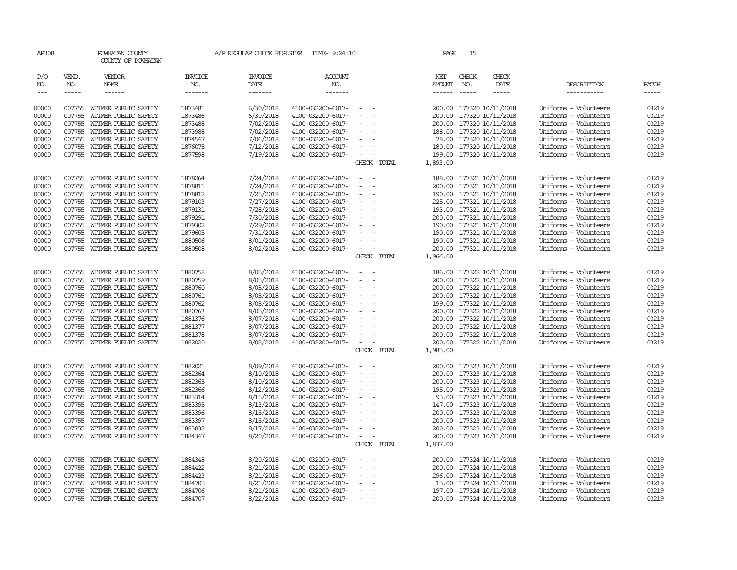AP308 POWHATAN COUNTY A/P REGULAR CHECK REGISTER TIME- 9:24:10 PAGE 15

COUNTY OF POWHATAN

| P/O NO. | VEND. NO. | VENDOR NAME | INVOICE NO. | INVOICE DATE | ACCOUNT NO. | | NET AMOUNT | CHECK NO. | CHECK DATE | DESCRIPTION | BATCH |
|---|---|---|---|---|---|---|---|---|---|---|---|
| --- | ----- | ------ | ------- | ------- | ------- | | ------ | ----- | ----- | ----------- | ----- |
| 00000 | 007755 | WITMER PUBLIC SAFETY | 1873481 | 6/30/2018 | 4100-032200-6017- | - - | 200.00 | 177320 | 10/11/2018 | Uniforms - Volunteers | 03219 |
| 00000 | 007755 | WITMER PUBLIC SAFETY | 1873486 | 6/30/2018 | 4100-032200-6017- | - - | 200.00 | 177320 | 10/11/2018 | Uniforms - Volunteers | 03219 |
| 00000 | 007755 | WITMER PUBLIC SAFETY | 1873488 | 7/02/2018 | 4100-032200-6017- | - - | 200.00 | 177320 | 10/11/2018 | Uniforms - Volunteers | 03219 |
| 00000 | 007755 | WITMER PUBLIC SAFETY | 1873988 | 7/02/2018 | 4100-032200-6017- | - - | 188.00 | 177320 | 10/11/2018 | Uniforms - Volunteers | 03219 |
| 00000 | 007755 | WITMER PUBLIC SAFETY | 1874547 | 7/06/2018 | 4100-032200-6017- | - - | 78.00 | 177320 | 10/11/2018 | Uniforms - Volunteers | 03219 |
| 00000 | 007755 | WITMER PUBLIC SAFETY | 1876075 | 7/12/2018 | 4100-032200-6017- | - - | 180.00 | 177320 | 10/11/2018 | Uniforms - Volunteers | 03219 |
| 00000 | 007755 | WITMER PUBLIC SAFETY | 1877598 | 7/19/2018 | 4100-032200-6017- | - - | 199.00 | 177320 | 10/11/2018 | Uniforms - Volunteers | 03219 |
| | | | | | | CHECK TOTAL | 1,893.00 | | | | |
| 00000 | 007755 | WITMER PUBLIC SAFETY | 1878264 | 7/24/2018 | 4100-032200-6017- | - - | 188.00 | 177321 | 10/11/2018 | Uniforms - Volunteers | 03219 |
| 00000 | 007755 | WITMER PUBLIC SAFETY | 1878811 | 7/24/2018 | 4100-032200-6017- | - - | 200.00 | 177321 | 10/11/2018 | Uniforms - Volunteers | 03219 |
| 00000 | 007755 | WITMER PUBLIC SAFETY | 1878812 | 7/25/2018 | 4100-032200-6017- | - - | 190.00 | 177321 | 10/11/2018 | Uniforms - Volunteers | 03219 |
| 00000 | 007755 | WITMER PUBLIC SAFETY | 1879103 | 7/27/2018 | 4100-032200-6017- | - - | 225.00 | 177321 | 10/11/2018 | Uniforms - Volunteers | 03219 |
| 00000 | 007755 | WITMER PUBLIC SAFETY | 1879131 | 7/28/2018 | 4100-032200-6017- | - - | 193.00 | 177321 | 10/11/2018 | Uniforms - Volunteers | 03219 |
| 00000 | 007755 | WITMER PUBLIC SAFETY | 1879291 | 7/30/2018 | 4100-032200-6017- | - - | 200.00 | 177321 | 10/11/2018 | Uniforms - Volunteers | 03219 |
| 00000 | 007755 | WITMER PUBLIC SAFETY | 1879302 | 7/29/2018 | 4100-032200-6017- | - - | 190.00 | 177321 | 10/11/2018 | Uniforms - Volunteers | 03219 |
| 00000 | 007755 | WITMER PUBLIC SAFETY | 1879605 | 7/31/2018 | 4100-032200-6017- | - - | 190.00 | 177321 | 10/11/2018 | Uniforms - Volunteers | 03219 |
| 00000 | 007755 | WITMER PUBLIC SAFETY | 1880506 | 8/01/2018 | 4100-032200-6017- | - - | 190.00 | 177321 | 10/11/2018 | Uniforms - Volunteers | 03219 |
| 00000 | 007755 | WITMER PUBLIC SAFETY | 1880508 | 8/02/2018 | 4100-032200-6017- | - - | 200.00 | 177321 | 10/11/2018 | Uniforms - Volunteers | 03219 |
| | | | | | | CHECK TOTAL | 1,966.00 | | | | |
| 00000 | 007755 | WITMER PUBLIC SAFETY | 1880758 | 8/05/2018 | 4100-032200-6017- | - - | 186.00 | 177322 | 10/11/2018 | Uniforms - Volunteers | 03219 |
| 00000 | 007755 | WITMER PUBLIC SAFETY | 1880759 | 8/05/2018 | 4100-032200-6017- | - - | 200.00 | 177322 | 10/11/2018 | Uniforms - Volunteers | 03219 |
| 00000 | 007755 | WITMER PUBLIC SAFETY | 1880760 | 8/05/2018 | 4100-032200-6017- | - - | 200.00 | 177322 | 10/11/2018 | Uniforms - Volunteers | 03219 |
| 00000 | 007755 | WITMER PUBLIC SAFETY | 1880761 | 8/05/2018 | 4100-032200-6017- | - - | 200.00 | 177322 | 10/11/2018 | Uniforms - Volunteers | 03219 |
| 00000 | 007755 | WITMER PUBLIC SAFETY | 1880762 | 8/05/2018 | 4100-032200-6017- | - - | 199.00 | 177322 | 10/11/2018 | Uniforms - Volunteers | 03219 |
| 00000 | 007755 | WITMER PUBLIC SAFETY | 1880763 | 8/05/2018 | 4100-032200-6017- | - - | 200.00 | 177322 | 10/11/2018 | Uniforms - Volunteers | 03219 |
| 00000 | 007755 | WITMER PUBLIC SAFETY | 1881376 | 8/07/2018 | 4100-032200-6017- | - - | 200.00 | 177322 | 10/11/2018 | Uniforms - Volunteers | 03219 |
| 00000 | 007755 | WITMER PUBLIC SAFETY | 1881377 | 8/07/2018 | 4100-032200-6017- | - - | 200.00 | 177322 | 10/11/2018 | Uniforms - Volunteers | 03219 |
| 00000 | 007755 | WITMER PUBLIC SAFETY | 1881378 | 8/07/2018 | 4100-032200-6017- | - - | 200.00 | 177322 | 10/11/2018 | Uniforms - Volunteers | 03219 |
| 00000 | 007755 | WITMER PUBLIC SAFETY | 1882020 | 8/08/2018 | 4100-032200-6017- | - - | 200.00 | 177322 | 10/11/2018 | Uniforms - Volunteers | 03219 |
| | | | | | | CHECK TOTAL | 1,985.00 | | | | |
| 00000 | 007755 | WITMER PUBLIC SAFETY | 1882021 | 8/09/2018 | 4100-032200-6017- | - - | 200.00 | 177323 | 10/11/2018 | Uniforms - Volunteers | 03219 |
| 00000 | 007755 | WITMER PUBLIC SAFETY | 1882364 | 8/10/2018 | 4100-032200-6017- | - - | 200.00 | 177323 | 10/11/2018 | Uniforms - Volunteers | 03219 |
| 00000 | 007755 | WITMER PUBLIC SAFETY | 1882365 | 8/10/2018 | 4100-032200-6017- | - - | 200.00 | 177323 | 10/11/2018 | Uniforms - Volunteers | 03219 |
| 00000 | 007755 | WITMER PUBLIC SAFETY | 1882366 | 8/12/2018 | 4100-032200-6017- | - - | 195.00 | 177323 | 10/11/2018 | Uniforms - Volunteers | 03219 |
| 00000 | 007755 | WITMER PUBLIC SAFETY | 1883314 | 8/15/2018 | 4100-032200-6017- | - - | 95.00 | 177323 | 10/11/2018 | Uniforms - Volunteers | 03219 |
| 00000 | 007755 | WITMER PUBLIC SAFETY | 1883395 | 8/13/2018 | 4100-032200-6017- | - - | 147.00 | 177323 | 10/11/2018 | Uniforms - Volunteers | 03219 |
| 00000 | 007755 | WITMER PUBLIC SAFETY | 1883396 | 8/15/2018 | 4100-032200-6017- | - - | 200.00 | 177323 | 10/11/2018 | Uniforms - Volunteers | 03219 |
| 00000 | 007755 | WITMER PUBLIC SAFETY | 1883397 | 8/15/2018 | 4100-032200-6017- | - - | 200.00 | 177323 | 10/11/2018 | Uniforms - Volunteers | 03219 |
| 00000 | 007755 | WITMER PUBLIC SAFETY | 1883832 | 8/17/2018 | 4100-032200-6017- | - - | 200.00 | 177323 | 10/11/2018 | Uniforms - Volunteers | 03219 |
| 00000 | 007755 | WITMER PUBLIC SAFETY | 1884347 | 8/20/2018 | 4100-032200-6017- | - - | 200.00 | 177323 | 10/11/2018 | Uniforms - Volunteers | 03219 |
| | | | | | | CHECK TOTAL | 1,837.00 | | | | |
| 00000 | 007755 | WITMER PUBLIC SAFETY | 1884348 | 8/20/2018 | 4100-032200-6017- | - - | 200.00 | 177324 | 10/11/2018 | Uniforms - Volunteers | 03219 |
| 00000 | 007755 | WITMER PUBLIC SAFETY | 1884422 | 8/21/2018 | 4100-032200-6017- | - - | 200.00 | 177324 | 10/11/2018 | Uniforms - Volunteers | 03219 |
| 00000 | 007755 | WITMER PUBLIC SAFETY | 1884423 | 8/21/2018 | 4100-032200-6017- | - - | 296.00 | 177324 | 10/11/2018 | Uniforms - Volunteers | 03219 |
| 00000 | 007755 | WITMER PUBLIC SAFETY | 1884705 | 8/21/2018 | 4100-032200-6017- | - - | 15.00 | 177324 | 10/11/2018 | Uniforms - Volunteers | 03219 |
| 00000 | 007755 | WITMER PUBLIC SAFETY | 1884706 | 8/21/2018 | 4100-032200-6017- | - - | 197.00 | 177324 | 10/11/2018 | Uniforms - Volunteers | 03219 |
| 00000 | 007755 | WITMER PUBLIC SAFETY | 1884707 | 8/22/2018 | 4100-032200-6017- | - - | 200.00 | 177324 | 10/11/2018 | Uniforms - Volunteers | 03219 |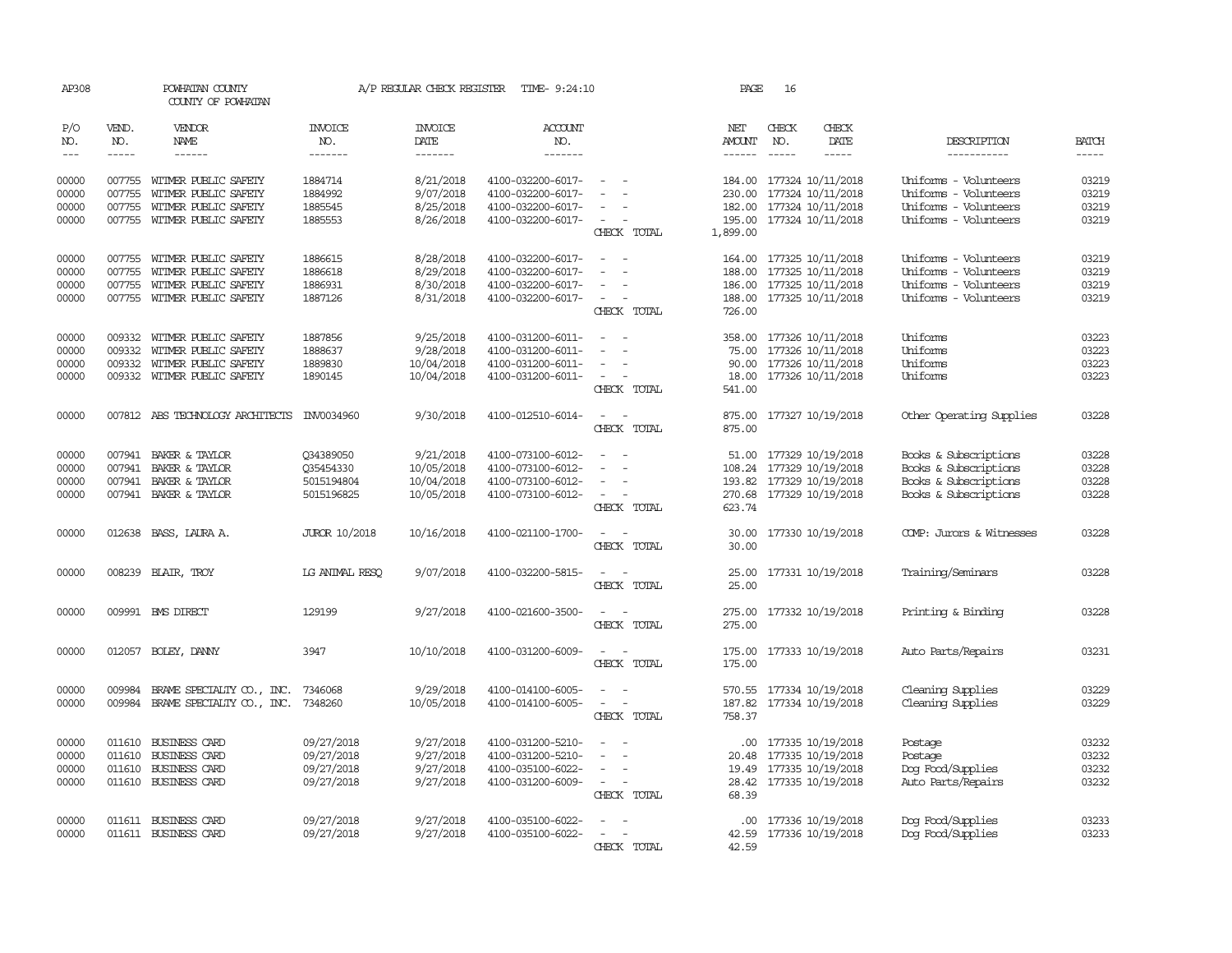AP308 POWHATAN COUNTY A/P REGULAR CHECK REGISTER TIME- 9:24:10 PAGE 16
COUNTY OF POWHATAN

| P/O NO. | VEND. NO. | VENDOR NAME | INVOICE NO. | INVOICE DATE | ACCOUNT NO. | | NET AMOUNT | CHECK NO. | CHECK DATE | DESCRIPTION | BATCH |
|---|---|---|---|---|---|---|---|---|---|---|---|
| 00000 | 007755 | WITMER PUBLIC SAFETY | 1884714 | 8/21/2018 | 4100-032200-6017- | - - | 184.00 | 177324 | 10/11/2018 | Uniforms - Volunteers | 03219 |
| 00000 | 007755 | WITMER PUBLIC SAFETY | 1884992 | 9/07/2018 | 4100-032200-6017- | - - | 230.00 | 177324 | 10/11/2018 | Uniforms - Volunteers | 03219 |
| 00000 | 007755 | WITMER PUBLIC SAFETY | 1885545 | 8/25/2018 | 4100-032200-6017- | - - | 182.00 | 177324 | 10/11/2018 | Uniforms - Volunteers | 03219 |
| 00000 | 007755 | WITMER PUBLIC SAFETY | 1885553 | 8/26/2018 | 4100-032200-6017- | - - | 195.00 | 177324 | 10/11/2018 | Uniforms - Volunteers | 03219 |
| | | | | | | CHECK TOTAL | 1,899.00 | | | | |
| 00000 | 007755 | WITMER PUBLIC SAFETY | 1886615 | 8/28/2018 | 4100-032200-6017- | - - | 164.00 | 177325 | 10/11/2018 | Uniforms - Volunteers | 03219 |
| 00000 | 007755 | WITMER PUBLIC SAFETY | 1886618 | 8/29/2018 | 4100-032200-6017- | - - | 188.00 | 177325 | 10/11/2018 | Uniforms - Volunteers | 03219 |
| 00000 | 007755 | WITMER PUBLIC SAFETY | 1886931 | 8/30/2018 | 4100-032200-6017- | - - | 186.00 | 177325 | 10/11/2018 | Uniforms - Volunteers | 03219 |
| 00000 | 007755 | WITMER PUBLIC SAFETY | 1887126 | 8/31/2018 | 4100-032200-6017- | - - | 188.00 | 177325 | 10/11/2018 | Uniforms - Volunteers | 03219 |
| | | | | | | CHECK TOTAL | 726.00 | | | | |
| 00000 | 009332 | WITMER PUBLIC SAFETY | 1887856 | 9/25/2018 | 4100-031200-6011- | - - | 358.00 | 177326 | 10/11/2018 | Uniforms | 03223 |
| 00000 | 009332 | WITMER PUBLIC SAFETY | 1888637 | 9/28/2018 | 4100-031200-6011- | - - | 75.00 | 177326 | 10/11/2018 | Uniforms | 03223 |
| 00000 | 009332 | WITMER PUBLIC SAFETY | 1889830 | 10/04/2018 | 4100-031200-6011- | - - | 90.00 | 177326 | 10/11/2018 | Uniforms | 03223 |
| 00000 | 009332 | WITMER PUBLIC SAFETY | 1890145 | 10/04/2018 | 4100-031200-6011- | - - | 18.00 | 177326 | 10/11/2018 | Uniforms | 03223 |
| | | | | | | CHECK TOTAL | 541.00 | | | | |
| 00000 | 007812 | ABS TECHNOLOGY ARCHITECTS | INV0034960 | 9/30/2018 | 4100-012510-6014- | - - | 875.00 | 177327 | 10/19/2018 | Other Operating Supplies | 03228 |
| | | | | | | CHECK TOTAL | 875.00 | | | | |
| 00000 | 007941 | BAKER & TAYLOR | Q34389050 | 9/21/2018 | 4100-073100-6012- | - - | 51.00 | 177329 | 10/19/2018 | Books & Subscriptions | 03228 |
| 00000 | 007941 | BAKER & TAYLOR | Q35454330 | 10/05/2018 | 4100-073100-6012- | - - | 108.24 | 177329 | 10/19/2018 | Books & Subscriptions | 03228 |
| 00000 | 007941 | BAKER & TAYLOR | 5015194804 | 10/04/2018 | 4100-073100-6012- | - - | 193.82 | 177329 | 10/19/2018 | Books & Subscriptions | 03228 |
| 00000 | 007941 | BAKER & TAYLOR | 5015196825 | 10/05/2018 | 4100-073100-6012- | - - | 270.68 | 177329 | 10/19/2018 | Books & Subscriptions | 03228 |
| | | | | | | CHECK TOTAL | 623.74 | | | | |
| 00000 | 012638 | BASS, LAURA A. | JUROR 10/2018 | 10/16/2018 | 4100-021100-1700- | - - | 30.00 | 177330 | 10/19/2018 | COMP: Jurors & Witnesses | 03228 |
| | | | | | | CHECK TOTAL | 30.00 | | | | |
| 00000 | 008239 | BLAIR, TROY | LG ANIMAL RESQ | 9/07/2018 | 4100-032200-5815- | - - | 25.00 | 177331 | 10/19/2018 | Training/Seminars | 03228 |
| | | | | | | CHECK TOTAL | 25.00 | | | | |
| 00000 | 009991 | BMS DIRECT | 129199 | 9/27/2018 | 4100-021600-3500- | - - | 275.00 | 177332 | 10/19/2018 | Printing & Binding | 03228 |
| | | | | | | CHECK TOTAL | 275.00 | | | | |
| 00000 | 012057 | BOLEY, DANNY | 3947 | 10/10/2018 | 4100-031200-6009- | - - | 175.00 | 177333 | 10/19/2018 | Auto Parts/Repairs | 03231 |
| | | | | | | CHECK TOTAL | 175.00 | | | | |
| 00000 | 009984 | BRAME SPECIALTY CO., INC. | 7346068 | 9/29/2018 | 4100-014100-6005- | - - | 570.55 | 177334 | 10/19/2018 | Cleaning Supplies | 03229 |
| 00000 | 009984 | BRAME SPECIALTY CO., INC. | 7348260 | 10/05/2018 | 4100-014100-6005- | - - | 187.82 | 177334 | 10/19/2018 | Cleaning Supplies | 03229 |
| | | | | | | CHECK TOTAL | 758.37 | | | | |
| 00000 | 011610 | BUSINESS CARD | 09/27/2018 | 9/27/2018 | 4100-031200-5210- | - - | .00 | 177335 | 10/19/2018 | Postage | 03232 |
| 00000 | 011610 | BUSINESS CARD | 09/27/2018 | 9/27/2018 | 4100-031200-5210- | - - | 20.48 | 177335 | 10/19/2018 | Postage | 03232 |
| 00000 | 011610 | BUSINESS CARD | 09/27/2018 | 9/27/2018 | 4100-035100-6022- | - - | 19.49 | 177335 | 10/19/2018 | Dog Food/Supplies | 03232 |
| 00000 | 011610 | BUSINESS CARD | 09/27/2018 | 9/27/2018 | 4100-031200-6009- | - - | 28.42 | 177335 | 10/19/2018 | Auto Parts/Repairs | 03232 |
| | | | | | | CHECK TOTAL | 68.39 | | | | |
| 00000 | 011611 | BUSINESS CARD | 09/27/2018 | 9/27/2018 | 4100-035100-6022- | - - | .00 | 177336 | 10/19/2018 | Dog Food/Supplies | 03233 |
| 00000 | 011611 | BUSINESS CARD | 09/27/2018 | 9/27/2018 | 4100-035100-6022- | - - | 42.59 | 177336 | 10/19/2018 | Dog Food/Supplies | 03233 |
| | | | | | | CHECK TOTAL | 42.59 | | | | |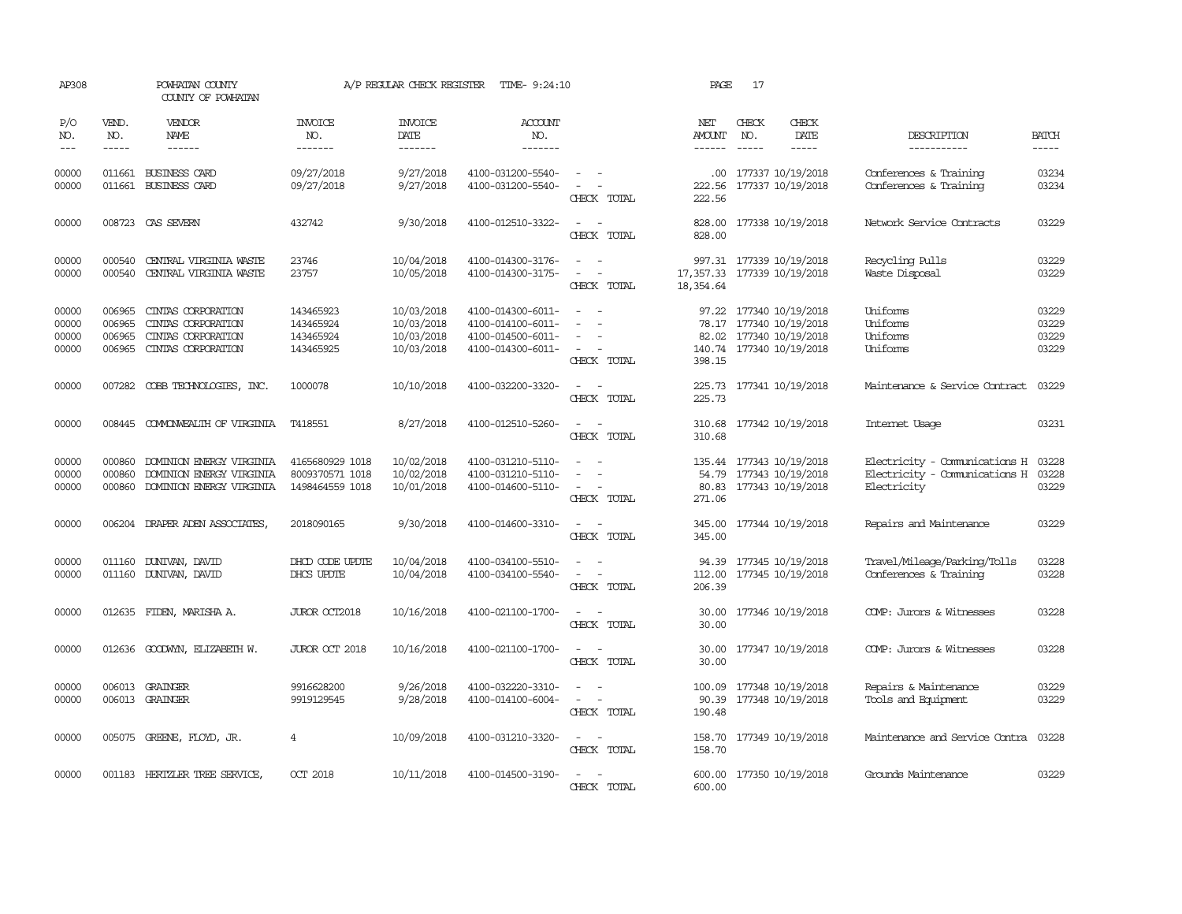AP308 POWHATAN COUNTY A/P REGULAR CHECK REGISTER TIME- 9:24:10 PAGE 17
COUNTY OF POWHATAN

| P/O NO. | VEND. NO. | VENDOR NAME | INVOICE NO. | INVOICE DATE | ACCOUNT NO. | | NET AMOUNT | CHECK NO. | CHECK DATE | DESCRIPTION | BATCH |
|---|---|---|---|---|---|---|---|---|---|---|---|
| 00000 | 011661 | BUSINESS CARD | 09/27/2018 | 9/27/2018 | 4100-031200-5540- | - - | .00 | 177337 | 10/19/2018 | Conferences & Training | 03234 |
| 00000 | 011661 | BUSINESS CARD | 09/27/2018 | 9/27/2018 | 4100-031200-5540- | - - | 222.56 | 177337 | 10/19/2018 | Conferences & Training | 03234 |
| | | | | | | CHECK TOTAL | 222.56 | | | | |
| 00000 | 008723 | CAS SEVERN | 432742 | 9/30/2018 | 4100-012510-3322- | - - | 828.00 | 177338 | 10/19/2018 | Network Service Contracts | 03229 |
| | | | | | | CHECK TOTAL | 828.00 | | | | |
| 00000 | 000540 | CENTRAL VIRGINIA WASTE | 23746 | 10/04/2018 | 4100-014300-3176- | - - | 997.31 | 177339 | 10/19/2018 | Recycling Pulls | 03229 |
| 00000 | 000540 | CENTRAL VIRGINIA WASTE | 23757 | 10/05/2018 | 4100-014300-3175- | - - | 17,357.33 | 177339 | 10/19/2018 | Waste Disposal | 03229 |
| | | | | | | CHECK TOTAL | 18,354.64 | | | | |
| 00000 | 006965 | CINTAS CORPORATION | 143465923 | 10/03/2018 | 4100-014300-6011- | - - | 97.22 | 177340 | 10/19/2018 | Uniforms | 03229 |
| 00000 | 006965 | CINTAS CORPORATION | 143465924 | 10/03/2018 | 4100-014100-6011- | - - | 78.17 | 177340 | 10/19/2018 | Uniforms | 03229 |
| 00000 | 006965 | CINTAS CORPORATION | 143465924 | 10/03/2018 | 4100-014500-6011- | - - | 82.02 | 177340 | 10/19/2018 | Uniforms | 03229 |
| 00000 | 006965 | CINTAS CORPORATION | 143465925 | 10/03/2018 | 4100-014300-6011- | - - | 140.74 | 177340 | 10/19/2018 | Uniforms | 03229 |
| | | | | | | CHECK TOTAL | 398.15 | | | | |
| 00000 | 007282 | COBB TECHNOLOGIES, INC. | 1000078 | 10/10/2018 | 4100-032200-3320- | - - | 225.73 | 177341 | 10/19/2018 | Maintenance & Service Contract | 03229 |
| | | | | | | CHECK TOTAL | 225.73 | | | | |
| 00000 | 008445 | COMMONWEALTH OF VIRGINIA | T418551 | 8/27/2018 | 4100-012510-5260- | - - | 310.68 | 177342 | 10/19/2018 | Internet Usage | 03231 |
| | | | | | | CHECK TOTAL | 310.68 | | | | |
| 00000 | 000860 | DOMINION ENERGY VIRGINIA | 4165680929 1018 | 10/02/2018 | 4100-031210-5110- | - - | 135.44 | 177343 | 10/19/2018 | Electricity - Communications H | 03228 |
| 00000 | 000860 | DOMINION ENERGY VIRGINIA | 8009370571 1018 | 10/02/2018 | 4100-031210-5110- | - - | 54.79 | 177343 | 10/19/2018 | Electricity - Communications H | 03228 |
| 00000 | 000860 | DOMINION ENERGY VIRGINIA | 1498464559 1018 | 10/01/2018 | 4100-014600-5110- | - - | 80.83 | 177343 | 10/19/2018 | Electricity | 03229 |
| | | | | | | CHECK TOTAL | 271.06 | | | | |
| 00000 | 006204 | DRAPER ADEN ASSOCIATES, | 2018090165 | 9/30/2018 | 4100-014600-3310- | - - | 345.00 | 177344 | 10/19/2018 | Repairs and Maintenance | 03229 |
| | | | | | | CHECK TOTAL | 345.00 | | | | |
| 00000 | 011160 | DUNIVAN, DAVID | DHCD CODE UPDTE | 10/04/2018 | 4100-034100-5510- | - - | 94.39 | 177345 | 10/19/2018 | Travel/Mileage/Parking/Tolls | 03228 |
| 00000 | 011160 | DUNIVAN, DAVID | DHCS UPDTE | 10/04/2018 | 4100-034100-5540- | - - | 112.00 | 177345 | 10/19/2018 | Conferences & Training | 03228 |
| | | | | | | CHECK TOTAL | 206.39 | | | | |
| 00000 | 012635 | FIDEN, MARISHA A. | JUROR OCT2018 | 10/16/2018 | 4100-021100-1700- | - - | 30.00 | 177346 | 10/19/2018 | COMP: Jurors & Witnesses | 03228 |
| | | | | | | CHECK TOTAL | 30.00 | | | | |
| 00000 | 012636 | GOODWYN, ELIZABETH W. | JUROR OCT 2018 | 10/16/2018 | 4100-021100-1700- | - - | 30.00 | 177347 | 10/19/2018 | COMP: Jurors & Witnesses | 03228 |
| | | | | | | CHECK TOTAL | 30.00 | | | | |
| 00000 | 006013 | GRAINGER | 9916628200 | 9/26/2018 | 4100-032220-3310- | - - | 100.09 | 177348 | 10/19/2018 | Repairs & Maintenance | 03229 |
| 00000 | 006013 | GRAINGER | 9919129545 | 9/28/2018 | 4100-014100-6004- | - - | 90.39 | 177348 | 10/19/2018 | Tools and Equipment | 03229 |
| | | | | | | CHECK TOTAL | 190.48 | | | | |
| 00000 | 005075 | GREENE, FLOYD, JR. | 4 | 10/09/2018 | 4100-031210-3320- | - - | 158.70 | 177349 | 10/19/2018 | Maintenance and Service Contra | 03228 |
| | | | | | | CHECK TOTAL | 158.70 | | | | |
| 00000 | 001183 | HERTZLER TREE SERVICE, | OCT 2018 | 10/11/2018 | 4100-014500-3190- | - - | 600.00 | 177350 | 10/19/2018 | Grounds Maintenance | 03229 |
| | | | | | | CHECK TOTAL | 600.00 | | | | |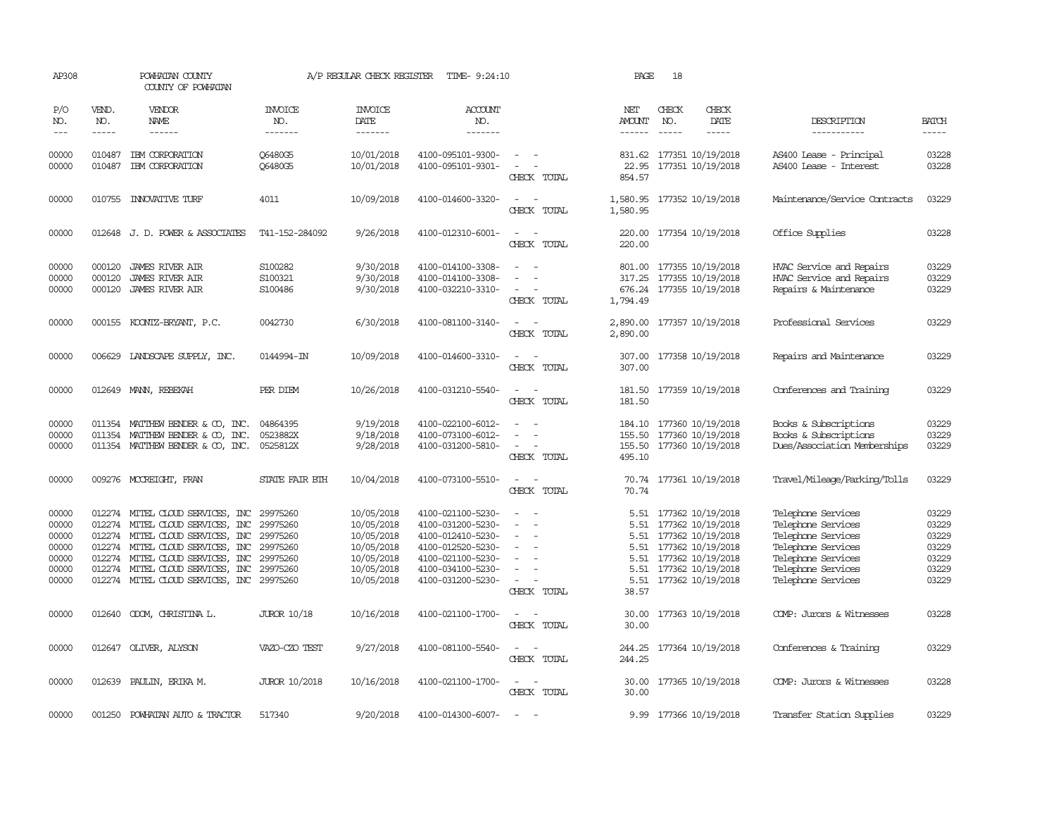AP308 POWHATAN COUNTY A/P REGULAR CHECK REGISTER TIME- 9:24:10 PAGE 18
COUNTY OF POWHATAN

| P/O NO. | VEND. NO. | VENDOR NAME | INVOICE NO. | INVOICE DATE | ACCOUNT NO. | | NET AMOUNT | CHECK NO. | CHECK DATE | DESCRIPTION | BATCH |
|---|---|---|---|---|---|---|---|---|---|---|---|
| 00000 | 010487 | IBM CORPORATION | Q6480G5 | 10/01/2018 | 4100-095101-9300- | - - | 831.62 | 177351 | 10/19/2018 | AS400 Lease - Principal | 03228 |
| 00000 | 010487 | IBM CORPORATION | Q6480G5 | 10/01/2018 | 4100-095101-9301- | - - | 22.95 | 177351 | 10/19/2018 | AS400 Lease - Interest | 03228 |
| | | | | | | CHECK TOTAL | 854.57 | | | | |
| 00000 | 010755 | INNOVATIVE TURF | 4011 | 10/09/2018 | 4100-014600-3320- | - - | 1,580.95 | 177352 | 10/19/2018 | Maintenance/Service Contracts | 03229 |
| | | | | | | CHECK TOTAL | 1,580.95 | | | | |
| 00000 | 012648 | J. D. POWER & ASSOCIATES | T41-152-284092 | 9/26/2018 | 4100-012310-6001- | - - | 220.00 | 177354 | 10/19/2018 | Office Supplies | 03228 |
| | | | | | | CHECK TOTAL | 220.00 | | | | |
| 00000 | 000120 | JAMES RIVER AIR | S100282 | 9/30/2018 | 4100-014100-3308- | - - | 801.00 | 177355 | 10/19/2018 | HVAC Service and Repairs | 03229 |
| 00000 | 000120 | JAMES RIVER AIR | S100321 | 9/30/2018 | 4100-014100-3308- | - - | 317.25 | 177355 | 10/19/2018 | HVAC Service and Repairs | 03229 |
| 00000 | 000120 | JAMES RIVER AIR | S100486 | 9/30/2018 | 4100-032210-3310- | - - | 676.24 | 177355 | 10/19/2018 | Repairs & Maintenance | 03229 |
| | | | | | | CHECK TOTAL | 1,794.49 | | | | |
| 00000 | 000155 | KOONTZ-BRYANT, P.C. | 0042730 | 6/30/2018 | 4100-081100-3140- | - - | 2,890.00 | 177357 | 10/19/2018 | Professional Services | 03229 |
| | | | | | | CHECK TOTAL | 2,890.00 | | | | |
| 00000 | 006629 | LANDSCAPE SUPPLY, INC. | 0144994-IN | 10/09/2018 | 4100-014600-3310- | - - | 307.00 | 177358 | 10/19/2018 | Repairs and Maintenance | 03229 |
| | | | | | | CHECK TOTAL | 307.00 | | | | |
| 00000 | 012649 | MANN, REBEKAH | PER DIEM | 10/26/2018 | 4100-031210-5540- | - - | 181.50 | 177359 | 10/19/2018 | Conferences and Training | 03229 |
| | | | | | | CHECK TOTAL | 181.50 | | | | |
| 00000 | 011354 | MATTHEW BENDER & CO, INC. | 04864395 | 9/19/2018 | 4100-022100-6012- | - - | 184.10 | 177360 | 10/19/2018 | Books & Subscriptions | 03229 |
| 00000 | 011354 | MATTHEW BENDER & CO, INC. | 0523882X | 9/18/2018 | 4100-073100-6012- | - - | 155.50 | 177360 | 10/19/2018 | Books & Subscriptions | 03229 |
| 00000 | 011354 | MATTHEW BENDER & CO, INC. | 0525812X | 9/28/2018 | 4100-031200-5810- | - - | 155.50 | 177360 | 10/19/2018 | Dues/Association Memberships | 03229 |
| | | | | | | CHECK TOTAL | 495.10 | | | | |
| 00000 | 009276 | MCCREIGHT, FRAN | STATE FAIR BTH | 10/04/2018 | 4100-073100-5510- | - - | 70.74 | 177361 | 10/19/2018 | Travel/Mileage/Parking/Tolls | 03229 |
| | | | | | | CHECK TOTAL | 70.74 | | | | |
| 00000 | 012274 | MITEL CLOUD SERVICES, INC | 29975260 | 10/05/2018 | 4100-021100-5230- | - - | 5.51 | 177362 | 10/19/2018 | Telephone Services | 03229 |
| 00000 | 012274 | MITEL CLOUD SERVICES, INC | 29975260 | 10/05/2018 | 4100-031200-5230- | - - | 5.51 | 177362 | 10/19/2018 | Telephone Services | 03229 |
| 00000 | 012274 | MITEL CLOUD SERVICES, INC | 29975260 | 10/05/2018 | 4100-012410-5230- | - - | 5.51 | 177362 | 10/19/2018 | Telephone Services | 03229 |
| 00000 | 012274 | MITEL CLOUD SERVICES, INC | 29975260 | 10/05/2018 | 4100-012520-5230- | - - | 5.51 | 177362 | 10/19/2018 | Telephone Services | 03229 |
| 00000 | 012274 | MITEL CLOUD SERVICES, INC | 29975260 | 10/05/2018 | 4100-021100-5230- | - - | 5.51 | 177362 | 10/19/2018 | Telephone Services | 03229 |
| 00000 | 012274 | MITEL CLOUD SERVICES, INC | 29975260 | 10/05/2018 | 4100-034100-5230- | - - | 5.51 | 177362 | 10/19/2018 | Telephone Services | 03229 |
| 00000 | 012274 | MITEL CLOUD SERVICES, INC | 29975260 | 10/05/2018 | 4100-031200-5230- | - - | 5.51 | 177362 | 10/19/2018 | Telephone Services | 03229 |
| | | | | | | CHECK TOTAL | 38.57 | | | | |
| 00000 | 012640 | ODOM, CHRISTINA L. | JUROR 10/18 | 10/16/2018 | 4100-021100-1700- | - - | 30.00 | 177363 | 10/19/2018 | COMP: Jurors & Witnesses | 03228 |
| | | | | | | CHECK TOTAL | 30.00 | | | | |
| 00000 | 012647 | OLIVER, ALYSON | VAZO-CZO TEST | 9/27/2018 | 4100-081100-5540- | - - | 244.25 | 177364 | 10/19/2018 | Conferences & Training | 03229 |
| | | | | | | CHECK TOTAL | 244.25 | | | | |
| 00000 | 012639 | PAULIN, ERIKA M. | JUROR 10/2018 | 10/16/2018 | 4100-021100-1700- | - - | 30.00 | 177365 | 10/19/2018 | COMP: Jurors & Witnesses | 03228 |
| | | | | | | CHECK TOTAL | 30.00 | | | | |
| 00000 | 001250 | POWHATAN AUTO & TRACTOR | 517340 | 9/20/2018 | 4100-014300-6007- | - - | 9.99 | 177366 | 10/19/2018 | Transfer Station Supplies | 03229 |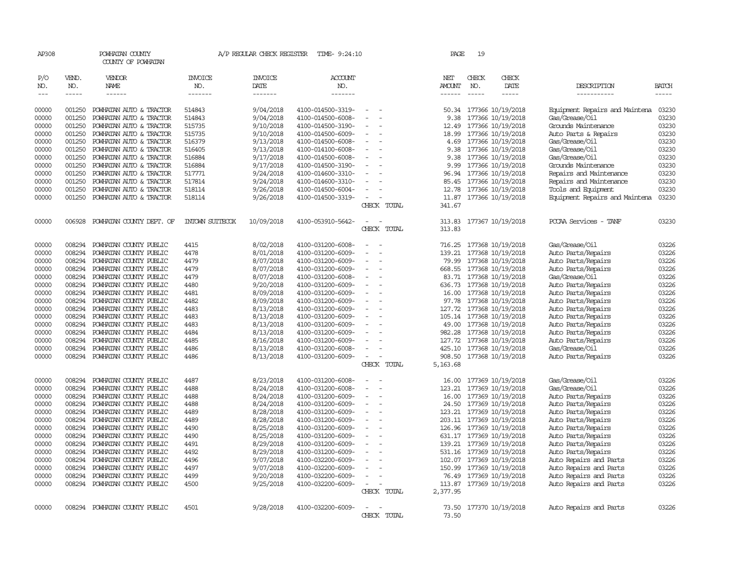AP308 POWHATAN COUNTY A/P REGULAR CHECK REGISTER TIME- 9:24:10 PAGE 19

COUNTY OF POWHATAN

| P/O NO. | VEND. NO. | VENDOR NAME | INVOICE NO. | INVOICE DATE | ACCOUNT NO. | | NET AMOUNT | CHECK NO. | CHECK DATE | DESCRIPTION | BATCH |
|---|---|---|---|---|---|---|---|---|---|---|---|
| --- | ----- | ------ | ------- | ------- | ------- | | ------ | ----- | ----- | ----------- | ----- |
| 00000 | 001250 | POWHATAN AUTO & TRACTOR | 514843 | 9/04/2018 | 4100-014500-3319- | - - | 50.34 | 177366 | 10/19/2018 | Equipment Repairs and Maintena | 03230 |
| 00000 | 001250 | POWHATAN AUTO & TRACTOR | 514843 | 9/04/2018 | 4100-014500-6008- | - - | 9.38 | 177366 | 10/19/2018 | Gas/Grease/Oil | 03230 |
| 00000 | 001250 | POWHATAN AUTO & TRACTOR | 515735 | 9/10/2018 | 4100-014500-3190- | - - | 12.49 | 177366 | 10/19/2018 | Grounds Maintenance | 03230 |
| 00000 | 001250 | POWHATAN AUTO & TRACTOR | 515735 | 9/10/2018 | 4100-014500-6009- | - - | 18.99 | 177366 | 10/19/2018 | Auto Parts & Repairs | 03230 |
| 00000 | 001250 | POWHATAN AUTO & TRACTOR | 516379 | 9/13/2018 | 4100-014500-6008- | - - | 4.69 | 177366 | 10/19/2018 | Gas/Grease/Oil | 03230 |
| 00000 | 001250 | POWHATAN AUTO & TRACTOR | 516405 | 9/13/2018 | 4100-014100-6008- | - - | 9.38 | 177366 | 10/19/2018 | Gas/Grease/Oil | 03230 |
| 00000 | 001250 | POWHATAN AUTO & TRACTOR | 516884 | 9/17/2018 | 4100-014500-6008- | - - | 9.38 | 177366 | 10/19/2018 | Gas/Grease/Oil | 03230 |
| 00000 | 001250 | POWHATAN AUTO & TRACTOR | 516884 | 9/17/2018 | 4100-014500-3190- | - - | 9.99 | 177366 | 10/19/2018 | Grounds Maintenance | 03230 |
| 00000 | 001250 | POWHATAN AUTO & TRACTOR | 517771 | 9/24/2018 | 4100-014600-3310- | - - | 96.94 | 177366 | 10/19/2018 | Repairs and Maintenance | 03230 |
| 00000 | 001250 | POWHATAN AUTO & TRACTOR | 517814 | 9/24/2018 | 4100-014600-3310- | - - | 85.45 | 177366 | 10/19/2018 | Repairs and Maintenance | 03230 |
| 00000 | 001250 | POWHATAN AUTO & TRACTOR | 518114 | 9/26/2018 | 4100-014500-6004- | - - | 12.78 | 177366 | 10/19/2018 | Tools and Equipment | 03230 |
| 00000 | 001250 | POWHATAN AUTO & TRACTOR | 518114 | 9/26/2018 | 4100-014500-3319- | - - | 11.87 | 177366 | 10/19/2018 | Equipment Repairs and Maintena | 03230 |
| | | | | | | CHECK TOTAL | 341.67 | | | | |
| 00000 | 006928 | POWHATAN COUNTY DEPT. OF | INTOWN SUITECOX | 10/09/2018 | 4100-053910-5642- | - - | 313.83 | 177367 | 10/19/2018 | PCCAA Services - TANF | 03230 |
| | | | | | | CHECK TOTAL | 313.83 | | | | |
| 00000 | 008294 | POWHATAN COUNTY PUBLIC | 4415 | 8/02/2018 | 4100-031200-6008- | - - | 716.25 | 177368 | 10/19/2018 | Gas/Grease/Oil | 03226 |
| 00000 | 008294 | POWHATAN COUNTY PUBLIC | 4478 | 8/01/2018 | 4100-031200-6009- | - - | 139.21 | 177368 | 10/19/2018 | Auto Parts/Repairs | 03226 |
| 00000 | 008294 | POWHATAN COUNTY PUBLIC | 4479 | 8/07/2018 | 4100-031200-6009- | - - | 79.99 | 177368 | 10/19/2018 | Auto Parts/Repairs | 03226 |
| 00000 | 008294 | POWHATAN COUNTY PUBLIC | 4479 | 8/07/2018 | 4100-031200-6009- | - - | 668.55 | 177368 | 10/19/2018 | Auto Parts/Repairs | 03226 |
| 00000 | 008294 | POWHATAN COUNTY PUBLIC | 4479 | 8/07/2018 | 4100-031200-6008- | - - | 83.71 | 177368 | 10/19/2018 | Gas/Grease/Oil | 03226 |
| 00000 | 008294 | POWHATAN COUNTY PUBLIC | 4480 | 9/20/2018 | 4100-031200-6009- | - - | 636.73 | 177368 | 10/19/2018 | Auto Parts/Repairs | 03226 |
| 00000 | 008294 | POWHATAN COUNTY PUBLIC | 4481 | 8/09/2018 | 4100-031200-6009- | - - | 16.00 | 177368 | 10/19/2018 | Auto Parts/Repairs | 03226 |
| 00000 | 008294 | POWHATAN COUNTY PUBLIC | 4482 | 8/09/2018 | 4100-031200-6009- | - - | 97.78 | 177368 | 10/19/2018 | Auto Parts/Repairs | 03226 |
| 00000 | 008294 | POWHATAN COUNTY PUBLIC | 4483 | 8/13/2018 | 4100-031200-6009- | - - | 127.72 | 177368 | 10/19/2018 | Auto Parts/Repairs | 03226 |
| 00000 | 008294 | POWHATAN COUNTY PUBLIC | 4483 | 8/13/2018 | 4100-031200-6009- | - - | 105.14 | 177368 | 10/19/2018 | Auto Parts/Repairs | 03226 |
| 00000 | 008294 | POWHATAN COUNTY PUBLIC | 4483 | 8/13/2018 | 4100-031200-6009- | - - | 49.00 | 177368 | 10/19/2018 | Auto Parts/Repairs | 03226 |
| 00000 | 008294 | POWHATAN COUNTY PUBLIC | 4484 | 8/13/2018 | 4100-031200-6009- | - - | 982.28 | 177368 | 10/19/2018 | Auto Parts/Repairs | 03226 |
| 00000 | 008294 | POWHATAN COUNTY PUBLIC | 4485 | 8/16/2018 | 4100-031200-6009- | - - | 127.72 | 177368 | 10/19/2018 | Auto Parts/Repairs | 03226 |
| 00000 | 008294 | POWHATAN COUNTY PUBLIC | 4486 | 8/13/2018 | 4100-031200-6008- | - - | 425.10 | 177368 | 10/19/2018 | Gas/Grease/Oil | 03226 |
| 00000 | 008294 | POWHATAN COUNTY PUBLIC | 4486 | 8/13/2018 | 4100-031200-6009- | - - | 908.50 | 177368 | 10/19/2018 | Auto Parts/Repairs | 03226 |
| | | | | | | CHECK TOTAL | 5,163.68 | | | | |
| 00000 | 008294 | POWHATAN COUNTY PUBLIC | 4487 | 8/23/2018 | 4100-031200-6008- | - - | 16.00 | 177369 | 10/19/2018 | Gas/Grease/Oil | 03226 |
| 00000 | 008294 | POWHATAN COUNTY PUBLIC | 4488 | 8/24/2018 | 4100-031200-6008- | - - | 123.21 | 177369 | 10/19/2018 | Gas/Grease/Oil | 03226 |
| 00000 | 008294 | POWHATAN COUNTY PUBLIC | 4488 | 8/24/2018 | 4100-031200-6009- | - - | 16.00 | 177369 | 10/19/2018 | Auto Parts/Repairs | 03226 |
| 00000 | 008294 | POWHATAN COUNTY PUBLIC | 4488 | 8/24/2018 | 4100-031200-6009- | - - | 24.50 | 177369 | 10/19/2018 | Auto Parts/Repairs | 03226 |
| 00000 | 008294 | POWHATAN COUNTY PUBLIC | 4489 | 8/28/2018 | 4100-031200-6009- | - - | 123.21 | 177369 | 10/19/2018 | Auto Parts/Repairs | 03226 |
| 00000 | 008294 | POWHATAN COUNTY PUBLIC | 4489 | 8/28/2018 | 4100-031200-6009- | - - | 203.11 | 177369 | 10/19/2018 | Auto Parts/Repairs | 03226 |
| 00000 | 008294 | POWHATAN COUNTY PUBLIC | 4490 | 8/25/2018 | 4100-031200-6009- | - - | 126.96 | 177369 | 10/19/2018 | Auto Parts/Repairs | 03226 |
| 00000 | 008294 | POWHATAN COUNTY PUBLIC | 4490 | 8/25/2018 | 4100-031200-6009- | - - | 631.17 | 177369 | 10/19/2018 | Auto Parts/Repairs | 03226 |
| 00000 | 008294 | POWHATAN COUNTY PUBLIC | 4491 | 8/29/2018 | 4100-031200-6009- | - - | 139.21 | 177369 | 10/19/2018 | Auto Parts/Repairs | 03226 |
| 00000 | 008294 | POWHATAN COUNTY PUBLIC | 4492 | 8/29/2018 | 4100-031200-6009- | - - | 531.16 | 177369 | 10/19/2018 | Auto Parts/Repairs | 03226 |
| 00000 | 008294 | POWHATAN COUNTY PUBLIC | 4496 | 9/07/2018 | 4100-032200-6009- | - - | 102.07 | 177369 | 10/19/2018 | Auto Repairs and Parts | 03226 |
| 00000 | 008294 | POWHATAN COUNTY PUBLIC | 4497 | 9/07/2018 | 4100-032200-6009- | - - | 150.99 | 177369 | 10/19/2018 | Auto Repairs and Parts | 03226 |
| 00000 | 008294 | POWHATAN COUNTY PUBLIC | 4499 | 9/20/2018 | 4100-032200-6009- | - - | 76.49 | 177369 | 10/19/2018 | Auto Repairs and Parts | 03226 |
| 00000 | 008294 | POWHATAN COUNTY PUBLIC | 4500 | 9/25/2018 | 4100-032200-6009- | - - | 113.87 | 177369 | 10/19/2018 | Auto Repairs and Parts | 03226 |
| | | | | | | CHECK TOTAL | 2,377.95 | | | | |
| 00000 | 008294 | POWHATAN COUNTY PUBLIC | 4501 | 9/28/2018 | 4100-032200-6009- | - - | 73.50 | 177370 | 10/19/2018 | Auto Repairs and Parts | 03226 |
| | | | | | | CHECK TOTAL | 73.50 | | | | |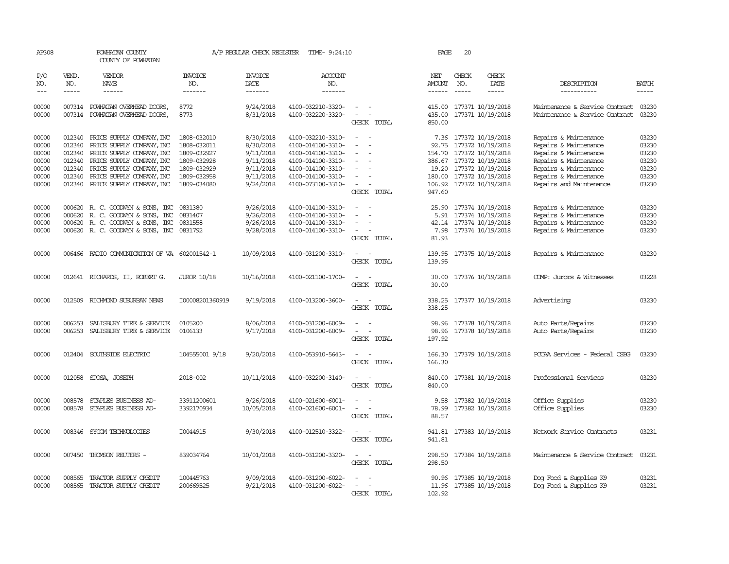AP308 POWHATAN COUNTY A/P REGULAR CHECK REGISTER TIME- 9:24:10 PAGE 20

COUNTY OF POWHATAN

| P/O NO. | VEND. NO. | VENDOR NAME | INVOICE NO. | INVOICE DATE | ACCOUNT NO. | | NET AMOUNT | CHECK NO. | CHECK DATE | DESCRIPTION | BATCH |
|---|---|---|---|---|---|---|---|---|---|---|---|
| 00000 | 007314 | POWHATAN OVERHEAD DOORS, | 8772 | 9/24/2018 | 4100-032210-3320- | - - | 415.00 | 177371 | 10/19/2018 | Maintenance & Service Contract | 03230 |
| 00000 | 007314 | POWHATAN OVERHEAD DOORS, | 8773 | 8/31/2018 | 4100-032220-3320- | - - | 435.00 | 177371 | 10/19/2018 | Maintenance & Service Contract | 03230 |
| | | | | | | CHECK TOTAL | 850.00 | | | | |
| 00000 | 012340 | PRICE SUPPLY COMPANY,INC | 1808-032010 | 8/30/2018 | 4100-032210-3310- | - - | 7.36 | 177372 | 10/19/2018 | Repairs & Maintenance | 03230 |
| 00000 | 012340 | PRICE SUPPLY COMPANY,INC | 1808-032011 | 8/30/2018 | 4100-014100-3310- | - - | 92.75 | 177372 | 10/19/2018 | Repairs & Maintenance | 03230 |
| 00000 | 012340 | PRICE SUPPLY COMPANY,INC | 1809-032927 | 9/11/2018 | 4100-014100-3310- | - - | 154.70 | 177372 | 10/19/2018 | Repairs & Maintenance | 03230 |
| 00000 | 012340 | PRICE SUPPLY COMPANY,INC | 1809-032928 | 9/11/2018 | 4100-014100-3310- | - - | 386.67 | 177372 | 10/19/2018 | Repairs & Maintenance | 03230 |
| 00000 | 012340 | PRICE SUPPLY COMPANY,INC | 1809-032929 | 9/11/2018 | 4100-014100-3310- | - - | 19.20 | 177372 | 10/19/2018 | Repairs & Maintenance | 03230 |
| 00000 | 012340 | PRICE SUPPLY COMPANY,INC | 1809-032958 | 9/11/2018 | 4100-014100-3310- | - - | 180.00 | 177372 | 10/19/2018 | Repairs & Maintenance | 03230 |
| 00000 | 012340 | PRICE SUPPLY COMPANY,INC | 1809-034080 | 9/24/2018 | 4100-073100-3310- | - - | 106.92 | 177372 | 10/19/2018 | Repairs and Maintenance | 03230 |
| | | | | | | CHECK TOTAL | 947.60 | | | | |
| 00000 | 000620 | R. C. GOODWYN & SONS, INC | 0831380 | 9/26/2018 | 4100-014100-3310- | - - | 25.90 | 177374 | 10/19/2018 | Repairs & Maintenance | 03230 |
| 00000 | 000620 | R. C. GOODWYN & SONS, INC | 0831407 | 9/26/2018 | 4100-014100-3310- | - - | 5.91 | 177374 | 10/19/2018 | Repairs & Maintenance | 03230 |
| 00000 | 000620 | R. C. GOODWYN & SONS, INC | 0831558 | 9/26/2018 | 4100-014100-3310- | - - | 42.14 | 177374 | 10/19/2018 | Repairs & Maintenance | 03230 |
| 00000 | 000620 | R. C. GOODWYN & SONS, INC | 0831792 | 9/28/2018 | 4100-014100-3310- | - - | 7.98 | 177374 | 10/19/2018 | Repairs & Maintenance | 03230 |
| | | | | | | CHECK TOTAL | 81.93 | | | | |
| 00000 | 006466 | RADIO COMMUNICATION OF VA | 602001542-1 | 10/09/2018 | 4100-031200-3310- | - - | 139.95 | 177375 | 10/19/2018 | Repairs & Maintenance | 03230 |
| | | | | | | CHECK TOTAL | 139.95 | | | | |
| 00000 | 012641 | RICHARDS, II, ROBERT G. | JUROR 10/18 | 10/16/2018 | 4100-021100-1700- | - - | 30.00 | 177376 | 10/19/2018 | COMP: Jurors & Witnesses | 03228 |
| | | | | | | CHECK TOTAL | 30.00 | | | | |
| 00000 | 012509 | RICHMOND SUBURBAN NEWS | I00008201360919 | 9/19/2018 | 4100-013200-3600- | - - | 338.25 | 177377 | 10/19/2018 | Advertising | 03230 |
| | | | | | | CHECK TOTAL | 338.25 | | | | |
| 00000 | 006253 | SALISBURY TIRE & SERVICE | 0105200 | 8/06/2018 | 4100-031200-6009- | - - | 98.96 | 177378 | 10/19/2018 | Auto Parts/Repairs | 03230 |
| 00000 | 006253 | SALISBURY TIRE & SERVICE | 0106133 | 9/17/2018 | 4100-031200-6009- | - - | 98.96 | 177378 | 10/19/2018 | Auto Parts/Repairs | 03230 |
| | | | | | | CHECK TOTAL | 197.92 | | | | |
| 00000 | 012404 | SOUTHSIDE ELECTRIC | 104555001 9/18 | 9/20/2018 | 4100-053910-5643- | - - | 166.30 | 177379 | 10/19/2018 | PCCAA Services - Federal CSBG | 03230 |
| | | | | | | CHECK TOTAL | 166.30 | | | | |
| 00000 | 012058 | SPOSA, JOSEPH | 2018-002 | 10/11/2018 | 4100-032200-3140- | - - | 840.00 | 177381 | 10/19/2018 | Professional Services | 03230 |
| | | | | | | CHECK TOTAL | 840.00 | | | | |
| 00000 | 008578 | STAPLES BUSINESS AD- | 33911200601 | 9/26/2018 | 4100-021600-6001- | - - | 9.58 | 177382 | 10/19/2018 | Office Supplies | 03230 |
| 00000 | 008578 | STAPLES BUSINESS AD- | 3392170934 | 10/05/2018 | 4100-021600-6001- | - - | 78.99 | 177382 | 10/19/2018 | Office Supplies | 03230 |
| | | | | | | CHECK TOTAL | 88.57 | | | | |
| 00000 | 008346 | SYCOM TECHNOLOGIES | I0044915 | 9/30/2018 | 4100-012510-3322- | - - | 941.81 | 177383 | 10/19/2018 | Network Service Contracts | 03231 |
| | | | | | | CHECK TOTAL | 941.81 | | | | |
| 00000 | 007450 | THOMSON REUTERS - | 839034764 | 10/01/2018 | 4100-031200-3320- | - - | 298.50 | 177384 | 10/19/2018 | Maintenance & Service Contract | 03231 |
| | | | | | | CHECK TOTAL | 298.50 | | | | |
| 00000 | 008565 | TRACTOR SUPPLY CREDIT | 100445763 | 9/09/2018 | 4100-031200-6022- | - - | 90.96 | 177385 | 10/19/2018 | Dog Food & Supplies K9 | 03231 |
| 00000 | 008565 | TRACTOR SUPPLY CREDIT | 200669525 | 9/21/2018 | 4100-031200-6022- | - - | 11.96 | 177385 | 10/19/2018 | Dog Food & Supplies K9 | 03231 |
| | | | | | | CHECK TOTAL | 102.92 | | | | |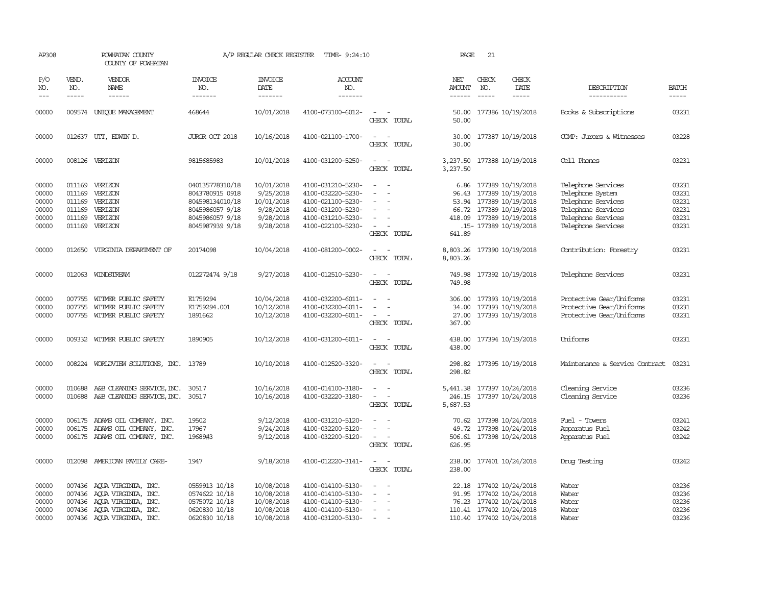AP308 POWHATAN COUNTY A/P REGULAR CHECK REGISTER TIME- 9:24:10

COUNTY OF POWHATAN

| P/O NO. | VEND. NO. | VENDOR NAME | INVOICE NO. | INVOICE DATE | ACCOUNT NO. | | NET AMOUNT | CHECK NO. | CHECK DATE | DESCRIPTION | BATCH |
|---|---|---|---|---|---|---|---|---|---|---|---|
| 00000 | 009574 | UNIQUE MANAGEMENT | 468644 | 10/01/2018 | 4100-073100-6012- | - - | 50.00 | 177386 | 10/19/2018 | Books & Subscriptions | 03231 |
| | | | | | | CHECK TOTAL | 50.00 | | | | |
| 00000 | 012637 | UTT, EDWIN D. | JUROR OCT 2018 | 10/16/2018 | 4100-021100-1700- | - - | 30.00 | 177387 | 10/19/2018 | COMP: Jurors & Witnesses | 03228 |
| | | | | | | CHECK TOTAL | 30.00 | | | | |
| 00000 | 008126 | VERIZON | 9815685983 | 10/01/2018 | 4100-031200-5250- | - - | 3,237.50 | 177388 | 10/19/2018 | Cell Phones | 03231 |
| | | | | | | CHECK TOTAL | 3,237.50 | | | | |
| 00000 | 011169 | VERIZON | 040135778310/18 | 10/01/2018 | 4100-031210-5230- | - - | 6.86 | 177389 | 10/19/2018 | Telephone Services | 03231 |
| 00000 | 011169 | VERIZON | 8043780915 0918 | 9/25/2018 | 4100-032220-5230- | - - | 96.43 | 177389 | 10/19/2018 | Telephone System | 03231 |
| 00000 | 011169 | VERIZON | 804598134010/18 | 10/01/2018 | 4100-021100-5230- | - - | 53.94 | 177389 | 10/19/2018 | Telephone Services | 03231 |
| 00000 | 011169 | VERIZON | 8045986057 9/18 | 9/28/2018 | 4100-031200-5230- | - - | 66.72 | 177389 | 10/19/2018 | Telephone Services | 03231 |
| 00000 | 011169 | VERIZON | 8045986057 9/18 | 9/28/2018 | 4100-031210-5230- | - - | 418.09 | 177389 | 10/19/2018 | Telephone Services | 03231 |
| 00000 | 011169 | VERIZON | 8045987939 9/18 | 9/28/2018 | 4100-022100-5230- | - - | .15- | 177389 | 10/19/2018 | Telephone Services | 03231 |
| | | | | | | CHECK TOTAL | 641.89 | | | | |
| 00000 | 012650 | VIRGINIA DEPARTMENT OF | 20174098 | 10/04/2018 | 4100-081200-0002- | - - | 8,803.26 | 177390 | 10/19/2018 | Contribution: Forestry | 03231 |
| | | | | | | CHECK TOTAL | 8,803.26 | | | | |
| 00000 | 012063 | WINDSTREAM | 012272474 9/18 | 9/27/2018 | 4100-012510-5230- | - - | 749.98 | 177392 | 10/19/2018 | Telephone Services | 03231 |
| | | | | | | CHECK TOTAL | 749.98 | | | | |
| 00000 | 007755 | WITMER PUBLIC SAFETY | E1759294 | 10/04/2018 | 4100-032200-6011- | - - | 306.00 | 177393 | 10/19/2018 | Protective Gear/Uniforms | 03231 |
| 00000 | 007755 | WITMER PUBLIC SAFETY | E1759294.001 | 10/12/2018 | 4100-032200-6011- | - - | 34.00 | 177393 | 10/19/2018 | Protective Gear/Uniforms | 03231 |
| 00000 | 007755 | WITMER PUBLIC SAFETY | 1891662 | 10/12/2018 | 4100-032200-6011- | - - | 27.00 | 177393 | 10/19/2018 | Protective Gear/Uniforms | 03231 |
| | | | | | | CHECK TOTAL | 367.00 | | | | |
| 00000 | 009332 | WITMER PUBLIC SAFETY | 1890905 | 10/12/2018 | 4100-031200-6011- | - - | 438.00 | 177394 | 10/19/2018 | Uniforms | 03231 |
| | | | | | | CHECK TOTAL | 438.00 | | | | |
| 00000 | 008224 | WORLDVIEW SOLUTIONS, INC. | 13789 | 10/10/2018 | 4100-012520-3320- | - - | 298.82 | 177395 | 10/19/2018 | Maintenance & Service Contract | 03231 |
| | | | | | | CHECK TOTAL | 298.82 | | | | |
| 00000 | 010688 | A&B CLEANING SERVICE, INC. | 30517 | 10/16/2018 | 4100-014100-3180- | - - | 5,441.38 | 177397 | 10/24/2018 | Cleaning Service | 03236 |
| 00000 | 010688 | A&B CLEANING SERVICE, INC. | 30517 | 10/16/2018 | 4100-032220-3180- | - - | 246.15 | 177397 | 10/24/2018 | Cleaning Service | 03236 |
| | | | | | | CHECK TOTAL | 5,687.53 | | | | |
| 00000 | 006175 | ADAMS OIL COMPANY, INC. | 19502 | 9/12/2018 | 4100-031210-5120- | - - | 70.62 | 177398 | 10/24/2018 | Fuel - Towers | 03241 |
| 00000 | 006175 | ADAMS OIL COMPANY, INC. | 17967 | 9/24/2018 | 4100-032200-5120- | - - | 49.72 | 177398 | 10/24/2018 | Apparatus Fuel | 03242 |
| 00000 | 006175 | ADAMS OIL COMPANY, INC. | 19689#3 | 9/12/2018 | 4100-032200-5120- | - - | 506.61 | 177398 | 10/24/2018 | Apparatus Fuel | 03242 |
| | | | | | | CHECK TOTAL | 626.95 | | | | |
| 00000 | 012098 | AMERICAN FAMILY CARE- | 1947 | 9/18/2018 | 4100-012220-3141- | - - | 238.00 | 177401 | 10/24/2018 | Drug Testing | 03242 |
| | | | | | | CHECK TOTAL | 238.00 | | | | |
| 00000 | 007436 | AQUA VIRGINIA, INC. | 0559913 10/18 | 10/08/2018 | 4100-014100-5130- | - - | 22.18 | 177402 | 10/24/2018 | Water | 03236 |
| 00000 | 007436 | AQUA VIRGINIA, INC. | 0574622 10/18 | 10/08/2018 | 4100-014100-5130- | - - | 91.95 | 177402 | 10/24/2018 | Water | 03236 |
| 00000 | 007436 | AQUA VIRGINIA, INC. | 0575072 10/18 | 10/08/2018 | 4100-014100-5130- | - - | 76.23 | 177402 | 10/24/2018 | Water | 03236 |
| 00000 | 007436 | AQUA VIRGINIA, INC. | 0620830 10/18 | 10/08/2018 | 4100-014100-5130- | - - | 110.41 | 177402 | 10/24/2018 | Water | 03236 |
| 00000 | 007436 | AQUA VIRGINIA, INC. | 0620830 10/18 | 10/08/2018 | 4100-031200-5130- | - - | 110.40 | 177402 | 10/24/2018 | Water | 03236 |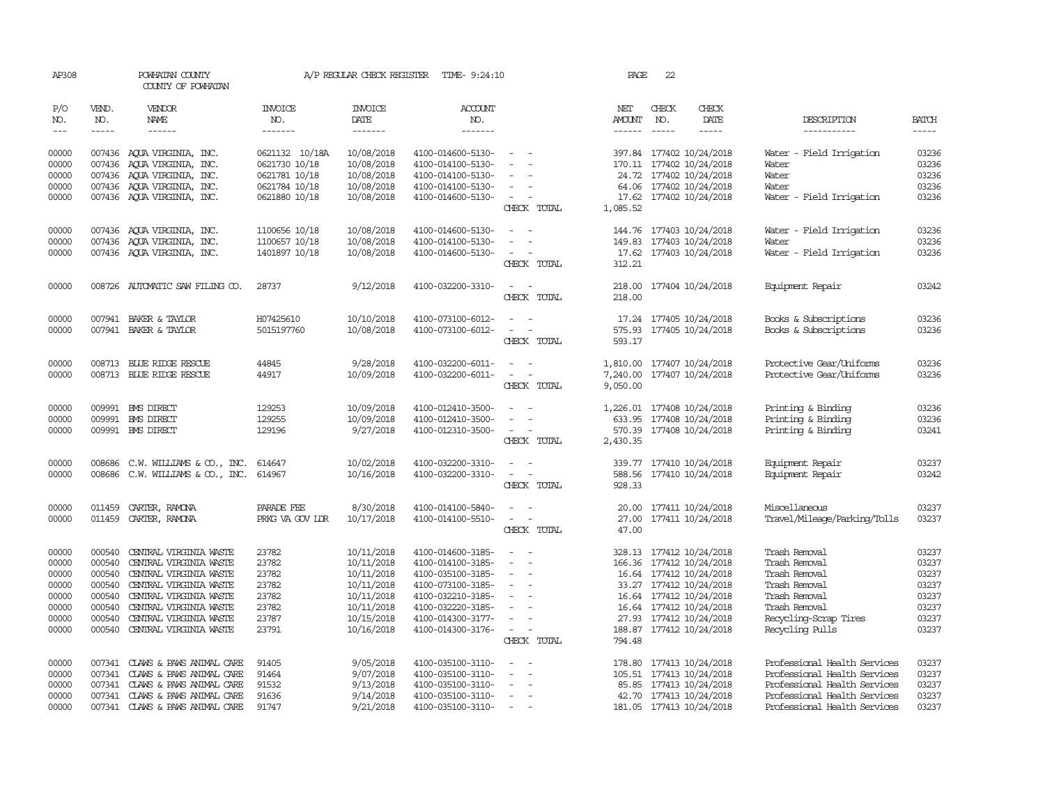AP308 POWHATAN COUNTY A/P REGULAR CHECK REGISTER TIME- 9:24:10 PAGE 22
COUNTY OF POWHATAN

| P/O NO. | VEND. NO. | VENDOR NAME | INVOICE NO. | INVOICE DATE | ACCOUNT NO. | | NET AMOUNT | CHECK NO. | CHECK DATE | DESCRIPTION | BATCH |
|---|---|---|---|---|---|---|---|---|---|---|---|
| 00000 | 007436 | AQUA VIRGINIA, INC. | 0621132 10/18A | 10/08/2018 | 4100-014600-5130- | - - | 397.84 | 177402 | 10/24/2018 | Water - Field Irrigation | 03236 |
| 00000 | 007436 | AQUA VIRGINIA, INC. | 0621730 10/18 | 10/08/2018 | 4100-014100-5130- | - - | 170.11 | 177402 | 10/24/2018 | Water | 03236 |
| 00000 | 007436 | AQUA VIRGINIA, INC. | 0621781 10/18 | 10/08/2018 | 4100-014100-5130- | - - | 24.72 | 177402 | 10/24/2018 | Water | 03236 |
| 00000 | 007436 | AQUA VIRGINIA, INC. | 0621784 10/18 | 10/08/2018 | 4100-014100-5130- | - - | 64.06 | 177402 | 10/24/2018 | Water | 03236 |
| 00000 | 007436 | AQUA VIRGINIA, INC. | 0621880 10/18 | 10/08/2018 | 4100-014600-5130- | - - | 17.62 | 177402 | 10/24/2018 | Water - Field Irrigation | 03236 |
| | | | | | | CHECK TOTAL | 1,085.52 | | | | |
| 00000 | 007436 | AQUA VIRGINIA, INC. | 1100656 10/18 | 10/08/2018 | 4100-014600-5130- | - - | 144.76 | 177403 | 10/24/2018 | Water - Field Irrigation | 03236 |
| 00000 | 007436 | AQUA VIRGINIA, INC. | 1100657 10/18 | 10/08/2018 | 4100-014100-5130- | - - | 149.83 | 177403 | 10/24/2018 | Water | 03236 |
| 00000 | 007436 | AQUA VIRGINIA, INC. | 1401897 10/18 | 10/08/2018 | 4100-014600-5130- | - - | 17.62 | 177403 | 10/24/2018 | Water - Field Irrigation | 03236 |
| | | | | | | CHECK TOTAL | 312.21 | | | | |
| 00000 | 008726 | AUTOMATIC SAW FILING CO. | 28737 | 9/12/2018 | 4100-032200-3310- | - - | 218.00 | 177404 | 10/24/2018 | Equipment Repair | 03242 |
| | | | | | | CHECK TOTAL | 218.00 | | | | |
| 00000 | 007941 | BAKER & TAYLOR | H07425610 | 10/10/2018 | 4100-073100-6012- | - - | 17.24 | 177405 | 10/24/2018 | Books & Subscriptions | 03236 |
| 00000 | 007941 | BAKER & TAYLOR | 5015197760 | 10/08/2018 | 4100-073100-6012- | - - | 575.93 | 177405 | 10/24/2018 | Books & Subscriptions | 03236 |
| | | | | | | CHECK TOTAL | 593.17 | | | | |
| 00000 | 008713 | BLUE RIDGE RESCUE | 44845 | 9/28/2018 | 4100-032200-6011- | - - | 1,810.00 | 177407 | 10/24/2018 | Protective Gear/Uniforms | 03236 |
| 00000 | 008713 | BLUE RIDGE RESCUE | 44917 | 10/09/2018 | 4100-032200-6011- | - - | 7,240.00 | 177407 | 10/24/2018 | Protective Gear/Uniforms | 03236 |
| | | | | | | CHECK TOTAL | 9,050.00 | | | | |
| 00000 | 009991 | BMS DIRECT | 129253 | 10/09/2018 | 4100-012410-3500- | - - | 1,226.01 | 177408 | 10/24/2018 | Printing & Binding | 03236 |
| 00000 | 009991 | BMS DIRECT | 129255 | 10/09/2018 | 4100-012410-3500- | - - | 633.95 | 177408 | 10/24/2018 | Printing & Binding | 03236 |
| 00000 | 009991 | BMS DIRECT | 129196 | 9/27/2018 | 4100-012310-3500- | - - | 570.39 | 177408 | 10/24/2018 | Printing & Binding | 03241 |
| | | | | | | CHECK TOTAL | 2,430.35 | | | | |
| 00000 | 008686 | C.W. WILLIAMS & CO., INC. | 614647 | 10/02/2018 | 4100-032200-3310- | - - | 339.77 | 177410 | 10/24/2018 | Equipment Repair | 03237 |
| 00000 | 008686 | C.W. WILLIAMS & CO., INC. | 614967 | 10/16/2018 | 4100-032200-3310- | - - | 588.56 | 177410 | 10/24/2018 | Equipment Repair | 03242 |
| | | | | | | CHECK TOTAL | 928.33 | | | | |
| 00000 | 011459 | CARTER, RAMONA | PARADE FEE | 8/30/2018 | 4100-014100-5840- | - - | 20.00 | 177411 | 10/24/2018 | Miscellaneous | 03237 |
| 00000 | 011459 | CARTER, RAMONA | PRKG VA GOV LDR | 10/17/2018 | 4100-014100-5510- | - - | 27.00 | 177411 | 10/24/2018 | Travel/Mileage/Parking/Tolls | 03237 |
| | | | | | | CHECK TOTAL | 47.00 | | | | |
| 00000 | 000540 | CENTRAL VIRGINIA WASTE | 23782 | 10/11/2018 | 4100-014600-3185- | - - | 328.13 | 177412 | 10/24/2018 | Trash Removal | 03237 |
| 00000 | 000540 | CENTRAL VIRGINIA WASTE | 23782 | 10/11/2018 | 4100-014100-3185- | - - | 166.36 | 177412 | 10/24/2018 | Trash Removal | 03237 |
| 00000 | 000540 | CENTRAL VIRGINIA WASTE | 23782 | 10/11/2018 | 4100-035100-3185- | - - | 16.64 | 177412 | 10/24/2018 | Trash Removal | 03237 |
| 00000 | 000540 | CENTRAL VIRGINIA WASTE | 23782 | 10/11/2018 | 4100-073100-3185- | - - | 33.27 | 177412 | 10/24/2018 | Trash Removal | 03237 |
| 00000 | 000540 | CENTRAL VIRGINIA WASTE | 23782 | 10/11/2018 | 4100-032210-3185- | - - | 16.64 | 177412 | 10/24/2018 | Trash Removal | 03237 |
| 00000 | 000540 | CENTRAL VIRGINIA WASTE | 23782 | 10/11/2018 | 4100-032220-3185- | - - | 16.64 | 177412 | 10/24/2018 | Trash Removal | 03237 |
| 00000 | 000540 | CENTRAL VIRGINIA WASTE | 23787 | 10/15/2018 | 4100-014300-3177- | - - | 27.93 | 177412 | 10/24/2018 | Recycling-Scrap Tires | 03237 |
| 00000 | 000540 | CENTRAL VIRGINIA WASTE | 23791 | 10/16/2018 | 4100-014300-3176- | - - | 188.87 | 177412 | 10/24/2018 | Recycling Pulls | 03237 |
| | | | | | | CHECK TOTAL | 794.48 | | | | |
| 00000 | 007341 | CLAWS & PAWS ANIMAL CARE | 91405 | 9/05/2018 | 4100-035100-3110- | - - | 178.80 | 177413 | 10/24/2018 | Professional Health Services | 03237 |
| 00000 | 007341 | CLAWS & PAWS ANIMAL CARE | 91464 | 9/07/2018 | 4100-035100-3110- | - - | 105.51 | 177413 | 10/24/2018 | Professional Health Services | 03237 |
| 00000 | 007341 | CLAWS & PAWS ANIMAL CARE | 91532 | 9/13/2018 | 4100-035100-3110- | - - | 85.85 | 177413 | 10/24/2018 | Professional Health Services | 03237 |
| 00000 | 007341 | CLAWS & PAWS ANIMAL CARE | 91636 | 9/14/2018 | 4100-035100-3110- | - - | 42.70 | 177413 | 10/24/2018 | Professional Health Services | 03237 |
| 00000 | 007341 | CLAWS & PAWS ANIMAL CARE | 91747 | 9/21/2018 | 4100-035100-3110- | - - | 181.05 | 177413 | 10/24/2018 | Professional Health Services | 03237 |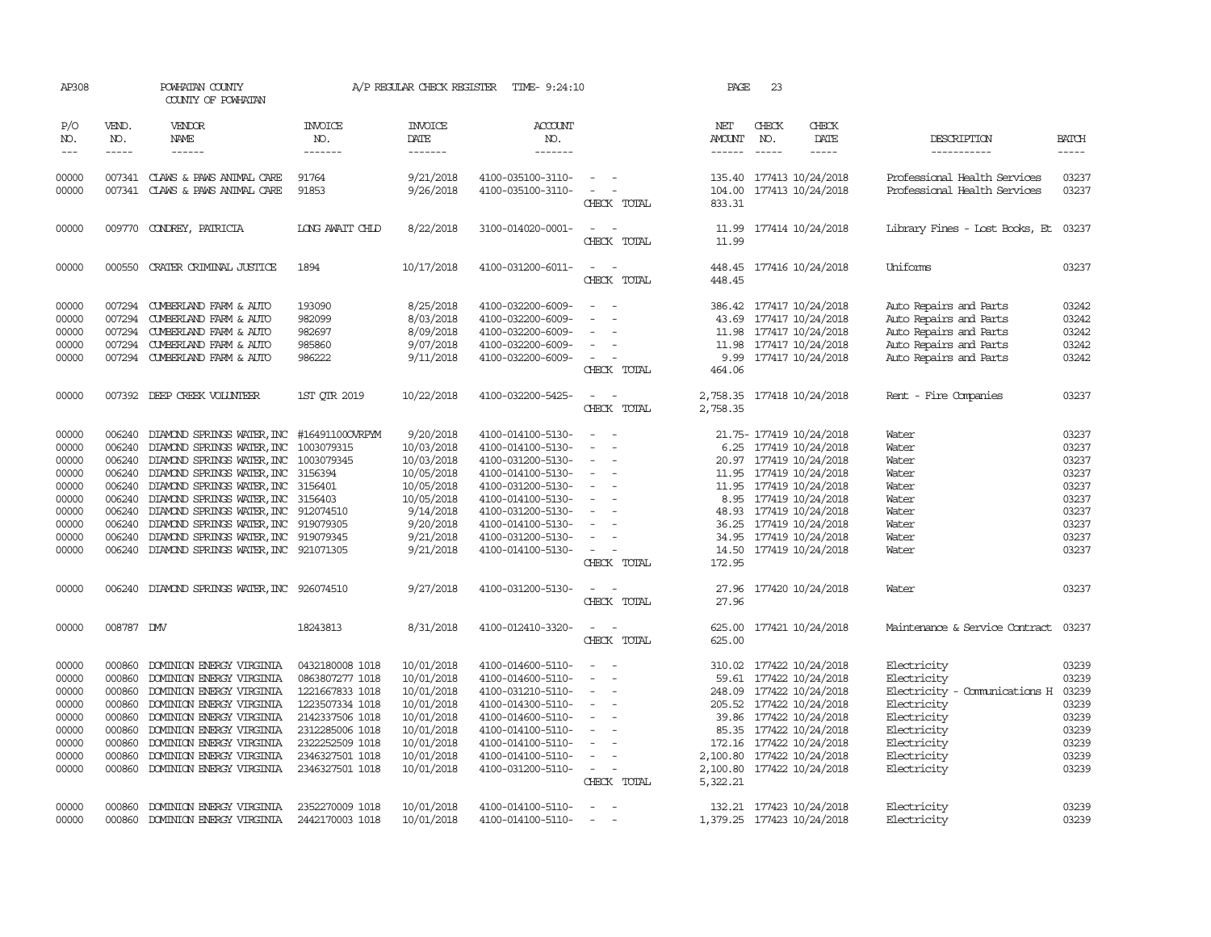AP308 POWHATAN COUNTY A/P REGULAR CHECK REGISTER TIME- 9:24:10 PAGE 23
COUNTY OF POWHATAN

| P/O NO. | VEND. NO. | VENDOR NAME | INVOICE NO. | INVOICE DATE | ACCOUNT NO. | | NET AMOUNT | CHECK NO. | CHECK DATE | DESCRIPTION | BATCH |
|---|---|---|---|---|---|---|---|---|---|---|---|
| 00000 | 007341 | CLAWS & PAWS ANIMAL CARE | 91764 | 9/21/2018 | 4100-035100-3110- | - - | 135.40 | 177413 | 10/24/2018 | Professional Health Services | 03237 |
| 00000 | 007341 | CLAWS & PAWS ANIMAL CARE | 91853 | 9/26/2018 | 4100-035100-3110- | - - | 104.00 | 177413 | 10/24/2018 | Professional Health Services | 03237 |
| | | | | | | CHECK TOTAL | 833.31 | | | | |
| 00000 | 009770 | CONDREY, PATRICIA | LONG AWAIT CHLD | 8/22/2018 | 3100-014020-0001- | - - | 11.99 | 177414 | 10/24/2018 | Library Fines - Lost Books, Et | 03237 |
| | | | | | | CHECK TOTAL | 11.99 | | | | |
| 00000 | 000550 | CRATER CRIMINAL JUSTICE | 1894 | 10/17/2018 | 4100-031200-6011- | - - | 448.45 | 177416 | 10/24/2018 | Uniforms | 03237 |
| | | | | | | CHECK TOTAL | 448.45 | | | | |
| 00000 | 007294 | CUMBERLAND FARM & AUTO | 193090 | 8/25/2018 | 4100-032200-6009- | - - | 386.42 | 177417 | 10/24/2018 | Auto Repairs and Parts | 03242 |
| 00000 | 007294 | CUMBERLAND FARM & AUTO | 982099 | 8/03/2018 | 4100-032200-6009- | - - | 43.69 | 177417 | 10/24/2018 | Auto Repairs and Parts | 03242 |
| 00000 | 007294 | CUMBERLAND FARM & AUTO | 982697 | 8/09/2018 | 4100-032200-6009- | - - | 11.98 | 177417 | 10/24/2018 | Auto Repairs and Parts | 03242 |
| 00000 | 007294 | CUMBERLAND FARM & AUTO | 985860 | 9/07/2018 | 4100-032200-6009- | - - | 11.98 | 177417 | 10/24/2018 | Auto Repairs and Parts | 03242 |
| 00000 | 007294 | CUMBERLAND FARM & AUTO | 986222 | 9/11/2018 | 4100-032200-6009- | - - | 9.99 | 177417 | 10/24/2018 | Auto Repairs and Parts | 03242 |
| | | | | | | CHECK TOTAL | 464.06 | | | | |
| 00000 | 007392 | DEEP CREEK VOLUNTEER | 1ST QTR 2019 | 10/22/2018 | 4100-032200-5425- | - - | 2,758.35 | 177418 | 10/24/2018 | Rent - Fire Companies | 03237 |
| | | | | | | CHECK TOTAL | 2,758.35 | | | | |
| 00000 | 006240 | DIAMOND SPRINGS WATER, INC | #164911000VRPYM | 9/20/2018 | 4100-014100-5130- | - - | 21.75- | 177419 | 10/24/2018 | Water | 03237 |
| 00000 | 006240 | DIAMOND SPRINGS WATER, INC | 1003079315 | 10/03/2018 | 4100-014100-5130- | - - | 6.25 | 177419 | 10/24/2018 | Water | 03237 |
| 00000 | 006240 | DIAMOND SPRINGS WATER, INC | 1003079345 | 10/03/2018 | 4100-031200-5130- | - - | 20.97 | 177419 | 10/24/2018 | Water | 03237 |
| 00000 | 006240 | DIAMOND SPRINGS WATER, INC | 3156394 | 10/05/2018 | 4100-014100-5130- | - - | 11.95 | 177419 | 10/24/2018 | Water | 03237 |
| 00000 | 006240 | DIAMOND SPRINGS WATER, INC | 3156401 | 10/05/2018 | 4100-031200-5130- | - - | 11.95 | 177419 | 10/24/2018 | Water | 03237 |
| 00000 | 006240 | DIAMOND SPRINGS WATER, INC | 3156403 | 10/05/2018 | 4100-014100-5130- | - - | 8.95 | 177419 | 10/24/2018 | Water | 03237 |
| 00000 | 006240 | DIAMOND SPRINGS WATER, INC | 912074510 | 9/14/2018 | 4100-031200-5130- | - - | 48.93 | 177419 | 10/24/2018 | Water | 03237 |
| 00000 | 006240 | DIAMOND SPRINGS WATER, INC | 919079305 | 9/20/2018 | 4100-014100-5130- | - - | 36.25 | 177419 | 10/24/2018 | Water | 03237 |
| 00000 | 006240 | DIAMOND SPRINGS WATER, INC | 919079345 | 9/21/2018 | 4100-031200-5130- | - - | 34.95 | 177419 | 10/24/2018 | Water | 03237 |
| 00000 | 006240 | DIAMOND SPRINGS WATER, INC | 921071305 | 9/21/2018 | 4100-014100-5130- | - - | 14.50 | 177419 | 10/24/2018 | Water | 03237 |
| | | | | | | CHECK TOTAL | 172.95 | | | | |
| 00000 | 006240 | DIAMOND SPRINGS WATER, INC | 926074510 | 9/27/2018 | 4100-031200-5130- | - - | 27.96 | 177420 | 10/24/2018 | Water | 03237 |
| | | | | | | CHECK TOTAL | 27.96 | | | | |
| 00000 | 008787 | DMV | 18243813 | 8/31/2018 | 4100-012410-3320- | - - | 625.00 | 177421 | 10/24/2018 | Maintenance & Service Contract | 03237 |
| | | | | | | CHECK TOTAL | 625.00 | | | | |
| 00000 | 000860 | DOMINION ENERGY VIRGINIA | 0432180008 1018 | 10/01/2018 | 4100-014600-5110- | - - | 310.02 | 177422 | 10/24/2018 | Electricity | 03239 |
| 00000 | 000860 | DOMINION ENERGY VIRGINIA | 0863807277 1018 | 10/01/2018 | 4100-014600-5110- | - - | 59.61 | 177422 | 10/24/2018 | Electricity | 03239 |
| 00000 | 000860 | DOMINION ENERGY VIRGINIA | 1221667833 1018 | 10/01/2018 | 4100-031210-5110- | - - | 248.09 | 177422 | 10/24/2018 | Electricity - Communications H | 03239 |
| 00000 | 000860 | DOMINION ENERGY VIRGINIA | 1223507334 1018 | 10/01/2018 | 4100-014300-5110- | - - | 205.52 | 177422 | 10/24/2018 | Electricity | 03239 |
| 00000 | 000860 | DOMINION ENERGY VIRGINIA | 2142337506 1018 | 10/01/2018 | 4100-014600-5110- | - - | 39.86 | 177422 | 10/24/2018 | Electricity | 03239 |
| 00000 | 000860 | DOMINION ENERGY VIRGINIA | 2312285006 1018 | 10/01/2018 | 4100-014100-5110- | - - | 85.35 | 177422 | 10/24/2018 | Electricity | 03239 |
| 00000 | 000860 | DOMINION ENERGY VIRGINIA | 2322252509 1018 | 10/01/2018 | 4100-014100-5110- | - - | 172.16 | 177422 | 10/24/2018 | Electricity | 03239 |
| 00000 | 000860 | DOMINION ENERGY VIRGINIA | 2346327501 1018 | 10/01/2018 | 4100-014100-5110- | - - | 2,100.80 | 177422 | 10/24/2018 | Electricity | 03239 |
| 00000 | 000860 | DOMINION ENERGY VIRGINIA | 2346327501 1018 | 10/01/2018 | 4100-031200-5110- | - - | 2,100.80 | 177422 | 10/24/2018 | Electricity | 03239 |
| | | | | | | CHECK TOTAL | 5,322.21 | | | | |
| 00000 | 000860 | DOMINION ENERGY VIRGINIA | 2352270009 1018 | 10/01/2018 | 4100-014100-5110- | - - | 132.21 | 177423 | 10/24/2018 | Electricity | 03239 |
| 00000 | 000860 | DOMINION ENERGY VIRGINIA | 2442170003 1018 | 10/01/2018 | 4100-014100-5110- | - - | 1,379.25 | 177423 | 10/24/2018 | Electricity | 03239 |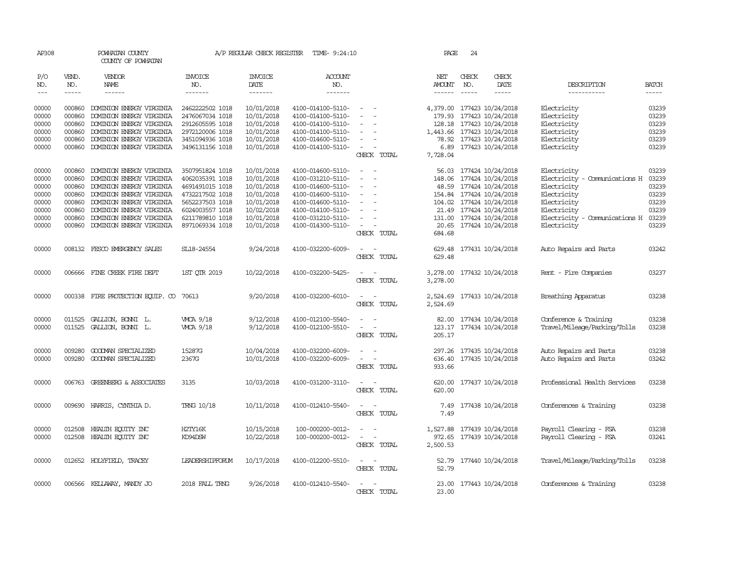AP308 POWHATAN COUNTY A/P REGULAR CHECK REGISTER TIME- 9:24:10 PAGE 24

COUNTY OF POWHATAN

| P/O NO. | VEND. NO. | VENDOR NAME | INVOICE NO. | INVOICE DATE | ACCOUNT NO. | | NET AMOUNT | CHECK NO. | CHECK DATE | DESCRIPTION | BATCH |
|---|---|---|---|---|---|---|---|---|---|---|---|
| 00000 | 000860 | DOMINION ENERGY VIRGINIA | 2462222502 1018 | 10/01/2018 | 4100-014100-5110- | - - | 4,379.00 | 177423 | 10/24/2018 | Electricity | 03239 |
| 00000 | 000860 | DOMINION ENERGY VIRGINIA | 2476067034 1018 | 10/01/2018 | 4100-014100-5110- | - - | 179.93 | 177423 | 10/24/2018 | Electricity | 03239 |
| 00000 | 000860 | DOMINION ENERGY VIRGINIA | 2912605595 1018 | 10/01/2018 | 4100-014100-5110- | - - | 128.18 | 177423 | 10/24/2018 | Electricity | 03239 |
| 00000 | 000860 | DOMINION ENERGY VIRGINIA | 2972120006 1018 | 10/01/2018 | 4100-014100-5110- | - - | 1,443.66 | 177423 | 10/24/2018 | Electricity | 03239 |
| 00000 | 000860 | DOMINION ENERGY VIRGINIA | 3451094936 1018 | 10/01/2018 | 4100-014600-5110- | - - | 78.92 | 177423 | 10/24/2018 | Electricity | 03239 |
| 00000 | 000860 | DOMINION ENERGY VIRGINIA | 3496131156 1018 | 10/01/2018 | 4100-014100-5110- | - - | 6.89 | 177423 | 10/24/2018 | Electricity | 03239 |
| | | | | | | CHECK TOTAL | 7,728.04 | | | | |
| 00000 | 000860 | DOMINION ENERGY VIRGINIA | 3507951824 1018 | 10/01/2018 | 4100-014600-5110- | - - | 56.03 | 177424 | 10/24/2018 | Electricity | 03239 |
| 00000 | 000860 | DOMINION ENERGY VIRGINIA | 4062035391 1018 | 10/01/2018 | 4100-031210-5110- | - - | 148.06 | 177424 | 10/24/2018 | Electricity - Communications H | 03239 |
| 00000 | 000860 | DOMINION ENERGY VIRGINIA | 4691491015 1018 | 10/01/2018 | 4100-014600-5110- | - - | 48.59 | 177424 | 10/24/2018 | Electricity | 03239 |
| 00000 | 000860 | DOMINION ENERGY VIRGINIA | 4732217502 1018 | 10/01/2018 | 4100-014600-5110- | - - | 154.84 | 177424 | 10/24/2018 | Electricity | 03239 |
| 00000 | 000860 | DOMINION ENERGY VIRGINIA | 5652237503 1018 | 10/01/2018 | 4100-014600-5110- | - - | 104.02 | 177424 | 10/24/2018 | Electricity | 03239 |
| 00000 | 000860 | DOMINION ENERGY VIRGINIA | 6024003557 1018 | 10/02/2018 | 4100-014100-5110- | - - | 21.49 | 177424 | 10/24/2018 | Electricity | 03239 |
| 00000 | 000860 | DOMINION ENERGY VIRGINIA | 6211789810 1018 | 10/01/2018 | 4100-031210-5110- | - - | 131.00 | 177424 | 10/24/2018 | Electricity - Communications H | 03239 |
| 00000 | 000860 | DOMINION ENERGY VIRGINIA | 8971069334 1018 | 10/01/2018 | 4100-014300-5110- | - - | 20.65 | 177424 | 10/24/2018 | Electricity | 03239 |
| | | | | | | CHECK TOTAL | 684.68 | | | | |
| 00000 | 008132 | FESCO EMERGENCY SALES | SL18-24554 | 9/24/2018 | 4100-032200-6009- | - - | 629.48 | 177431 | 10/24/2018 | Auto Repairs and Parts | 03242 |
| | | | | | | CHECK TOTAL | 629.48 | | | | |
| 00000 | 006666 | FINE CREEK FIRE DEPT | 1ST QTR 2019 | 10/22/2018 | 4100-032200-5425- | - - | 3,278.00 | 177432 | 10/24/2018 | Rent - Fire Companies | 03237 |
| | | | | | | CHECK TOTAL | 3,278.00 | | | | |
| 00000 | 000338 | FIRE PROTECTION EQUIP. CO | 70613 | 9/20/2018 | 4100-032200-6010- | - - | 2,524.69 | 177433 | 10/24/2018 | Breathing Apparatus | 03238 |
| | | | | | | CHECK TOTAL | 2,524.69 | | | | |
| 00000 | 011525 | GALLION, BONNI L. | VMCA 9/18 | 9/12/2018 | 4100-012100-5540- | - - | 82.00 | 177434 | 10/24/2018 | Conference & Training | 03238 |
| 00000 | 011525 | GALLION, BONNI L. | VMCA 9/18 | 9/12/2018 | 4100-012100-5510- | - - | 123.17 | 177434 | 10/24/2018 | Travel/Mileage/Parking/Tolls | 03238 |
| | | | | | | CHECK TOTAL | 205.17 | | | | |
| 00000 | 009280 | GOODMAN SPECIALIZED | 15287G | 10/04/2018 | 4100-032200-6009- | - - | 297.26 | 177435 | 10/24/2018 | Auto Repairs and Parts | 03238 |
| 00000 | 009280 | GOODMAN SPECIALIZED | 2367G | 10/01/2018 | 4100-032200-6009- | - - | 636.40 | 177435 | 10/24/2018 | Auto Repairs and Parts | 03242 |
| | | | | | | CHECK TOTAL | 933.66 | | | | |
| 00000 | 006763 | GREENBERG & ASSOCIATES | 3135 | 10/03/2018 | 4100-031200-3110- | - - | 620.00 | 177437 | 10/24/2018 | Professional Health Services | 03238 |
| | | | | | | CHECK TOTAL | 620.00 | | | | |
| 00000 | 009690 | HARRIS, CYNTHIA D. | TRNG 10/18 | 10/11/2018 | 4100-012410-5540- | - - | 7.49 | 177438 | 10/24/2018 | Conferences & Training | 03238 |
| | | | | | | CHECK TOTAL | 7.49 | | | | |
| 00000 | 012508 | HEALTH EQUITY INC | H2TY16K | 10/15/2018 | 100-000200-0012- | - - | 1,527.88 | 177439 | 10/24/2018 | Payroll Clearing - FSA | 03238 |
| 00000 | 012508 | HEALTH EQUITY INC | KD94DSW | 10/22/2018 | 100-000200-0012- | - - | 972.65 | 177439 | 10/24/2018 | Payroll Clearing - FSA | 03241 |
| | | | | | | CHECK TOTAL | 2,500.53 | | | | |
| 00000 | 012652 | HOLYFIELD, TRACEY | LEADERSHIPFORUM | 10/17/2018 | 4100-012200-5510- | - - | 52.79 | 177440 | 10/24/2018 | Travel/Mileage/Parking/Tolls | 03238 |
| | | | | | | CHECK TOTAL | 52.79 | | | | |
| 00000 | 006566 | KELLAWAY, MANDY JO | 2018 FALL TRNG | 9/26/2018 | 4100-012410-5540- | - - | 23.00 | 177443 | 10/24/2018 | Conferences & Training | 03238 |
| | | | | | | CHECK TOTAL | 23.00 | | | | |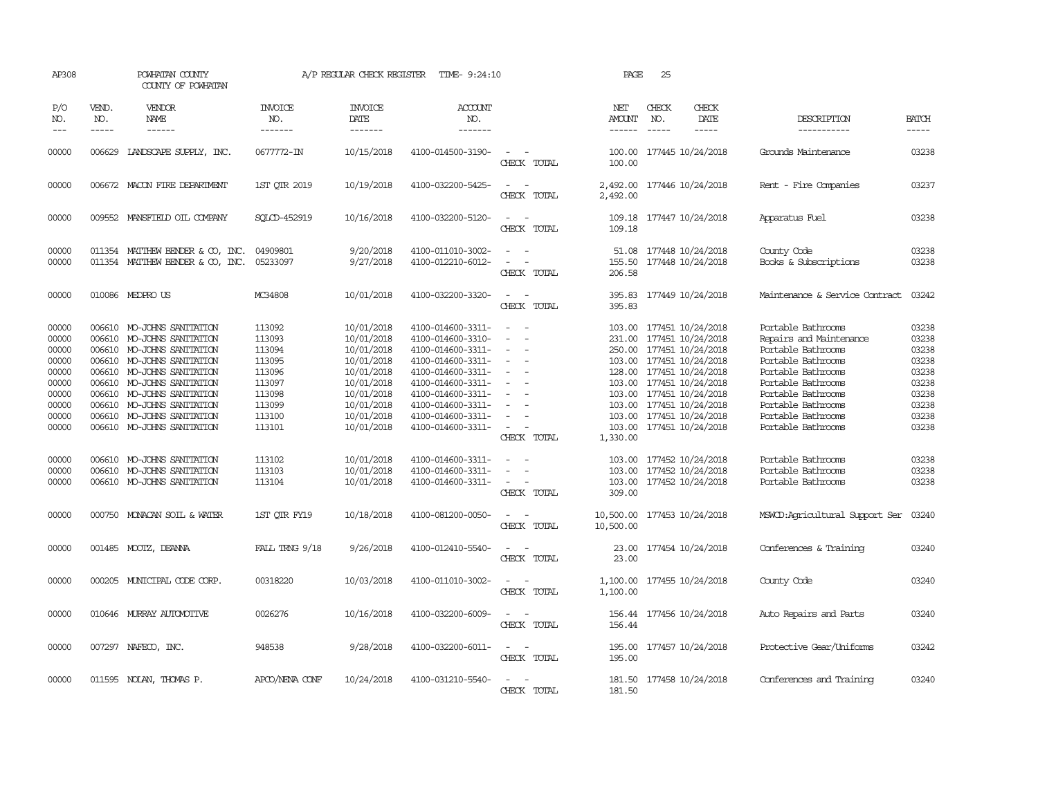AP308 POWHATAN COUNTY A/P REGULAR CHECK REGISTER TIME- 9:24:10 PAGE 25

COUNTY OF POWHATAN

| P/O NO. | VEND. NO. | VENDOR NAME | INVOICE NO. | INVOICE DATE | ACCOUNT NO. | | NET AMOUNT | CHECK NO. | CHECK DATE | DESCRIPTION | BATCH |
|---|---|---|---|---|---|---|---|---|---|---|---|
| 00000 | 006629 | LANDSCAPE SUPPLY, INC. | 0677772-IN | 10/15/2018 | 4100-014500-3190- | - - | 100.00 | 177445 | 10/24/2018 | Grounds Maintenance | 03238 |
| | | | | | | CHECK TOTAL | 100.00 | | | | |
| 00000 | 006672 | MACON FIRE DEPARTMENT | 1ST QTR 2019 | 10/19/2018 | 4100-032200-5425- | - - | 2,492.00 | 177446 | 10/24/2018 | Rent - Fire Companies | 03237 |
| | | | | | | CHECK TOTAL | 2,492.00 | | | | |
| 00000 | 009552 | MANSFIELD OIL COMPANY | SQLCD-452919 | 10/16/2018 | 4100-032200-5120- | - - | 109.18 | 177447 | 10/24/2018 | Apparatus Fuel | 03238 |
| | | | | | | CHECK TOTAL | 109.18 | | | | |
| 00000 | 011354 | MATTHEW BENDER & CO, INC. | 04909801 | 9/20/2018 | 4100-011010-3002- | - - | 51.08 | 177448 | 10/24/2018 | County Code | 03238 |
| 00000 | 011354 | MATTHEW BENDER & CO, INC. | 05233097 | 9/27/2018 | 4100-012210-6012- | - - | 155.50 | 177448 | 10/24/2018 | Books & Subscriptions | 03238 |
| | | | | | | CHECK TOTAL | 206.58 | | | | |
| 00000 | 010086 | MEDPRO US | MC34808 | 10/01/2018 | 4100-032200-3320- | - - | 395.83 | 177449 | 10/24/2018 | Maintenance & Service Contract | 03242 |
| | | | | | | CHECK TOTAL | 395.83 | | | | |
| 00000 | 006610 | MO-JOHNS SANITATION | 113092 | 10/01/2018 | 4100-014600-3311- | - - | 103.00 | 177451 | 10/24/2018 | Portable Bathrooms | 03238 |
| 00000 | 006610 | MO-JOHNS SANITATION | 113093 | 10/01/2018 | 4100-014600-3310- | - - | 231.00 | 177451 | 10/24/2018 | Repairs and Maintenance | 03238 |
| 00000 | 006610 | MO-JOHNS SANITATION | 113094 | 10/01/2018 | 4100-014600-3311- | - - | 250.00 | 177451 | 10/24/2018 | Portable Bathrooms | 03238 |
| 00000 | 006610 | MO-JOHNS SANITATION | 113095 | 10/01/2018 | 4100-014600-3311- | - - | 103.00 | 177451 | 10/24/2018 | Portable Bathrooms | 03238 |
| 00000 | 006610 | MO-JOHNS SANITATION | 113096 | 10/01/2018 | 4100-014600-3311- | - - | 128.00 | 177451 | 10/24/2018 | Portable Bathrooms | 03238 |
| 00000 | 006610 | MO-JOHNS SANITATION | 113097 | 10/01/2018 | 4100-014600-3311- | - - | 103.00 | 177451 | 10/24/2018 | Portable Bathrooms | 03238 |
| 00000 | 006610 | MO-JOHNS SANITATION | 113098 | 10/01/2018 | 4100-014600-3311- | - - | 103.00 | 177451 | 10/24/2018 | Portable Bathrooms | 03238 |
| 00000 | 006610 | MO-JOHNS SANITATION | 113099 | 10/01/2018 | 4100-014600-3311- | - - | 103.00 | 177451 | 10/24/2018 | Portable Bathrooms | 03238 |
| 00000 | 006610 | MO-JOHNS SANITATION | 113100 | 10/01/2018 | 4100-014600-3311- | - - | 103.00 | 177451 | 10/24/2018 | Portable Bathrooms | 03238 |
| 00000 | 006610 | MO-JOHNS SANITATION | 113101 | 10/01/2018 | 4100-014600-3311- | - - | 103.00 | 177451 | 10/24/2018 | Portable Bathrooms | 03238 |
| | | | | | | CHECK TOTAL | 1,330.00 | | | | |
| 00000 | 006610 | MO-JOHNS SANITATION | 113102 | 10/01/2018 | 4100-014600-3311- | - - | 103.00 | 177452 | 10/24/2018 | Portable Bathrooms | 03238 |
| 00000 | 006610 | MO-JOHNS SANITATION | 113103 | 10/01/2018 | 4100-014600-3311- | - - | 103.00 | 177452 | 10/24/2018 | Portable Bathrooms | 03238 |
| 00000 | 006610 | MO-JOHNS SANITATION | 113104 | 10/01/2018 | 4100-014600-3311- | - - | 103.00 | 177452 | 10/24/2018 | Portable Bathrooms | 03238 |
| | | | | | | CHECK TOTAL | 309.00 | | | | |
| 00000 | 000750 | MONACAN SOIL & WATER | 1ST QTR FY19 | 10/18/2018 | 4100-081200-0050- | - - | 10,500.00 | 177453 | 10/24/2018 | MSWCD:Agricultural Support Ser | 03240 |
| | | | | | | CHECK TOTAL | 10,500.00 | | | | |
| 00000 | 001485 | MOOTZ, DEANNA | FALL TRNG 9/18 | 9/26/2018 | 4100-012410-5540- | - - | 23.00 | 177454 | 10/24/2018 | Conferences & Training | 03240 |
| | | | | | | CHECK TOTAL | 23.00 | | | | |
| 00000 | 000205 | MUNICIPAL CODE CORP. | 00318220 | 10/03/2018 | 4100-011010-3002- | - - | 1,100.00 | 177455 | 10/24/2018 | County Code | 03240 |
| | | | | | | CHECK TOTAL | 1,100.00 | | | | |
| 00000 | 010646 | MURRAY AUTOMOTIVE | 0026276 | 10/16/2018 | 4100-032200-6009- | - - | 156.44 | 177456 | 10/24/2018 | Auto Repairs and Parts | 03240 |
| | | | | | | CHECK TOTAL | 156.44 | | | | |
| 00000 | 007297 | NAFECO, INC. | 948538 | 9/28/2018 | 4100-032200-6011- | - - | 195.00 | 177457 | 10/24/2018 | Protective Gear/Uniforms | 03242 |
| | | | | | | CHECK TOTAL | 195.00 | | | | |
| 00000 | 011595 | NOLAN, THOMAS P. | APCO/NENA CONF | 10/24/2018 | 4100-031210-5540- | - - | 181.50 | 177458 | 10/24/2018 | Conferences and Training | 03240 |
| | | | | | | CHECK TOTAL | 181.50 | | | | |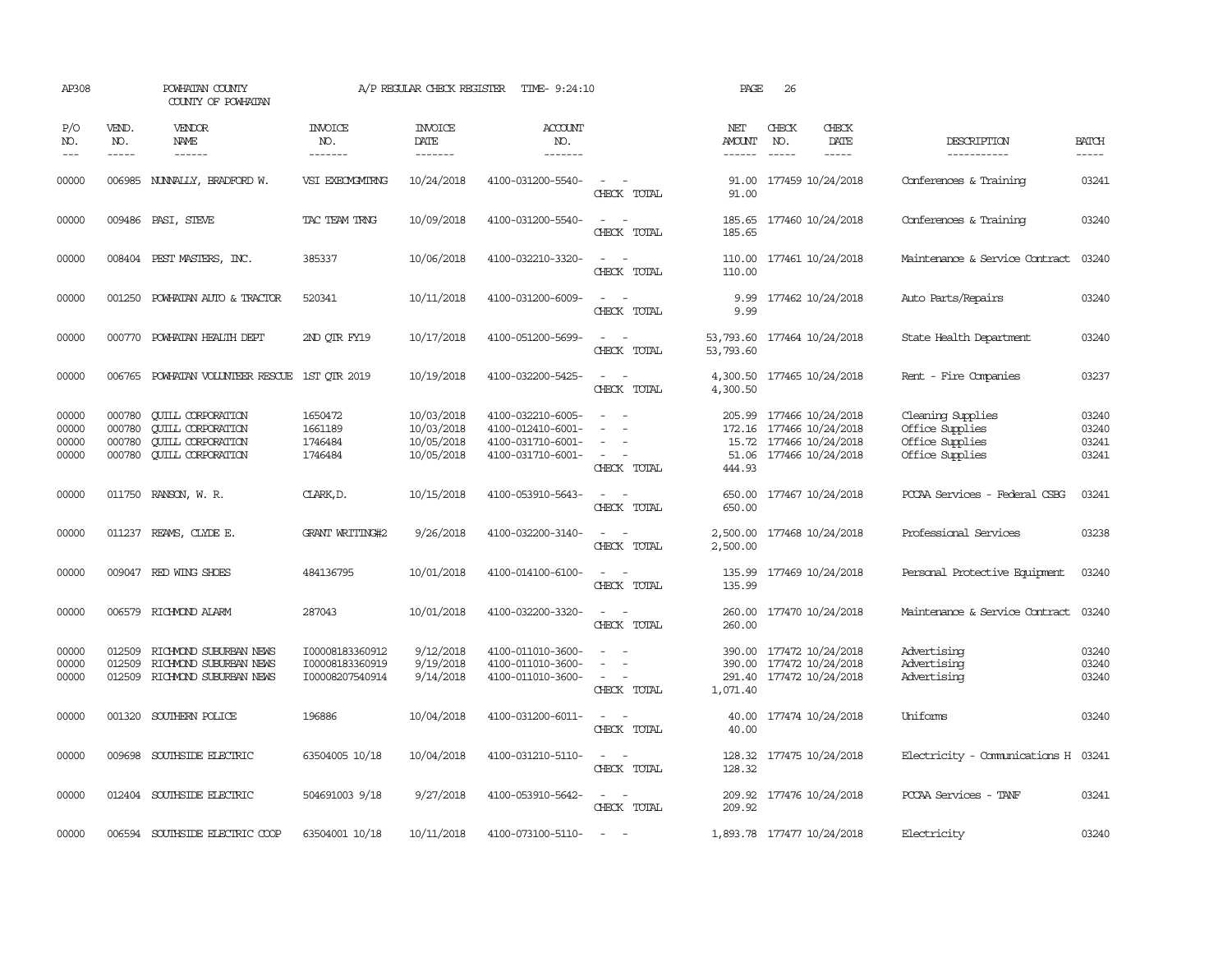AP308 POWHATAN COUNTY A/P REGULAR CHECK REGISTER TIME- 9:24:10 PAGE 26

COUNTY OF POWHATAN

| P/O NO. | VEND. NO. | VENDOR NAME | INVOICE NO. | INVOICE DATE | ACCOUNT NO. | | NET AMOUNT | CHECK NO. | CHECK DATE | DESCRIPTION | BATCH |
|---|---|---|---|---|---|---|---|---|---|---|---|
| 00000 | 006985 | NUNNALLY, BRADFORD W. | VSI EXECMGMTRNG | 10/24/2018 | 4100-031200-5540- | - - | 91.00 | 177459 | 10/24/2018 | Conferences & Training | 03241 |
| | | | | | | CHECK TOTAL | 91.00 | | | | |
| 00000 | 009486 | PASI, STEVE | TAC TEAM TRNG | 10/09/2018 | 4100-031200-5540- | - - | 185.65 | 177460 | 10/24/2018 | Conferences & Training | 03240 |
| | | | | | | CHECK TOTAL | 185.65 | | | | |
| 00000 | 008404 | PEST MASTERS, INC. | 385337 | 10/06/2018 | 4100-032210-3320- | - - | 110.00 | 177461 | 10/24/2018 | Maintenance & Service Contract | 03240 |
| | | | | | | CHECK TOTAL | 110.00 | | | | |
| 00000 | 001250 | POWHATAN AUTO & TRACTOR | 520341 | 10/11/2018 | 4100-031200-6009- | - - | 9.99 | 177462 | 10/24/2018 | Auto Parts/Repairs | 03240 |
| | | | | | | CHECK TOTAL | 9.99 | | | | |
| 00000 | 000770 | POWHATAN HEALTH DEPT | 2ND QTR FY19 | 10/17/2018 | 4100-051200-5699- | - - | 53,793.60 | 177464 | 10/24/2018 | State Health Department | 03240 |
| | | | | | | CHECK TOTAL | 53,793.60 | | | | |
| 00000 | 006765 | POWHATAN VOLUNTEER RESCUE | 1ST QTR 2019 | 10/19/2018 | 4100-032200-5425- | - - | 4,300.50 | 177465 | 10/24/2018 | Rent - Fire Companies | 03237 |
| | | | | | | CHECK TOTAL | 4,300.50 | | | | |
| 00000 | 000780 | QUILL CORPORATION | 1650472 | 10/03/2018 | 4100-032210-6005- | - - | 205.99 | 177466 | 10/24/2018 | Cleaning Supplies | 03240 |
| 00000 | 000780 | QUILL CORPORATION | 1661189 | 10/03/2018 | 4100-012410-6001- | - - | 172.16 | 177466 | 10/24/2018 | Office Supplies | 03240 |
| 00000 | 000780 | QUILL CORPORATION | 1746484 | 10/05/2018 | 4100-031710-6001- | - - | 15.72 | 177466 | 10/24/2018 | Office Supplies | 03241 |
| 00000 | 000780 | QUILL CORPORATION | 1746484 | 10/05/2018 | 4100-031710-6001- | - - | 51.06 | 177466 | 10/24/2018 | Office Supplies | 03241 |
| | | | | | | CHECK TOTAL | 444.93 | | | | |
| 00000 | 011750 | RANSON, W. R. | CLARK,D. | 10/15/2018 | 4100-053910-5643- | - - | 650.00 | 177467 | 10/24/2018 | PCCAA Services - Federal CSBG | 03241 |
| | | | | | | CHECK TOTAL | 650.00 | | | | |
| 00000 | 011237 | REAMS, CLYDE E. | GRANT WRITING#2 | 9/26/2018 | 4100-032200-3140- | - - | 2,500.00 | 177468 | 10/24/2018 | Professional Services | 03238 |
| | | | | | | CHECK TOTAL | 2,500.00 | | | | |
| 00000 | 009047 | RED WING SHOES | 484136795 | 10/01/2018 | 4100-014100-6100- | - - | 135.99 | 177469 | 10/24/2018 | Personal Protective Equipment | 03240 |
| | | | | | | CHECK TOTAL | 135.99 | | | | |
| 00000 | 006579 | RICHMOND ALARM | 287043 | 10/01/2018 | 4100-032200-3320- | - - | 260.00 | 177470 | 10/24/2018 | Maintenance & Service Contract | 03240 |
| | | | | | | CHECK TOTAL | 260.00 | | | | |
| 00000 | 012509 | RICHMOND SUBURBAN NEWS | I00008183360912 | 9/12/2018 | 4100-011010-3600- | - - | 390.00 | 177472 | 10/24/2018 | Advertising | 03240 |
| 00000 | 012509 | RICHMOND SUBURBAN NEWS | I00008183360919 | 9/19/2018 | 4100-011010-3600- | - - | 390.00 | 177472 | 10/24/2018 | Advertising | 03240 |
| 00000 | 012509 | RICHMOND SUBURBAN NEWS | I00008207540914 | 9/14/2018 | 4100-011010-3600- | - - | 291.40 | 177472 | 10/24/2018 | Advertising | 03240 |
| | | | | | | CHECK TOTAL | 1,071.40 | | | | |
| 00000 | 001320 | SOUTHERN POLICE | 196886 | 10/04/2018 | 4100-031200-6011- | - - | 40.00 | 177474 | 10/24/2018 | Uniforms | 03240 |
| | | | | | | CHECK TOTAL | 40.00 | | | | |
| 00000 | 009698 | SOUTHSIDE ELECTRIC | 63504005 10/18 | 10/04/2018 | 4100-031210-5110- | - - | 128.32 | 177475 | 10/24/2018 | Electricity - Communications H | 03241 |
| | | | | | | CHECK TOTAL | 128.32 | | | | |
| 00000 | 012404 | SOUTHSIDE ELECTRIC | 504691003 9/18 | 9/27/2018 | 4100-053910-5642- | - - | 209.92 | 177476 | 10/24/2018 | PCCAA Services - TANF | 03241 |
| | | | | | | CHECK TOTAL | 209.92 | | | | |
| 00000 | 006594 | SOUTHSIDE ELECTRIC COOP | 63504001 10/18 | 10/11/2018 | 4100-073100-5110- | - - | 1,893.78 | 177477 | 10/24/2018 | Electricity | 03240 |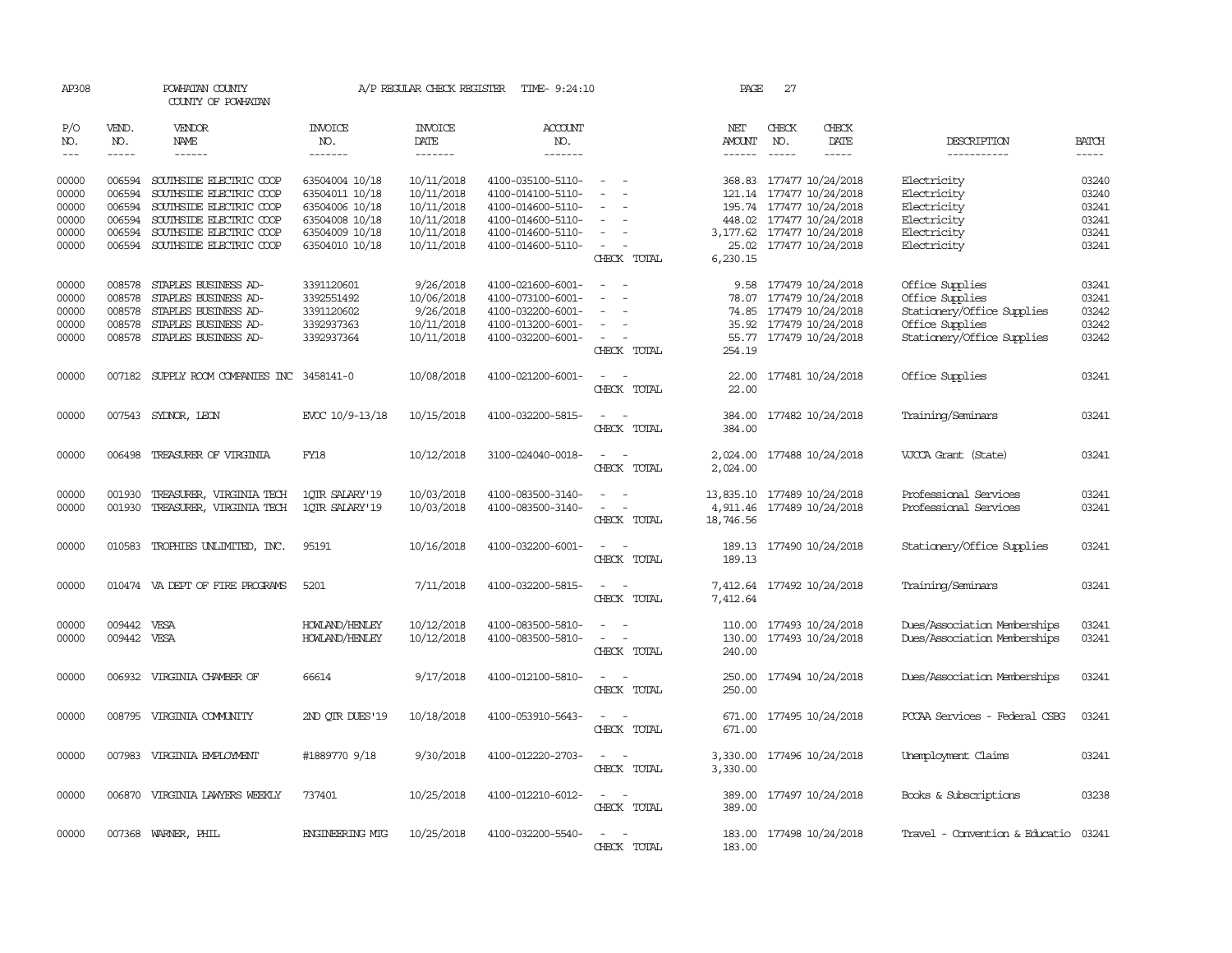AP308 POWHATAN COUNTY A/P REGULAR CHECK REGISTER TIME- 9:24:10 PAGE 27

COUNTY OF POWHATAN

| P/O NO. | VEND. NO. | VENDOR NAME | INVOICE NO. | INVOICE DATE | ACCOUNT NO. | | NET AMOUNT | CHECK NO. | CHECK DATE | DESCRIPTION | BATCH |
|---|---|---|---|---|---|---|---|---|---|---|---|
| --- | ----- | ------ | ------- | ------- | ------- | | ------ | ----- | ----- | ----------- | ----- |
| 00000 | 006594 | SOUTHSIDE ELECTRIC COOP | 63504004 10/18 | 10/11/2018 | 4100-035100-5110- | - - | 368.83 | 177477 | 10/24/2018 | Electricity | 03240 |
| 00000 | 006594 | SOUTHSIDE ELECTRIC COOP | 63504011 10/18 | 10/11/2018 | 4100-014100-5110- | - - | 121.14 | 177477 | 10/24/2018 | Electricity | 03240 |
| 00000 | 006594 | SOUTHSIDE ELECTRIC COOP | 63504006 10/18 | 10/11/2018 | 4100-014600-5110- | - - | 195.74 | 177477 | 10/24/2018 | Electricity | 03241 |
| 00000 | 006594 | SOUTHSIDE ELECTRIC COOP | 63504008 10/18 | 10/11/2018 | 4100-014600-5110- | - - | 448.02 | 177477 | 10/24/2018 | Electricity | 03241 |
| 00000 | 006594 | SOUTHSIDE ELECTRIC COOP | 63504009 10/18 | 10/11/2018 | 4100-014600-5110- | - - | 3,177.62 | 177477 | 10/24/2018 | Electricity | 03241 |
| 00000 | 006594 | SOUTHSIDE ELECTRIC COOP | 63504010 10/18 | 10/11/2018 | 4100-014600-5110- | - - | 25.02 | 177477 | 10/24/2018 | Electricity | 03241 |
| | | | | | | CHECK TOTAL | 6,230.15 | | | | |
| 00000 | 008578 | STAPLES BUSINESS AD- | 3391120601 | 9/26/2018 | 4100-021600-6001- | - - | 9.58 | 177479 | 10/24/2018 | Office Supplies | 03241 |
| 00000 | 008578 | STAPLES BUSINESS AD- | 3392551492 | 10/06/2018 | 4100-073100-6001- | - - | 78.07 | 177479 | 10/24/2018 | Office Supplies | 03241 |
| 00000 | 008578 | STAPLES BUSINESS AD- | 3391120602 | 9/26/2018 | 4100-032200-6001- | - - | 74.85 | 177479 | 10/24/2018 | Stationery/Office Supplies | 03242 |
| 00000 | 008578 | STAPLES BUSINESS AD- | 3392937363 | 10/11/2018 | 4100-013200-6001- | - - | 35.92 | 177479 | 10/24/2018 | Office Supplies | 03242 |
| 00000 | 008578 | STAPLES BUSINESS AD- | 3392937364 | 10/11/2018 | 4100-032200-6001- | - - | 55.77 | 177479 | 10/24/2018 | Stationery/Office Supplies | 03242 |
| | | | | | | CHECK TOTAL | 254.19 | | | | |
| 00000 | 007182 | SUPPLY ROOM COMPANIES INC | 3458141-0 | 10/08/2018 | 4100-021200-6001- | - - | 22.00 | 177481 | 10/24/2018 | Office Supplies | 03241 |
| | | | | | | CHECK TOTAL | 22.00 | | | | |
| 00000 | 007543 | SYDNOR, LEON | EVOC 10/9-13/18 | 10/15/2018 | 4100-032200-5815- | - - | 384.00 | 177482 | 10/24/2018 | Training/Seminars | 03241 |
| | | | | | | CHECK TOTAL | 384.00 | | | | |
| 00000 | 006498 | TREASURER OF VIRGINIA | FY18 | 10/12/2018 | 3100-024040-0018- | - - | 2,024.00 | 177488 | 10/24/2018 | VJCCA Grant (State) | 03241 |
| | | | | | | CHECK TOTAL | 2,024.00 | | | | |
| 00000 | 001930 | TREASURER, VIRGINIA TECH | 1QTR SALARY'19 | 10/03/2018 | 4100-083500-3140- | - - | 13,835.10 | 177489 | 10/24/2018 | Professional Services | 03241 |
| 00000 | 001930 | TREASURER, VIRGINIA TECH | 1QTR SALARY'19 | 10/03/2018 | 4100-083500-3140- | - - | 4,911.46 | 177489 | 10/24/2018 | Professional Services | 03241 |
| | | | | | | CHECK TOTAL | 18,746.56 | | | | |
| 00000 | 010583 | TROPHIES UNLIMITED, INC. | 95191 | 10/16/2018 | 4100-032200-6001- | - - | 189.13 | 177490 | 10/24/2018 | Stationery/Office Supplies | 03241 |
| | | | | | | CHECK TOTAL | 189.13 | | | | |
| 00000 | 010474 | VA DEPT OF FIRE PROGRAMS | 5201 | 7/11/2018 | 4100-032200-5815- | - - | 7,412.64 | 177492 | 10/24/2018 | Training/Seminars | 03241 |
| | | | | | | CHECK TOTAL | 7,412.64 | | | | |
| 00000 | 009442 | VESA | HOWLAND/HENLEY | 10/12/2018 | 4100-083500-5810- | - - | 110.00 | 177493 | 10/24/2018 | Dues/Association Memberships | 03241 |
| 00000 | 009442 | VESA | HOWLAND/HENLEY | 10/12/2018 | 4100-083500-5810- | - - | 130.00 | 177493 | 10/24/2018 | Dues/Association Memberships | 03241 |
| | | | | | | CHECK TOTAL | 240.00 | | | | |
| 00000 | 006932 | VIRGINIA CHAMBER OF | 66614 | 9/17/2018 | 4100-012100-5810- | - - | 250.00 | 177494 | 10/24/2018 | Dues/Association Memberships | 03241 |
| | | | | | | CHECK TOTAL | 250.00 | | | | |
| 00000 | 008795 | VIRGINIA COMMUNITY | 2ND QTR DUES'19 | 10/18/2018 | 4100-053910-5643- | - - | 671.00 | 177495 | 10/24/2018 | PCCAA Services - Federal CSBG | 03241 |
| | | | | | | CHECK TOTAL | 671.00 | | | | |
| 00000 | 007983 | VIRGINIA EMPLOYMENT | #1889770 9/18 | 9/30/2018 | 4100-012220-2703- | - - | 3,330.00 | 177496 | 10/24/2018 | Unemployment Claims | 03241 |
| | | | | | | CHECK TOTAL | 3,330.00 | | | | |
| 00000 | 006870 | VIRGINIA LAWYERS WEEKLY | 737401 | 10/25/2018 | 4100-012210-6012- | - - | 389.00 | 177497 | 10/24/2018 | Books & Subscriptions | 03238 |
| | | | | | | CHECK TOTAL | 389.00 | | | | |
| 00000 | 007368 | WARNER, PHIL | ENGINEERING MTG | 10/25/2018 | 4100-032200-5540- | - - | 183.00 | 177498 | 10/24/2018 | Travel - Convention & Educatio | 03241 |
| | | | | | | CHECK TOTAL | 183.00 | | | | |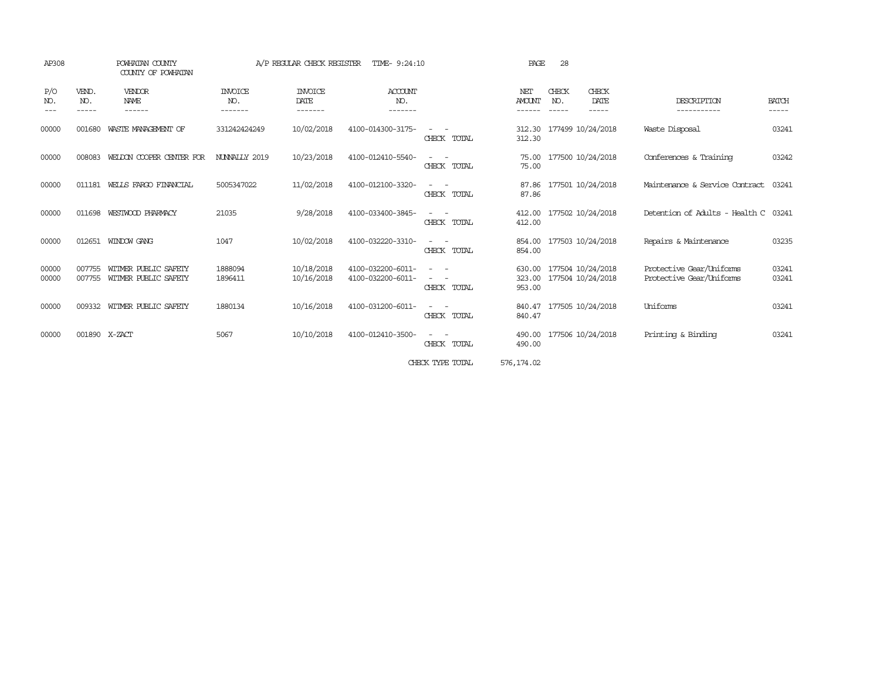AP308 POWHATAN COUNTY A/P REGULAR CHECK REGISTER TIME- 9:24:10

COUNTY OF POWHATAN

| P/O NO. | VEND. NO. | VENDOR NAME | INVOICE NO. | INVOICE DATE | ACCOUNT NO. | | NET AMOUNT | CHECK NO. | CHECK DATE | DESCRIPTION | BATCH |
|---|---|---|---|---|---|---|---|---|---|---|---|
| 00000 | 001680 | WASTE MANAGEMENT OF | 331242424249 | 10/02/2018 | 4100-014300-3175- | - - | 312.30 | 177499 | 10/24/2018 | Waste Disposal | 03241 |
| | | | | | | CHECK TOTAL | 312.30 | | | | |
| 00000 | 008083 | WELDON COOPER CENTER FOR | NUNNALLY 2019 | 10/23/2018 | 4100-012410-5540- | - - | 75.00 | 177500 | 10/24/2018 | Conferences & Training | 03242 |
| | | | | | | CHECK TOTAL | 75.00 | | | | |
| 00000 | 011181 | WELLS FARGO FINANCIAL | 5005347022 | 11/02/2018 | 4100-012100-3320- | - - | 87.86 | 177501 | 10/24/2018 | Maintenance & Service Contract | 03241 |
| | | | | | | CHECK TOTAL | 87.86 | | | | |
| 00000 | 011698 | WESTWOOD PHARMACY | 21035 | 9/28/2018 | 4100-033400-3845- | - - | 412.00 | 177502 | 10/24/2018 | Detention of Adults - Health C | 03241 |
| | | | | | | CHECK TOTAL | 412.00 | | | | |
| 00000 | 012651 | WINDOW GANG | 1047 | 10/02/2018 | 4100-032220-3310- | - - | 854.00 | 177503 | 10/24/2018 | Repairs & Maintenance | 03235 |
| | | | | | | CHECK TOTAL | 854.00 | | | | |
| 00000 | 007755 | WITMER PUBLIC SAFETY | 1888094 | 10/18/2018 | 4100-032200-6011- | - - | 630.00 | 177504 | 10/24/2018 | Protective Gear/Uniforms | 03241 |
| 00000 | 007755 | WITMER PUBLIC SAFETY | 1896411 | 10/16/2018 | 4100-032200-6011- | - - | 323.00 | 177504 | 10/24/2018 | Protective Gear/Uniforms | 03241 |
| | | | | | | CHECK TOTAL | 953.00 | | | | |
| 00000 | 009332 | WITMER PUBLIC SAFETY | 1880134 | 10/16/2018 | 4100-031200-6011- | - - | 840.47 | 177505 | 10/24/2018 | Uniforms | 03241 |
| | | | | | | CHECK TOTAL | 840.47 | | | | |
| 00000 | 001890 | X-ZACT | 5067 | 10/10/2018 | 4100-012410-3500- | - - | 490.00 | 177506 | 10/24/2018 | Printing & Binding | 03241 |
| | | | | | | CHECK TOTAL | 490.00 | | | | |
| | | | | | | CHECK TYPE TOTAL | 576,174.02 | | | | |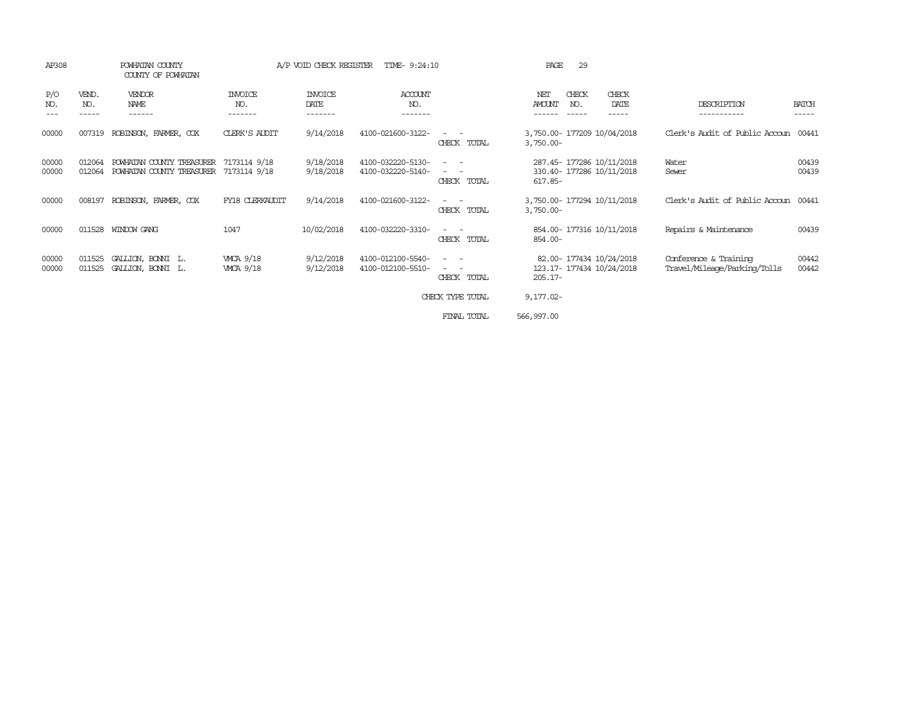AP308 POWHATAN COUNTY A/P VOID CHECK REGISTER TIME- 9:24:10 PAGE 29
COUNTY OF POWHATAN

| P/O NO. | VEND. NO. | VENDOR NAME | INVOICE NO. | INVOICE DATE | ACCOUNT NO. | | NET AMOUNT | CHECK NO. | CHECK DATE | DESCRIPTION | BATCH |
|---|---|---|---|---|---|---|---|---|---|---|---|
| 00000 | 007319 | ROBINSON, FARMER, COX | CLERK'S AUDIT | 9/14/2018 | 4100-021600-3122- | - - | 3,750.00- | 177209 | 10/04/2018 | Clerk's Audit of Public Accoun | 00441 |
| | | | | | | CHECK TOTAL | 3,750.00- | | | | |
| 00000 | 012064 | POWHATAN COUNTY TREASURER | 7173114 9/18 | 9/18/2018 | 4100-032220-5130- | - - | 287.45- | 177286 | 10/11/2018 | Water | 00439 |
| 00000 | 012064 | POWHATAN COUNTY TREASURER | 7173114 9/18 | 9/18/2018 | 4100-032220-5140- | - - | 330.40- | 177286 | 10/11/2018 | Sewer | 00439 |
| | | | | | | CHECK TOTAL | 617.85- | | | | |
| 00000 | 008197 | ROBINSON, FARMER, COX | FY18 CLERKAUDIT | 9/14/2018 | 4100-021600-3122- | - - | 3,750.00- | 177294 | 10/11/2018 | Clerk's Audit of Public Accoun | 00441 |
| | | | | | | CHECK TOTAL | 3,750.00- | | | | |
| 00000 | 011528 | WINDOW GANG | 1047 | 10/02/2018 | 4100-032220-3310- | - - | 854.00- | 177316 | 10/11/2018 | Repairs & Maintenance | 00439 |
| | | | | | | CHECK TOTAL | 854.00- | | | | |
| 00000 | 011525 | GALLION, BONNI L. | VMCA 9/18 | 9/12/2018 | 4100-012100-5540- | - - | 82.00- | 177434 | 10/24/2018 | Conference & Training | 00442 |
| 00000 | 011525 | GALLION, BONNI L. | VMCA 9/18 | 9/12/2018 | 4100-012100-5510- | - - | 123.17- | 177434 | 10/24/2018 | Travel/Mileage/Parking/Tolls | 00442 |
| | | | | | | CHECK TOTAL | 205.17- | | | | |
| | | | | | | CHECK TYPE TOTAL | 9,177.02- | | | | |
| | | | | | | FINAL TOTAL | 566,997.00 | | | | |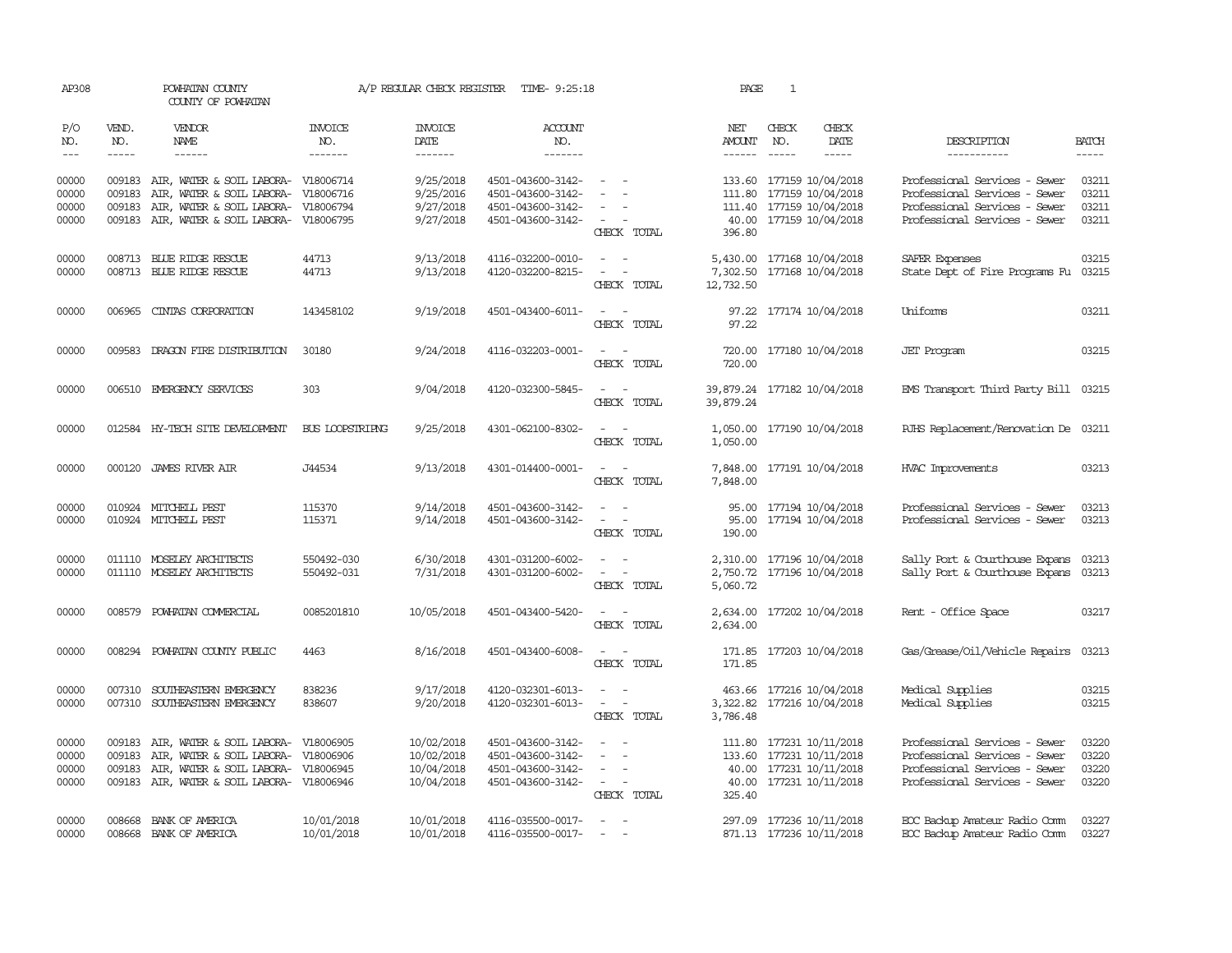AP308 POWHATAN COUNTY A/P REGULAR CHECK REGISTER TIME- 9:25:18 PAGE 1

COUNTY OF POWHATAN

| P/O NO. | VEND. NO. | VENDOR NAME | INVOICE NO. | INVOICE DATE | ACCOUNT NO. | | NET AMOUNT | CHECK NO. | CHECK DATE | DESCRIPTION | BATCH |
|---|---|---|---|---|---|---|---|---|---|---|---|
| --- | ----- | ------ | ------- | ------- | ------- | | ------ | ----- | ----- | ----------- | ----- |
| 00000 | 009183 | AIR, WATER & SOIL LABORA- | V18006714 | 9/25/2018 | 4501-043600-3142- | - - | 133.60 | 177159 | 10/04/2018 | Professional Services - Sewer | 03211 |
| 00000 | 009183 | AIR, WATER & SOIL LABORA- | V18006716 | 9/25/2016 | 4501-043600-3142- | - - | 111.80 | 177159 | 10/04/2018 | Professional Services - Sewer | 03211 |
| 00000 | 009183 | AIR, WATER & SOIL LABORA- | V18006794 | 9/27/2018 | 4501-043600-3142- | - - | 111.40 | 177159 | 10/04/2018 | Professional Services - Sewer | 03211 |
| 00000 | 009183 | AIR, WATER & SOIL LABORA- | V18006795 | 9/27/2018 | 4501-043600-3142- | - - | 40.00 | 177159 | 10/04/2018 | Professional Services - Sewer | 03211 |
| | | | | | | CHECK TOTAL | 396.80 | | | | |
| 00000 | 008713 | BLUE RIDGE RESCUE | 44713 | 9/13/2018 | 4116-032200-0010- | - - | 5,430.00 | 177168 | 10/04/2018 | SAFER Expenses | 03215 |
| 00000 | 008713 | BLUE RIDGE RESCUE | 44713 | 9/13/2018 | 4120-032200-8215- | - - | 7,302.50 | 177168 | 10/04/2018 | State Dept of Fire Programs Fu | 03215 |
| | | | | | | CHECK TOTAL | 12,732.50 | | | | |
| 00000 | 006965 | CINTAS CORPORATION | 143458102 | 9/19/2018 | 4501-043400-6011- | - - | 97.22 | 177174 | 10/04/2018 | Uniforms | 03211 |
| | | | | | | CHECK TOTAL | 97.22 | | | | |
| 00000 | 009583 | DRAGON FIRE DISTRIBUTION | 30180 | 9/24/2018 | 4116-032203-0001- | - - | 720.00 | 177180 | 10/04/2018 | JET Program | 03215 |
| | | | | | | CHECK TOTAL | 720.00 | | | | |
| 00000 | 006510 | EMERGENCY SERVICES | 303 | 9/04/2018 | 4120-032300-5845- | - - | 39,879.24 | 177182 | 10/04/2018 | EMS Transport Third Party Bill | 03215 |
| | | | | | | CHECK TOTAL | 39,879.24 | | | | |
| 00000 | 012584 | HY-TECH SITE DEVELOPMENT | BUS LOOPSTRIPNG | 9/25/2018 | 4301-062100-8302- | - - | 1,050.00 | 177190 | 10/04/2018 | PJHS Replacement/Renovation De | 03211 |
| | | | | | | CHECK TOTAL | 1,050.00 | | | | |
| 00000 | 000120 | JAMES RIVER AIR | J44534 | 9/13/2018 | 4301-014400-0001- | - - | 7,848.00 | 177191 | 10/04/2018 | HVAC Improvements | 03213 |
| | | | | | | CHECK TOTAL | 7,848.00 | | | | |
| 00000 | 010924 | MITCHELL PEST | 115370 | 9/14/2018 | 4501-043600-3142- | - - | 95.00 | 177194 | 10/04/2018 | Professional Services - Sewer | 03213 |
| 00000 | 010924 | MITCHELL PEST | 115371 | 9/14/2018 | 4501-043600-3142- | - - | 95.00 | 177194 | 10/04/2018 | Professional Services - Sewer | 03213 |
| | | | | | | CHECK TOTAL | 190.00 | | | | |
| 00000 | 011110 | MOSELEY ARCHITECTS | 550492-030 | 6/30/2018 | 4301-031200-6002- | - - | 2,310.00 | 177196 | 10/04/2018 | Sally Port & Courthouse Expans | 03213 |
| 00000 | 011110 | MOSELEY ARCHITECTS | 550492-031 | 7/31/2018 | 4301-031200-6002- | - - | 2,750.72 | 177196 | 10/04/2018 | Sally Port & Courthouse Expans | 03213 |
| | | | | | | CHECK TOTAL | 5,060.72 | | | | |
| 00000 | 008579 | POWHATAN COMMERCIAL | 0085201810 | 10/05/2018 | 4501-043400-5420- | - - | 2,634.00 | 177202 | 10/04/2018 | Rent - Office Space | 03217 |
| | | | | | | CHECK TOTAL | 2,634.00 | | | | |
| 00000 | 008294 | POWHATAN COUNTY PUBLIC | 4463 | 8/16/2018 | 4501-043400-6008- | - - | 171.85 | 177203 | 10/04/2018 | Gas/Grease/Oil/Vehicle Repairs | 03213 |
| | | | | | | CHECK TOTAL | 171.85 | | | | |
| 00000 | 007310 | SOUTHEASTERN EMERGENCY | 838236 | 9/17/2018 | 4120-032301-6013- | - - | 463.66 | 177216 | 10/04/2018 | Medical Supplies | 03215 |
| 00000 | 007310 | SOUTHEASTERN EMERGENCY | 838607 | 9/20/2018 | 4120-032301-6013- | - - | 3,322.82 | 177216 | 10/04/2018 | Medical Supplies | 03215 |
| | | | | | | CHECK TOTAL | 3,786.48 | | | | |
| 00000 | 009183 | AIR, WATER & SOIL LABORA- | V18006905 | 10/02/2018 | 4501-043600-3142- | - - | 111.80 | 177231 | 10/11/2018 | Professional Services - Sewer | 03220 |
| 00000 | 009183 | AIR, WATER & SOIL LABORA- | V18006906 | 10/02/2018 | 4501-043600-3142- | - - | 133.60 | 177231 | 10/11/2018 | Professional Services - Sewer | 03220 |
| 00000 | 009183 | AIR, WATER & SOIL LABORA- | V18006945 | 10/04/2018 | 4501-043600-3142- | - - | 40.00 | 177231 | 10/11/2018 | Professional Services - Sewer | 03220 |
| 00000 | 009183 | AIR, WATER & SOIL LABORA- | V18006946 | 10/04/2018 | 4501-043600-3142- | - - | 40.00 | 177231 | 10/11/2018 | Professional Services - Sewer | 03220 |
| | | | | | | CHECK TOTAL | 325.40 | | | | |
| 00000 | 008668 | BANK OF AMERICA | 10/01/2018 | 10/01/2018 | 4116-035500-0017- | - - | 297.09 | 177236 | 10/11/2018 | EOC Backup Amateur Radio Comm | 03227 |
| 00000 | 008668 | BANK OF AMERICA | 10/01/2018 | 10/01/2018 | 4116-035500-0017- | - - | 871.13 | 177236 | 10/11/2018 | EOC Backup Amateur Radio Comm | 03227 |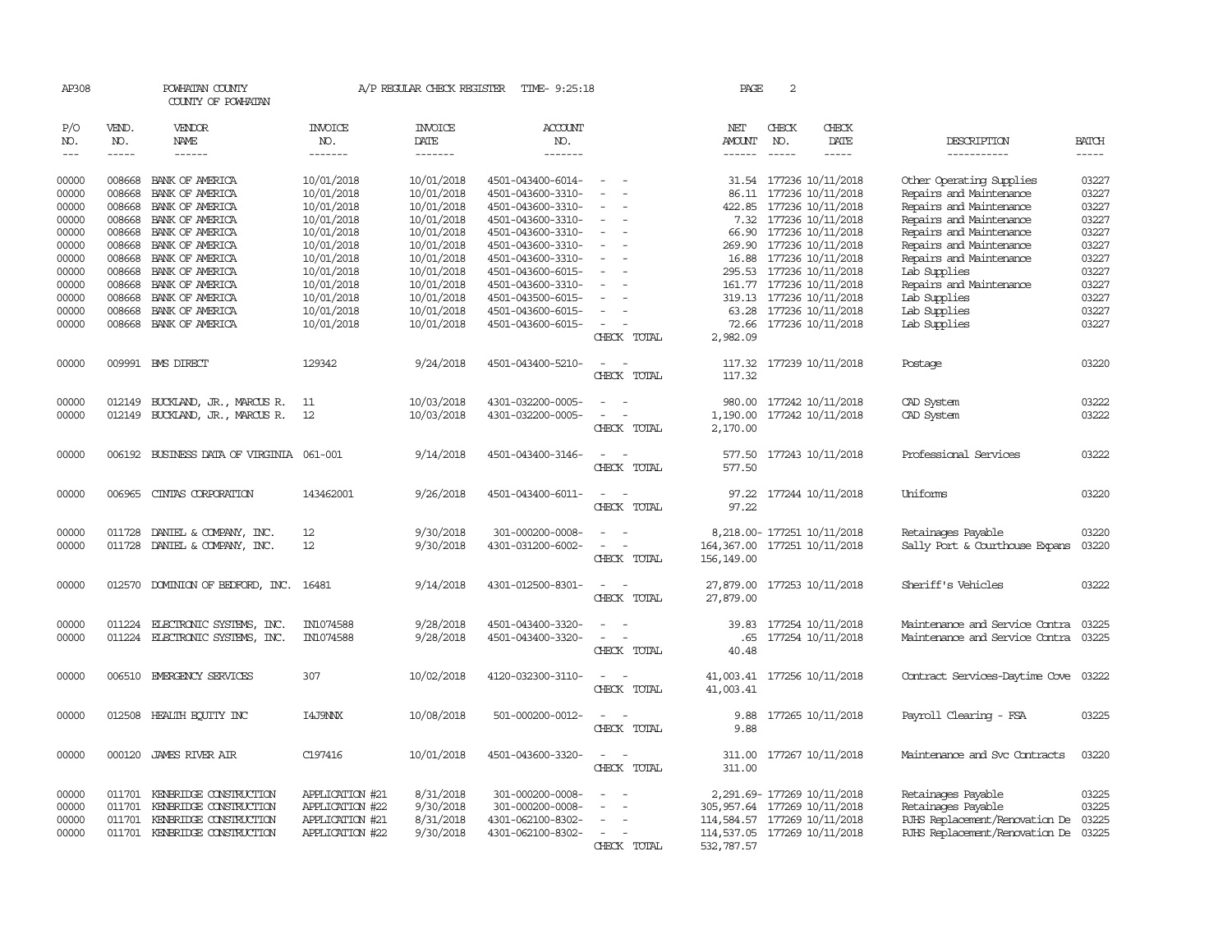AP308 POWHATAN COUNTY A/P REGULAR CHECK REGISTER TIME- 9:25:18 PAGE 2

COUNTY OF POWHATAN

| P/O NO. | VEND. NO. | VENDOR NAME | INVOICE NO. | INVOICE DATE | ACCOUNT NO. | | NET AMOUNT | CHECK NO. | CHECK DATE | DESCRIPTION | BATCH |
|---|---|---|---|---|---|---|---|---|---|---|---|
| --- | ----- | ------ | ------- | ------- | ------- | | ------ | ----- | ----- | ----------- | ----- |
| 00000 | 008668 | BANK OF AMERICA | 10/01/2018 | 10/01/2018 | 4501-043400-6014- | - - | 31.54 | 177236 | 10/11/2018 | Other Operating Supplies | 03227 |
| 00000 | 008668 | BANK OF AMERICA | 10/01/2018 | 10/01/2018 | 4501-043600-3310- | - - | 86.11 | 177236 | 10/11/2018 | Repairs and Maintenance | 03227 |
| 00000 | 008668 | BANK OF AMERICA | 10/01/2018 | 10/01/2018 | 4501-043600-3310- | - - | 422.85 | 177236 | 10/11/2018 | Repairs and Maintenance | 03227 |
| 00000 | 008668 | BANK OF AMERICA | 10/01/2018 | 10/01/2018 | 4501-043600-3310- | - - | 7.32 | 177236 | 10/11/2018 | Repairs and Maintenance | 03227 |
| 00000 | 008668 | BANK OF AMERICA | 10/01/2018 | 10/01/2018 | 4501-043600-3310- | - - | 66.90 | 177236 | 10/11/2018 | Repairs and Maintenance | 03227 |
| 00000 | 008668 | BANK OF AMERICA | 10/01/2018 | 10/01/2018 | 4501-043600-3310- | - - | 269.90 | 177236 | 10/11/2018 | Repairs and Maintenance | 03227 |
| 00000 | 008668 | BANK OF AMERICA | 10/01/2018 | 10/01/2018 | 4501-043600-3310- | - - | 16.88 | 177236 | 10/11/2018 | Repairs and Maintenance | 03227 |
| 00000 | 008668 | BANK OF AMERICA | 10/01/2018 | 10/01/2018 | 4501-043600-6015- | - - | 295.53 | 177236 | 10/11/2018 | Lab Supplies | 03227 |
| 00000 | 008668 | BANK OF AMERICA | 10/01/2018 | 10/01/2018 | 4501-043600-3310- | - - | 161.77 | 177236 | 10/11/2018 | Repairs and Maintenance | 03227 |
| 00000 | 008668 | BANK OF AMERICA | 10/01/2018 | 10/01/2018 | 4501-043500-6015- | - - | 319.13 | 177236 | 10/11/2018 | Lab Supplies | 03227 |
| 00000 | 008668 | BANK OF AMERICA | 10/01/2018 | 10/01/2018 | 4501-043600-6015- | - - | 63.28 | 177236 | 10/11/2018 | Lab Supplies | 03227 |
| 00000 | 008668 | BANK OF AMERICA | 10/01/2018 | 10/01/2018 | 4501-043600-6015- | - - | 72.66 | 177236 | 10/11/2018 | Lab Supplies | 03227 |
| | | | | | | CHECK TOTAL | 2,982.09 | | | | |
| 00000 | 009991 | BMS DIRECT | 129342 | 9/24/2018 | 4501-043400-5210- | - - | 117.32 | 177239 | 10/11/2018 | Postage | 03220 |
| | | | | | | CHECK TOTAL | 117.32 | | | | |
| 00000 | 012149 | BUCKLAND, JR., MARCUS R. | 11 | 10/03/2018 | 4301-032200-0005- | - - | 980.00 | 177242 | 10/11/2018 | CAD System | 03222 |
| 00000 | 012149 | BUCKLAND, JR., MARCUS R. | 12 | 10/03/2018 | 4301-032200-0005- | - - | 1,190.00 | 177242 | 10/11/2018 | CAD System | 03222 |
| | | | | | | CHECK TOTAL | 2,170.00 | | | | |
| 00000 | 006192 | BUSINESS DATA OF VIRGINIA | 061-001 | 9/14/2018 | 4501-043400-3146- | - - | 577.50 | 177243 | 10/11/2018 | Professional Services | 03222 |
| | | | | | | CHECK TOTAL | 577.50 | | | | |
| 00000 | 006965 | CINTAS CORPORATION | 143462001 | 9/26/2018 | 4501-043400-6011- | - - | 97.22 | 177244 | 10/11/2018 | Uniforms | 03220 |
| | | | | | | CHECK TOTAL | 97.22 | | | | |
| 00000 | 011728 | DANIEL & COMPANY, INC. | 12 | 9/30/2018 | 301-000200-0008- | - - | 8,218.00- | 177251 | 10/11/2018 | Retainages Payable | 03220 |
| 00000 | 011728 | DANIEL & COMPANY, INC. | 12 | 9/30/2018 | 4301-031200-6002- | - - | 164,367.00 | 177251 | 10/11/2018 | Sally Port & Courthouse Expans | 03220 |
| | | | | | | CHECK TOTAL | 156,149.00 | | | | |
| 00000 | 012570 | DOMINION OF BEDFORD, INC. | 16481 | 9/14/2018 | 4301-012500-8301- | - - | 27,879.00 | 177253 | 10/11/2018 | Sheriff's Vehicles | 03222 |
| | | | | | | CHECK TOTAL | 27,879.00 | | | | |
| 00000 | 011224 | ELECTRONIC SYSTEMS, INC. | IN1074588 | 9/28/2018 | 4501-043400-3320- | - - | 39.83 | 177254 | 10/11/2018 | Maintenance and Service Contra | 03225 |
| 00000 | 011224 | ELECTRONIC SYSTEMS, INC. | IN1074588 | 9/28/2018 | 4501-043400-3320- | - - | .65 | 177254 | 10/11/2018 | Maintenance and Service Contra | 03225 |
| | | | | | | CHECK TOTAL | 40.48 | | | | |
| 00000 | 006510 | EMERGENCY SERVICES | 307 | 10/02/2018 | 4120-032300-3110- | - - | 41,003.41 | 177256 | 10/11/2018 | Contract Services-Daytime Cove | 03222 |
| | | | | | | CHECK TOTAL | 41,003.41 | | | | |
| 00000 | 012508 | HEALTH EQUITY INC | I4J9NNX | 10/08/2018 | 501-000200-0012- | - - | 9.88 | 177265 | 10/11/2018 | Payroll Clearing - FSA | 03225 |
| | | | | | | CHECK TOTAL | 9.88 | | | | |
| 00000 | 000120 | JAMES RIVER AIR | C197416 | 10/01/2018 | 4501-043600-3320- | - - | 311.00 | 177267 | 10/11/2018 | Maintenance and Svc Contracts | 03220 |
| | | | | | | CHECK TOTAL | 311.00 | | | | |
| 00000 | 011701 | KENBRIDGE CONSTRUCTION | APPLICATION #21 | 8/31/2018 | 301-000200-0008- | - - | 2,291.69- | 177269 | 10/11/2018 | Retainages Payable | 03225 |
| 00000 | 011701 | KENBRIDGE CONSTRUCTION | APPLICATION #22 | 9/30/2018 | 301-000200-0008- | - - | 305,957.64 | 177269 | 10/11/2018 | Retainages Payable | 03225 |
| 00000 | 011701 | KENBRIDGE CONSTRUCTION | APPLICATION #21 | 8/31/2018 | 4301-062100-8302- | - - | 114,584.57 | 177269 | 10/11/2018 | PJHS Replacement/Renovation De | 03225 |
| 00000 | 011701 | KENBRIDGE CONSTRUCTION | APPLICATION #22 | 9/30/2018 | 4301-062100-8302- | - - | 114,537.05 | 177269 | 10/11/2018 | PJHS Replacement/Renovation De | 03225 |
| | | | | | | CHECK TOTAL | 532,787.57 | | | | |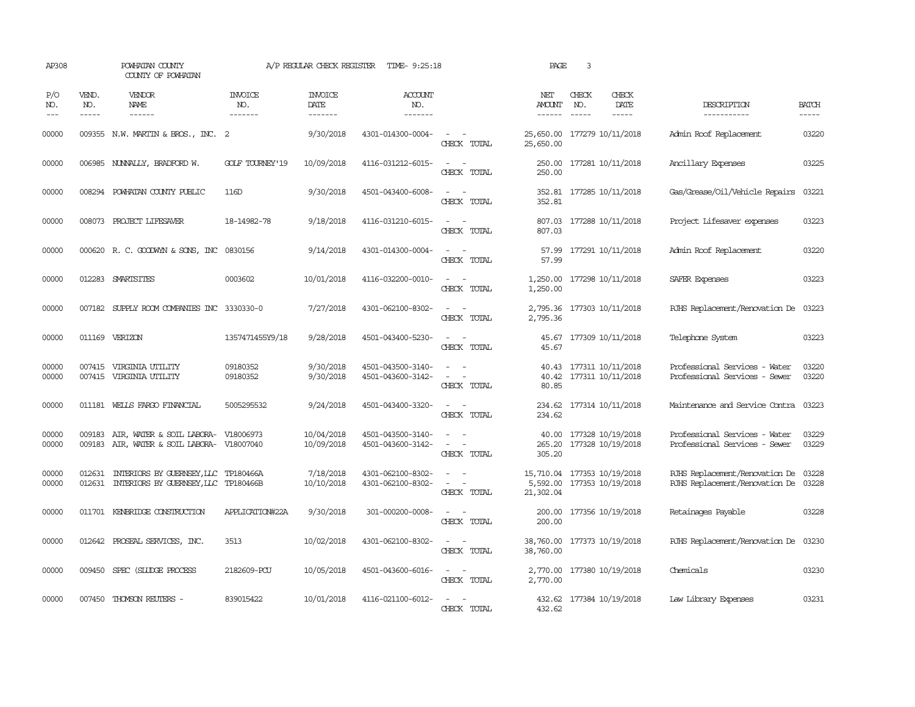AP308 POWHATAN COUNTY A/P REGULAR CHECK REGISTER TIME- 9:25:18 PAGE 3

COUNTY OF POWHATAN

| P/O NO. | VEND. NO. | VENDOR NAME | INVOICE NO. | INVOICE DATE | ACCOUNT NO. | | NET AMOUNT | CHECK NO. | CHECK DATE | DESCRIPTION | BATCH |
|---|---|---|---|---|---|---|---|---|---|---|---|
| --- | ----- | ------ | ------- | ------- | ------- | | ------ | ----- | ----- | ----------- | ----- |
| 00000 | 009355 | N.W. MARTIN & BROS., INC. | 2 | 9/30/2018 | 4301-014300-0004- | - - | 25,650.00 | 177279 | 10/11/2018 | Admin Roof Replacement | 03220 |
| | | | | | | CHECK TOTAL | 25,650.00 | | | | |
| 00000 | 006985 | NUNNALLY, BRADFORD W. | GOLF TOURNEY'19 | 10/09/2018 | 4116-031212-6015- | - - | 250.00 | 177281 | 10/11/2018 | Ancillary Expenses | 03225 |
| | | | | | | CHECK TOTAL | 250.00 | | | | |
| 00000 | 008294 | POWHATAN COUNTY PUBLIC | 116D | 9/30/2018 | 4501-043400-6008- | - - | 352.81 | 177285 | 10/11/2018 | Gas/Grease/Oil/Vehicle Repairs | 03221 |
| | | | | | | CHECK TOTAL | 352.81 | | | | |
| 00000 | 008073 | PROJECT LIFESAVER | 18-14982-78 | 9/18/2018 | 4116-031210-6015- | - - | 807.03 | 177288 | 10/11/2018 | Project Lifesaver expenses | 03223 |
| | | | | | | CHECK TOTAL | 807.03 | | | | |
| 00000 | 000620 | R. C. GOODWYN & SONS, INC | 0830156 | 9/14/2018 | 4301-014300-0004- | - - | 57.99 | 177291 | 10/11/2018 | Admin Roof Replacement | 03220 |
| | | | | | | CHECK TOTAL | 57.99 | | | | |
| 00000 | 012283 | SMARTSITES | 0003602 | 10/01/2018 | 4116-032200-0010- | - - | 1,250.00 | 177298 | 10/11/2018 | SAFER Expenses | 03223 |
| | | | | | | CHECK TOTAL | 1,250.00 | | | | |
| 00000 | 007182 | SUPPLY ROOM COMPANIES INC | 3330330-0 | 7/27/2018 | 4301-062100-8302- | - - | 2,795.36 | 177303 | 10/11/2018 | PJHS Replacement/Renovation De | 03223 |
| | | | | | | CHECK TOTAL | 2,795.36 | | | | |
| 00000 | 011169 | VERIZON | 1357471455Y9/18 | 9/28/2018 | 4501-043400-5230- | - - | 45.67 | 177309 | 10/11/2018 | Telephone System | 03223 |
| | | | | | | CHECK TOTAL | 45.67 | | | | |
| 00000 | 007415 | VIRGINIA UTILITY | 09180352 | 9/30/2018 | 4501-043500-3140- | - - | 40.43 | 177311 | 10/11/2018 | Professional Services - Water | 03220 |
| 00000 | 007415 | VIRGINIA UTILITY | 09180352 | 9/30/2018 | 4501-043600-3142- | - - | 40.42 | 177311 | 10/11/2018 | Professional Services - Sewer | 03220 |
| | | | | | | CHECK TOTAL | 80.85 | | | | |
| 00000 | 011181 | WELLS FARGO FINANCIAL | 5005295532 | 9/24/2018 | 4501-043400-3320- | - - | 234.62 | 177314 | 10/11/2018 | Maintenance and Service Contra | 03223 |
| | | | | | | CHECK TOTAL | 234.62 | | | | |
| 00000 | 009183 | AIR, WATER & SOIL LABORA- | V18006973 | 10/04/2018 | 4501-043500-3140- | - - | 40.00 | 177328 | 10/19/2018 | Professional Services - Water | 03229 |
| 00000 | 009183 | AIR, WATER & SOIL LABORA- | V18007040 | 10/09/2018 | 4501-043600-3142- | - - | 265.20 | 177328 | 10/19/2018 | Professional Services - Sewer | 03229 |
| | | | | | | CHECK TOTAL | 305.20 | | | | |
| 00000 | 012631 | INTERIORS BY GUERNSEY,LLC | TP180466A | 7/18/2018 | 4301-062100-8302- | - - | 15,710.04 | 177353 | 10/19/2018 | PJHS Replacement/Renovation De | 03228 |
| 00000 | 012631 | INTERIORS BY GUERNSEY,LLC | TP180466B | 10/10/2018 | 4301-062100-8302- | - - | 5,592.00 | 177353 | 10/19/2018 | PJHS Replacement/Renovation De | 03228 |
| | | | | | | CHECK TOTAL | 21,302.04 | | | | |
| 00000 | 011701 | KENBRIDGE CONSTRUCTION | APPLICATION#22A | 9/30/2018 | 301-000200-0008- | - - | 200.00 | 177356 | 10/19/2018 | Retainages Payable | 03228 |
| | | | | | | CHECK TOTAL | 200.00 | | | | |
| 00000 | 012642 | PROSEAL SERVICES, INC. | 3513 | 10/02/2018 | 4301-062100-8302- | - - | 38,760.00 | 177373 | 10/19/2018 | PJHS Replacement/Renovation De | 03230 |
| | | | | | | CHECK TOTAL | 38,760.00 | | | | |
| 00000 | 009450 | SPEC (SLUDGE PROCESS | 2182609-PCU | 10/05/2018 | 4501-043600-6016- | - - | 2,770.00 | 177380 | 10/19/2018 | Chemicals | 03230 |
| | | | | | | CHECK TOTAL | 2,770.00 | | | | |
| 00000 | 007450 | THOMSON REUTERS - | 839015422 | 10/01/2018 | 4116-021100-6012- | - - | 432.62 | 177384 | 10/19/2018 | Law Library Expenses | 03231 |
| | | | | | | CHECK TOTAL | 432.62 | | | | |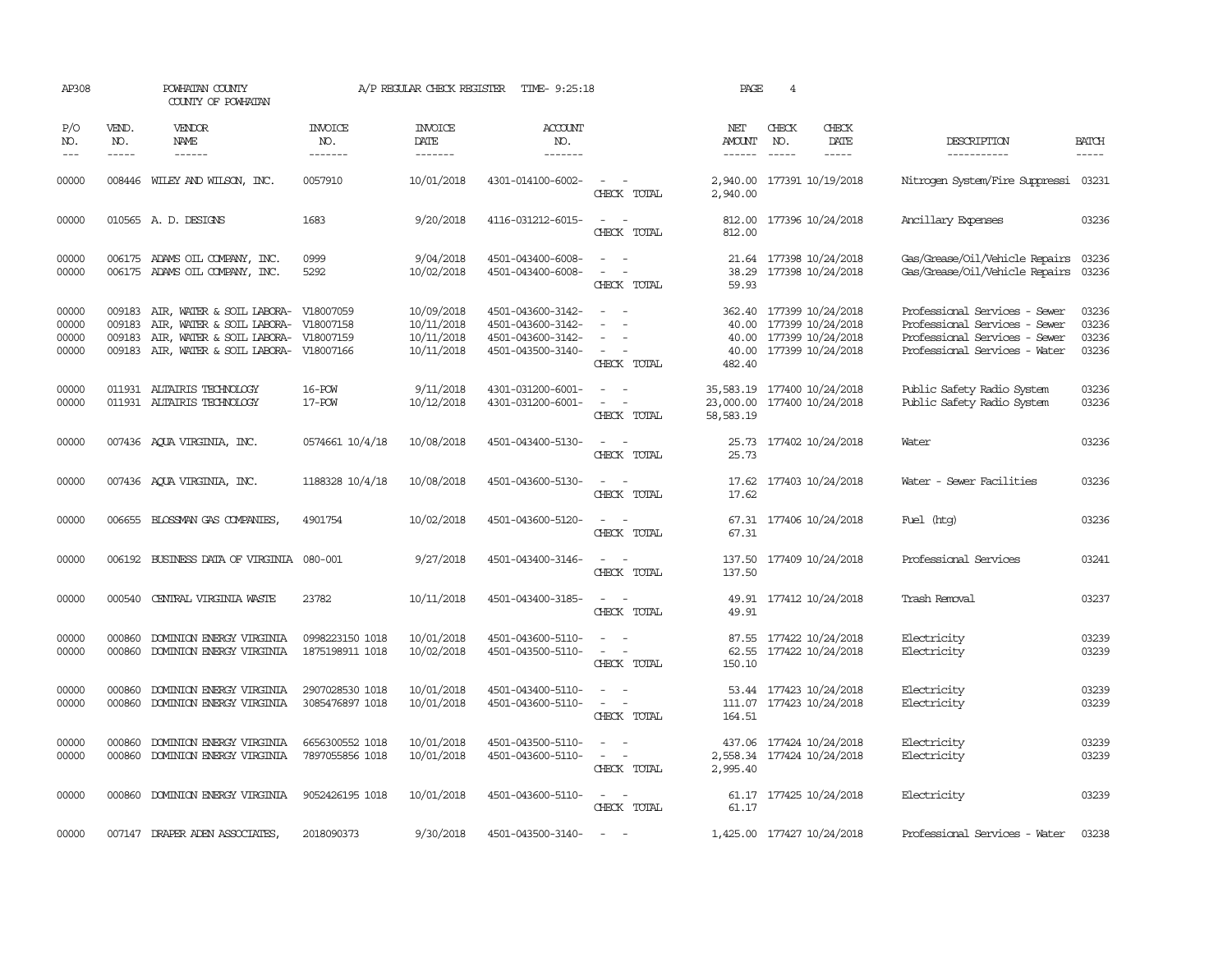AP308 POWHATAN COUNTY A/P REGULAR CHECK REGISTER TIME- 9:25:18 PAGE 4
COUNTY OF POWHATAN

| P/O NO. | VEND. NO. | VENDOR NAME | INVOICE NO. | INVOICE DATE | ACCOUNT NO. | | NET AMOUNT | CHECK NO. | CHECK DATE | DESCRIPTION | BATCH |
|---|---|---|---|---|---|---|---|---|---|---|---|
| 00000 | 008446 | WILEY AND WILSON, INC. | 0057910 | 10/01/2018 | 4301-014100-6002- | - - | 2,940.00 | 177391 | 10/19/2018 | Nitrogen System/Fire Suppressi | 03231 |
| | | | | | | CHECK TOTAL | 2,940.00 | | | | |
| 00000 | 010565 | A. D. DESIGNS | 1683 | 9/20/2018 | 4116-031212-6015- | - - | 812.00 | 177396 | 10/24/2018 | Ancillary Expenses | 03236 |
| | | | | | | CHECK TOTAL | 812.00 | | | | |
| 00000 | 006175 | ADAMS OIL COMPANY, INC. | 0999 | 9/04/2018 | 4501-043400-6008- | - - | 21.64 | 177398 | 10/24/2018 | Gas/Grease/Oil/Vehicle Repairs | 03236 |
| 00000 | 006175 | ADAMS OIL COMPANY, INC. | 5292 | 10/02/2018 | 4501-043400-6008- | - - | 38.29 | 177398 | 10/24/2018 | Gas/Grease/Oil/Vehicle Repairs | 03236 |
| | | | | | | CHECK TOTAL | 59.93 | | | | |
| 00000 | 009183 | AIR, WATER & SOIL LABORA- | V18007059 | 10/09/2018 | 4501-043600-3142- | - - | 362.40 | 177399 | 10/24/2018 | Professional Services - Sewer | 03236 |
| 00000 | 009183 | AIR, WATER & SOIL LABORA- | V18007158 | 10/11/2018 | 4501-043600-3142- | - - | 40.00 | 177399 | 10/24/2018 | Professional Services - Sewer | 03236 |
| 00000 | 009183 | AIR, WATER & SOIL LABORA- | V18007159 | 10/11/2018 | 4501-043600-3142- | - - | 40.00 | 177399 | 10/24/2018 | Professional Services - Sewer | 03236 |
| 00000 | 009183 | AIR, WATER & SOIL LABORA- | V18007166 | 10/11/2018 | 4501-043500-3140- | - - | 40.00 | 177399 | 10/24/2018 | Professional Services - Water | 03236 |
| | | | | | | CHECK TOTAL | 482.40 | | | | |
| 00000 | 011931 | ALTAIRIS TECHNOLOGY | 16-POW | 9/11/2018 | 4301-031200-6001- | - - | 35,583.19 | 177400 | 10/24/2018 | Public Safety Radio System | 03236 |
| 00000 | 011931 | ALTAIRIS TECHNOLOGY | 17-POW | 10/12/2018 | 4301-031200-6001- | - - | 23,000.00 | 177400 | 10/24/2018 | Public Safety Radio System | 03236 |
| | | | | | | CHECK TOTAL | 58,583.19 | | | | |
| 00000 | 007436 | AQUA VIRGINIA, INC. | 0574661 10/4/18 | 10/08/2018 | 4501-043400-5130- | - - | 25.73 | 177402 | 10/24/2018 | Water | 03236 |
| | | | | | | CHECK TOTAL | 25.73 | | | | |
| 00000 | 007436 | AQUA VIRGINIA, INC. | 1188328 10/4/18 | 10/08/2018 | 4501-043600-5130- | - - | 17.62 | 177403 | 10/24/2018 | Water - Sewer Facilities | 03236 |
| | | | | | | CHECK TOTAL | 17.62 | | | | |
| 00000 | 006655 | BLOSSMAN GAS COMPANIES, | 4901754 | 10/02/2018 | 4501-043600-5120- | - - | 67.31 | 177406 | 10/24/2018 | Fuel (htg) | 03236 |
| | | | | | | CHECK TOTAL | 67.31 | | | | |
| 00000 | 006192 | BUSINESS DATA OF VIRGINIA | 080-001 | 9/27/2018 | 4501-043400-3146- | - - | 137.50 | 177409 | 10/24/2018 | Professional Services | 03241 |
| | | | | | | CHECK TOTAL | 137.50 | | | | |
| 00000 | 000540 | CENTRAL VIRGINIA WASTE | 23782 | 10/11/2018 | 4501-043400-3185- | - - | 49.91 | 177412 | 10/24/2018 | Trash Removal | 03237 |
| | | | | | | CHECK TOTAL | 49.91 | | | | |
| 00000 | 000860 | DOMINION ENERGY VIRGINIA | 0998223150 1018 | 10/01/2018 | 4501-043600-5110- | - - | 87.55 | 177422 | 10/24/2018 | Electricity | 03239 |
| 00000 | 000860 | DOMINION ENERGY VIRGINIA | 1875198911 1018 | 10/02/2018 | 4501-043500-5110- | - - | 62.55 | 177422 | 10/24/2018 | Electricity | 03239 |
| | | | | | | CHECK TOTAL | 150.10 | | | | |
| 00000 | 000860 | DOMINION ENERGY VIRGINIA | 2907028530 1018 | 10/01/2018 | 4501-043400-5110- | - - | 53.44 | 177423 | 10/24/2018 | Electricity | 03239 |
| 00000 | 000860 | DOMINION ENERGY VIRGINIA | 3085476897 1018 | 10/01/2018 | 4501-043600-5110- | - - | 111.07 | 177423 | 10/24/2018 | Electricity | 03239 |
| | | | | | | CHECK TOTAL | 164.51 | | | | |
| 00000 | 000860 | DOMINION ENERGY VIRGINIA | 6656300552 1018 | 10/01/2018 | 4501-043500-5110- | - - | 437.06 | 177424 | 10/24/2018 | Electricity | 03239 |
| 00000 | 000860 | DOMINION ENERGY VIRGINIA | 7897055856 1018 | 10/01/2018 | 4501-043600-5110- | - - | 2,558.34 | 177424 | 10/24/2018 | Electricity | 03239 |
| | | | | | | CHECK TOTAL | 2,995.40 | | | | |
| 00000 | 000860 | DOMINION ENERGY VIRGINIA | 9052426195 1018 | 10/01/2018 | 4501-043600-5110- | - - | 61.17 | 177425 | 10/24/2018 | Electricity | 03239 |
| | | | | | | CHECK TOTAL | 61.17 | | | | |
| 00000 | 007147 | DRAPER ADEN ASSOCIATES, | 2018090373 | 9/30/2018 | 4501-043500-3140- | - - | 1,425.00 | 177427 | 10/24/2018 | Professional Services - Water | 03238 |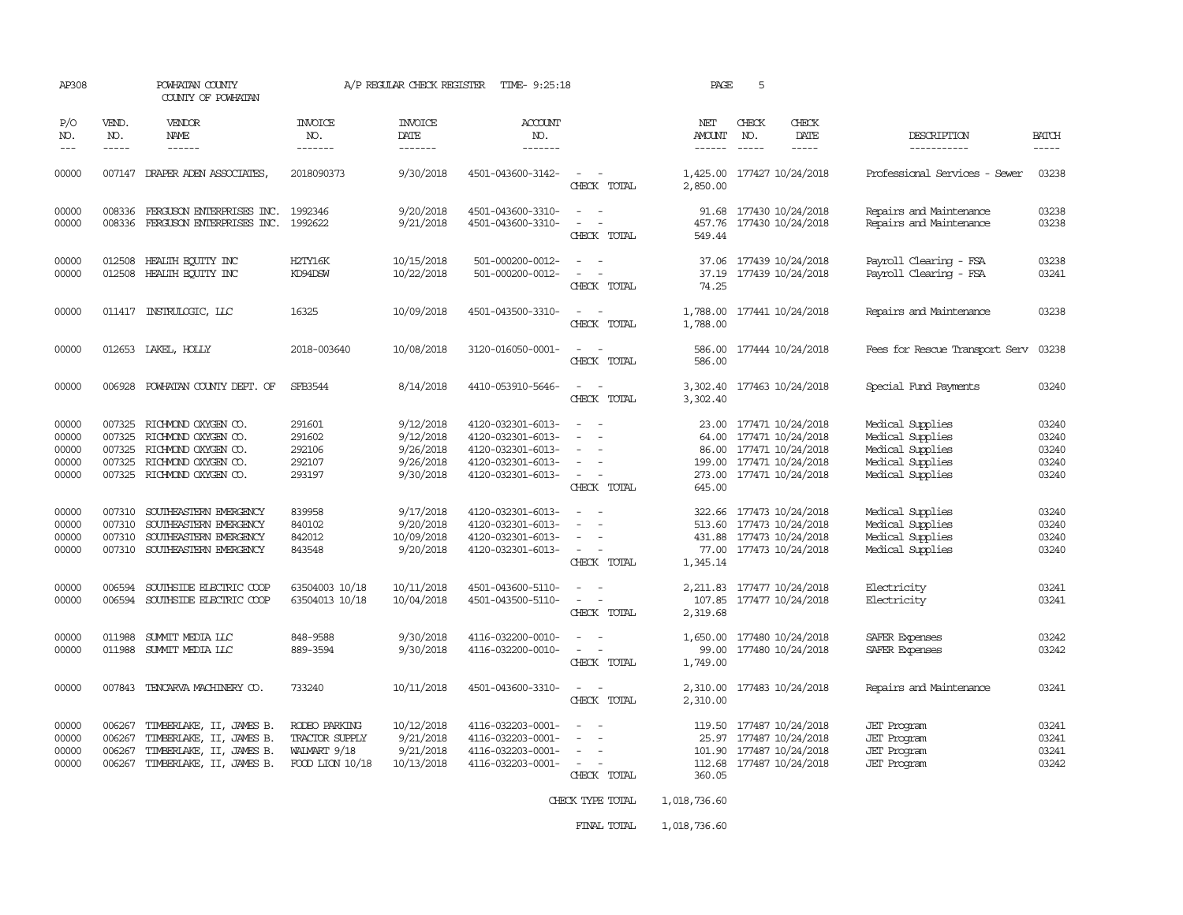AP308 POWHATAN COUNTY A/P REGULAR CHECK REGISTER TIME- 9:25:18

COUNTY OF POWHATAN

| P/O NO. | VEND. NO. | VENDOR NAME | INVOICE NO. | INVOICE DATE | ACCOUNT NO. | | NET AMOUNT | CHECK NO. | CHECK DATE | DESCRIPTION | BATCH |
|---|---|---|---|---|---|---|---|---|---|---|---|
| 00000 | 007147 | DRAPER ADEN ASSOCIATES, | 2018090373 | 9/30/2018 | 4501-043600-3142- | - - | 1,425.00 | 177427 | 10/24/2018 | Professional Services - Sewer | 03238 |
| | | | | | | CHECK TOTAL | 2,850.00 | | | | |
| 00000 | 008336 | FERGUSON ENTERPRISES INC. | 1992346 | 9/20/2018 | 4501-043600-3310- | - - | 91.68 | 177430 | 10/24/2018 | Repairs and Maintenance | 03238 |
| 00000 | 008336 | FERGUSON ENTERPRISES INC. | 1992622 | 9/21/2018 | 4501-043600-3310- | - - | 457.76 | 177430 | 10/24/2018 | Repairs and Maintenance | 03238 |
| | | | | | | CHECK TOTAL | 549.44 | | | | |
| 00000 | 012508 | HEALTH EQUITY INC | H2TY16K | 10/15/2018 | 501-000200-0012- | - - | 37.06 | 177439 | 10/24/2018 | Payroll Clearing - FSA | 03238 |
| 00000 | 012508 | HEALTH EQUITY INC | KD94DSW | 10/22/2018 | 501-000200-0012- | - - | 37.19 | 177439 | 10/24/2018 | Payroll Clearing - FSA | 03241 |
| | | | | | | CHECK TOTAL | 74.25 | | | | |
| 00000 | 011417 | INSTRULOGIC, LLC | 16325 | 10/09/2018 | 4501-043500-3310- | - - | 1,788.00 | 177441 | 10/24/2018 | Repairs and Maintenance | 03238 |
| | | | | | | CHECK TOTAL | 1,788.00 | | | | |
| 00000 | 012653 | LAKEL, HOLLY | 2018-003640 | 10/08/2018 | 3120-016050-0001- | - - | 586.00 | 177444 | 10/24/2018 | Fees for Rescue Transport Serv | 03238 |
| | | | | | | CHECK TOTAL | 586.00 | | | | |
| 00000 | 006928 | POWHATAN COUNTY DEPT. OF | SFB3544 | 8/14/2018 | 4410-053910-5646- | - - | 3,302.40 | 177463 | 10/24/2018 | Special Fund Payments | 03240 |
| | | | | | | CHECK TOTAL | 3,302.40 | | | | |
| 00000 | 007325 | RICHMOND OXYGEN CO. | 291601 | 9/12/2018 | 4120-032301-6013- | - - | 23.00 | 177471 | 10/24/2018 | Medical Supplies | 03240 |
| 00000 | 007325 | RICHMOND OXYGEN CO. | 291602 | 9/12/2018 | 4120-032301-6013- | - - | 64.00 | 177471 | 10/24/2018 | Medical Supplies | 03240 |
| 00000 | 007325 | RICHMOND OXYGEN CO. | 292106 | 9/26/2018 | 4120-032301-6013- | - - | 86.00 | 177471 | 10/24/2018 | Medical Supplies | 03240 |
| 00000 | 007325 | RICHMOND OXYGEN CO. | 292107 | 9/26/2018 | 4120-032301-6013- | - - | 199.00 | 177471 | 10/24/2018 | Medical Supplies | 03240 |
| 00000 | 007325 | RICHMOND OXYGEN CO. | 293197 | 9/30/2018 | 4120-032301-6013- | - - | 273.00 | 177471 | 10/24/2018 | Medical Supplies | 03240 |
| | | | | | | CHECK TOTAL | 645.00 | | | | |
| 00000 | 007310 | SOUTHEASTERN EMERGENCY | 839958 | 9/17/2018 | 4120-032301-6013- | - - | 322.66 | 177473 | 10/24/2018 | Medical Supplies | 03240 |
| 00000 | 007310 | SOUTHEASTERN EMERGENCY | 840102 | 9/20/2018 | 4120-032301-6013- | - - | 513.60 | 177473 | 10/24/2018 | Medical Supplies | 03240 |
| 00000 | 007310 | SOUTHEASTERN EMERGENCY | 842012 | 10/09/2018 | 4120-032301-6013- | - - | 431.88 | 177473 | 10/24/2018 | Medical Supplies | 03240 |
| 00000 | 007310 | SOUTHEASTERN EMERGENCY | 843548 | 9/20/2018 | 4120-032301-6013- | - - | 77.00 | 177473 | 10/24/2018 | Medical Supplies | 03240 |
| | | | | | | CHECK TOTAL | 1,345.14 | | | | |
| 00000 | 006594 | SOUTHSIDE ELECTRIC COOP | 63504003 10/18 | 10/11/2018 | 4501-043600-5110- | - - | 2,211.83 | 177477 | 10/24/2018 | Electricity | 03241 |
| 00000 | 006594 | SOUTHSIDE ELECTRIC COOP | 63504013 10/18 | 10/04/2018 | 4501-043500-5110- | - - | 107.85 | 177477 | 10/24/2018 | Electricity | 03241 |
| | | | | | | CHECK TOTAL | 2,319.68 | | | | |
| 00000 | 011988 | SUMMIT MEDIA LLC | 848-9588 | 9/30/2018 | 4116-032200-0010- | - - | 1,650.00 | 177480 | 10/24/2018 | SAFER Expenses | 03242 |
| 00000 | 011988 | SUMMIT MEDIA LLC | 889-3594 | 9/30/2018 | 4116-032200-0010- | - - | 99.00 | 177480 | 10/24/2018 | SAFER Expenses | 03242 |
| | | | | | | CHECK TOTAL | 1,749.00 | | | | |
| 00000 | 007843 | TENCARVA MACHINERY CO. | 733240 | 10/11/2018 | 4501-043600-3310- | - - | 2,310.00 | 177483 | 10/24/2018 | Repairs and Maintenance | 03241 |
| | | | | | | CHECK TOTAL | 2,310.00 | | | | |
| 00000 | 006267 | TIMBERLAKE, II, JAMES B. | RODEO PARKING | 10/12/2018 | 4116-032203-0001- | - - | 119.50 | 177487 | 10/24/2018 | JET Program | 03241 |
| 00000 | 006267 | TIMBERLAKE, II, JAMES B. | TRACTOR SUPPLY | 9/21/2018 | 4116-032203-0001- | - - | 25.97 | 177487 | 10/24/2018 | JET Program | 03241 |
| 00000 | 006267 | TIMBERLAKE, II, JAMES B. | WALMART 9/18 | 9/21/2018 | 4116-032203-0001- | - - | 101.90 | 177487 | 10/24/2018 | JET Program | 03241 |
| 00000 | 006267 | TIMBERLAKE, II, JAMES B. | FOOD LION 10/18 | 10/13/2018 | 4116-032203-0001- | - - | 112.68 | 177487 | 10/24/2018 | JET Program | 03242 |
| | | | | | | CHECK TOTAL | 360.05 | | | | |
| | | | | | | CHECK TYPE TOTAL | 1,018,736.60 | | | | |
| | | | | | | FINAL TOTAL | 1,018,736.60 | | | | |